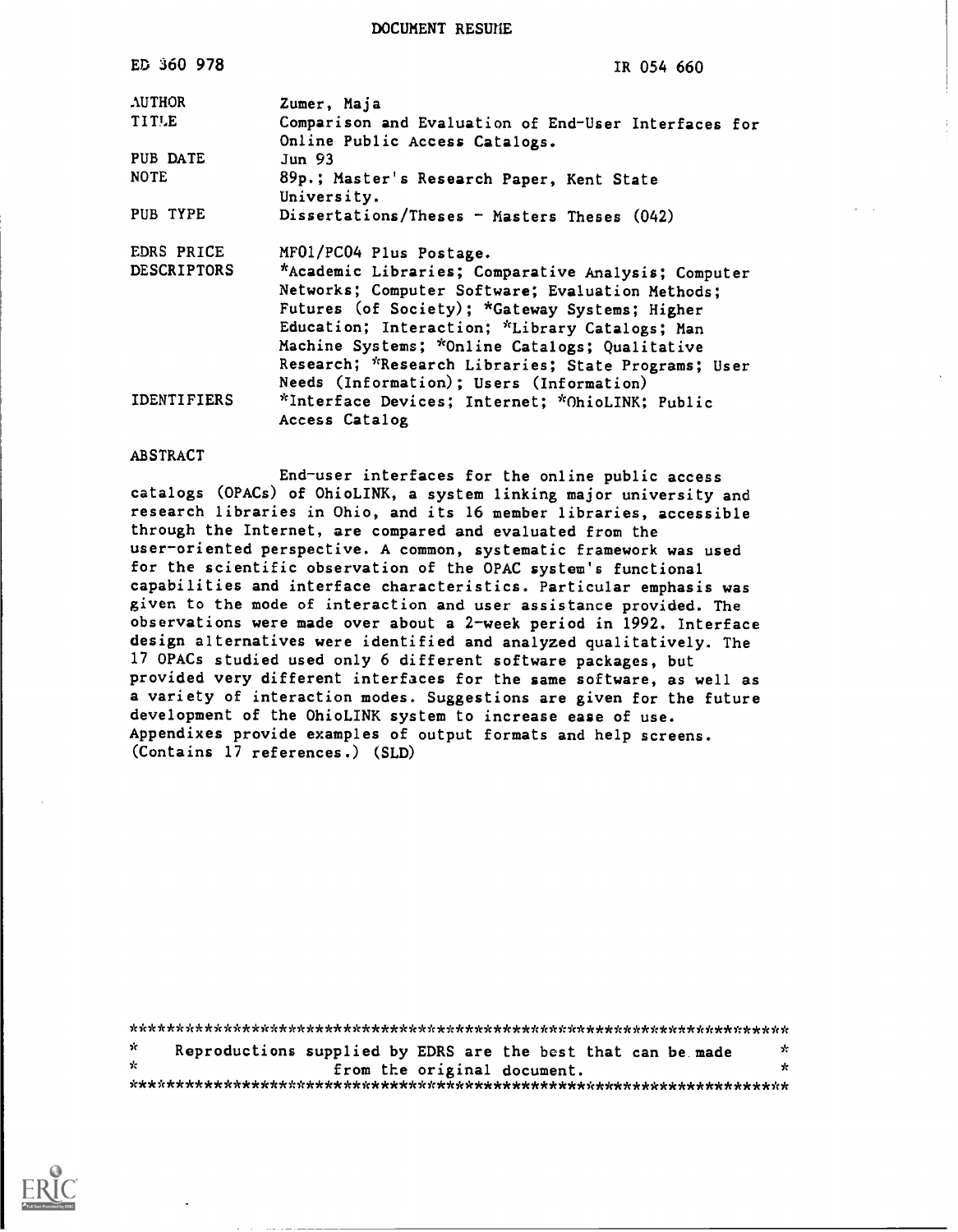DOCUMENT RESUME

| | |
|---|---|
| ED 360 978 | IR 054 660 |
| AUTHOR | Zumer, Maja |
| TITLE | Comparison and Evaluation of End-User Interfaces for Online Public Access Catalogs. |
| PUB DATE | Jun 93 |
| NOTE | 89p.; Master's Research Paper, Kent State University. |
| PUB TYPE | Dissertations/Theses - Masters Theses (042) |
| EDRS PRICE | MF01/PC04 Plus Postage. |
| DESCRIPTORS | *Academic Libraries; Comparative Analysis; Computer Networks; Computer Software; Evaluation Methods; Futures (of Society); *Gateway Systems; Higher Education; Interaction; *Library Catalogs; Man Machine Systems; *Online Catalogs; Qualitative Research; *Research Libraries; State Programs; User Needs (Information); Users (Information) |
| IDENTIFIERS | *Interface Devices; Internet; *OhioLINK; Public Access Catalog |

ABSTRACT

End-user interfaces for the online public access catalogs (OPACs) of OhioLINK, a system linking major university and research libraries in Ohio, and its 16 member libraries, accessible through the Internet, are compared and evaluated from the user-oriented perspective. A common, systematic framework was used for the scientific observation of the OPAC system's functional capabilities and interface characteristics. Particular emphasis was given to the mode of interaction and user assistance provided. The observations were made over about a 2-week period in 1992. Interface design alternatives were identified and analyzed qualitatively. The 17 OPACs studied used only 6 different software packages, but provided very different interfaces for the same software, as well as a variety of interaction modes. Suggestions are given for the future development of the OhioLINK system to increase ease of use. Appendixes provide examples of output formats and help screens. (Contains 17 references.) (SLD)

***********************************************************************
* Reproductions supplied by EDRS are the best that can be made *
* from the original document. *
***********************************************************************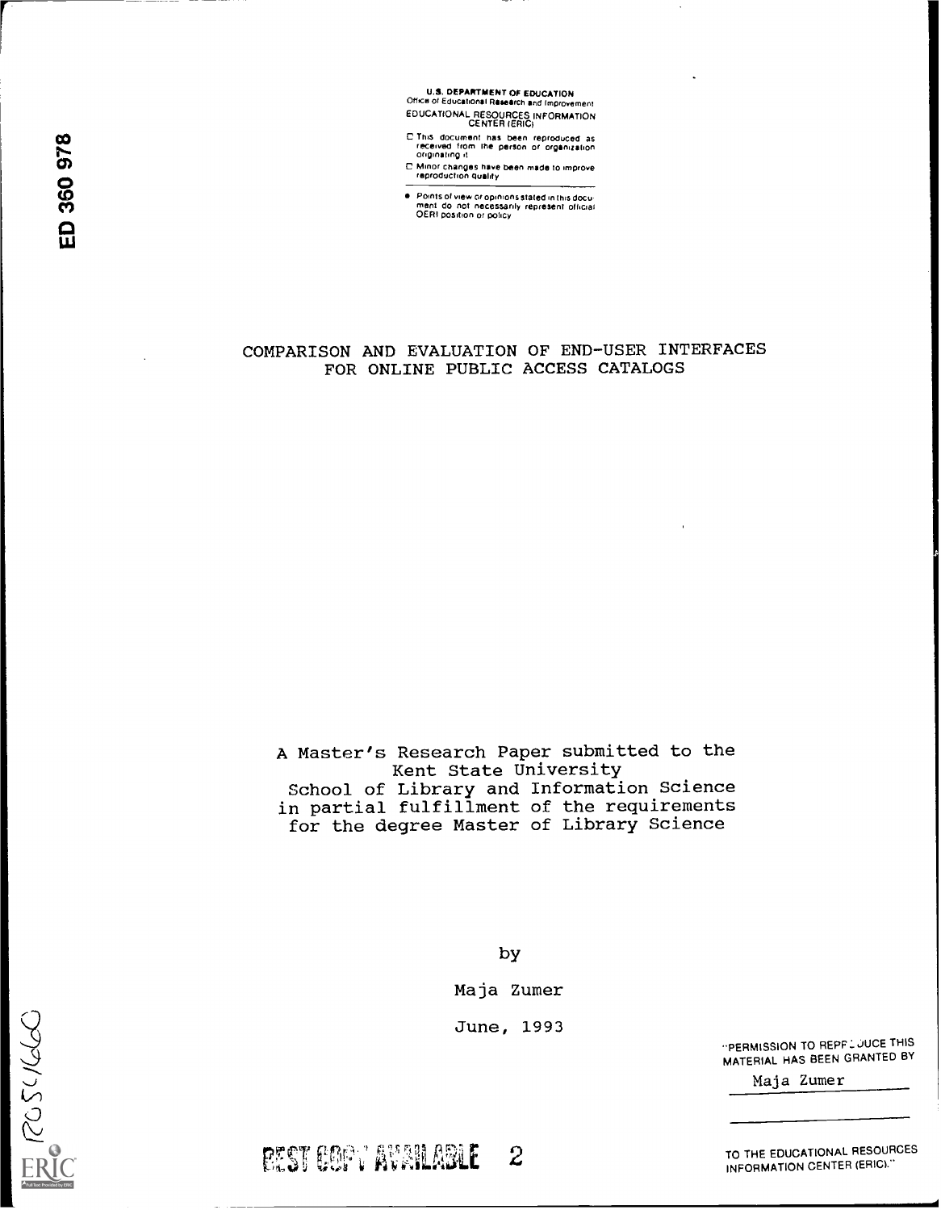U.S. DEPARTMENT OF EDUCATION
Office of Educational Research and Improvement
EDUCATIONAL RESOURCES INFORMATION CENTER (ERIC)

- This document has been reproduced as received from the person or organization originating it
- Minor changes have been made to improve reproduction quality
- Points of view or opinions stated in this document do not necessarily represent official OERI position or policy

ED 360 978

# COMPARISON AND EVALUATION OF END-USER INTERFACES FOR ONLINE PUBLIC ACCESS CATALOGS

A Master's Research Paper submitted to the
Kent State University
School of Library and Information Science
in partial fulfillment of the requirements
for the degree Master of Library Science

by

Maja Zumer

June, 1993

"PERMISSION TO REPRODUCE THIS MATERIAL HAS BEEN GRANTED BY

Maja Zumer

TO THE EDUCATIONAL RESOURCES INFORMATION CENTER (ERIC)."

BEST COPY AVAILABLE

IR054660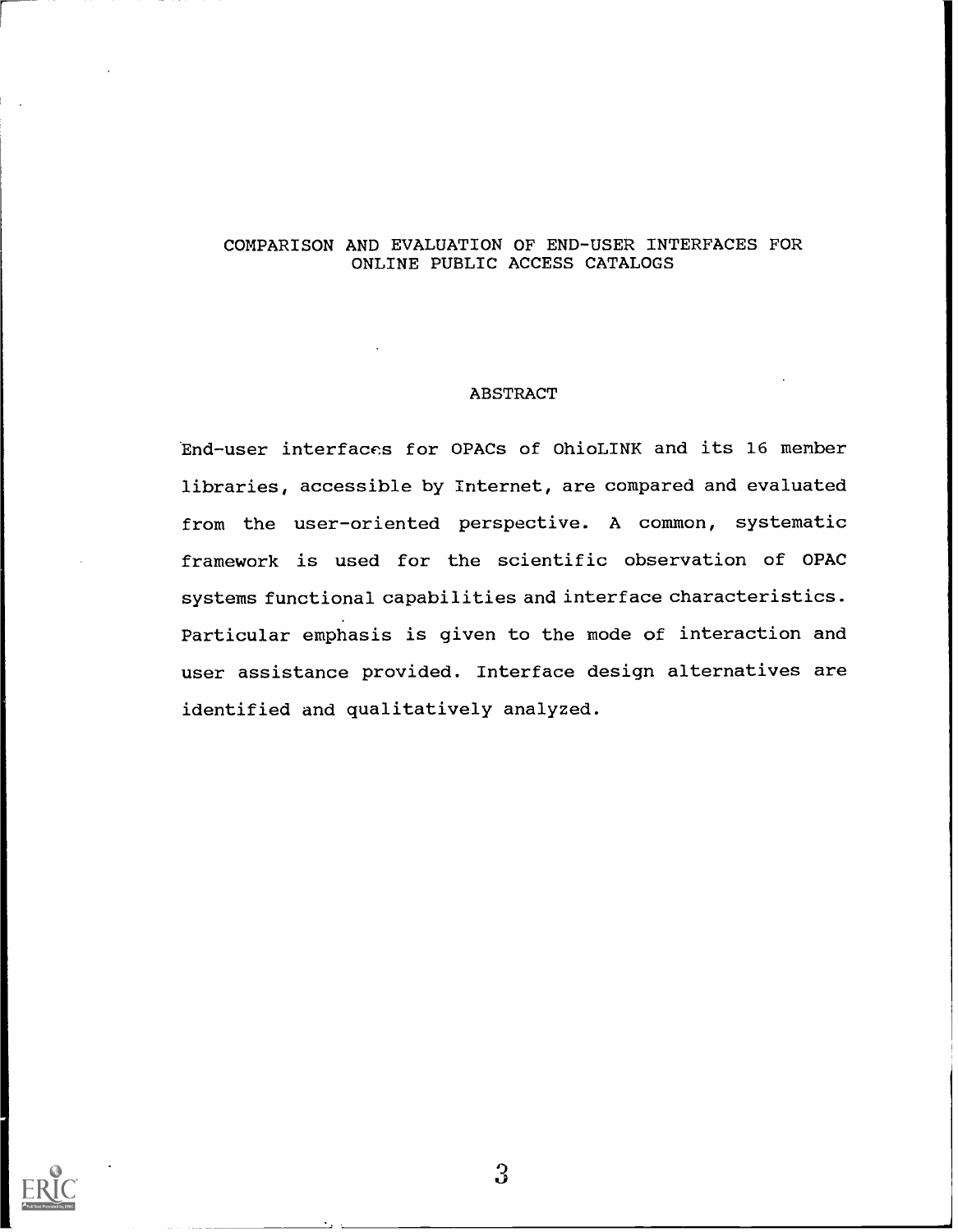# COMPARISON AND EVALUATION OF END-USER INTERFACES FOR ONLINE PUBLIC ACCESS CATALOGS

## ABSTRACT

End-user interfaces for OPACs of OhioLINK and its 16 member libraries, accessible by Internet, are compared and evaluated from the user-oriented perspective. A common, systematic framework is used for the scientific observation of OPAC systems functional capabilities and interface characteristics. Particular emphasis is given to the mode of interaction and user assistance provided. Interface design alternatives are identified and qualitatively analyzed.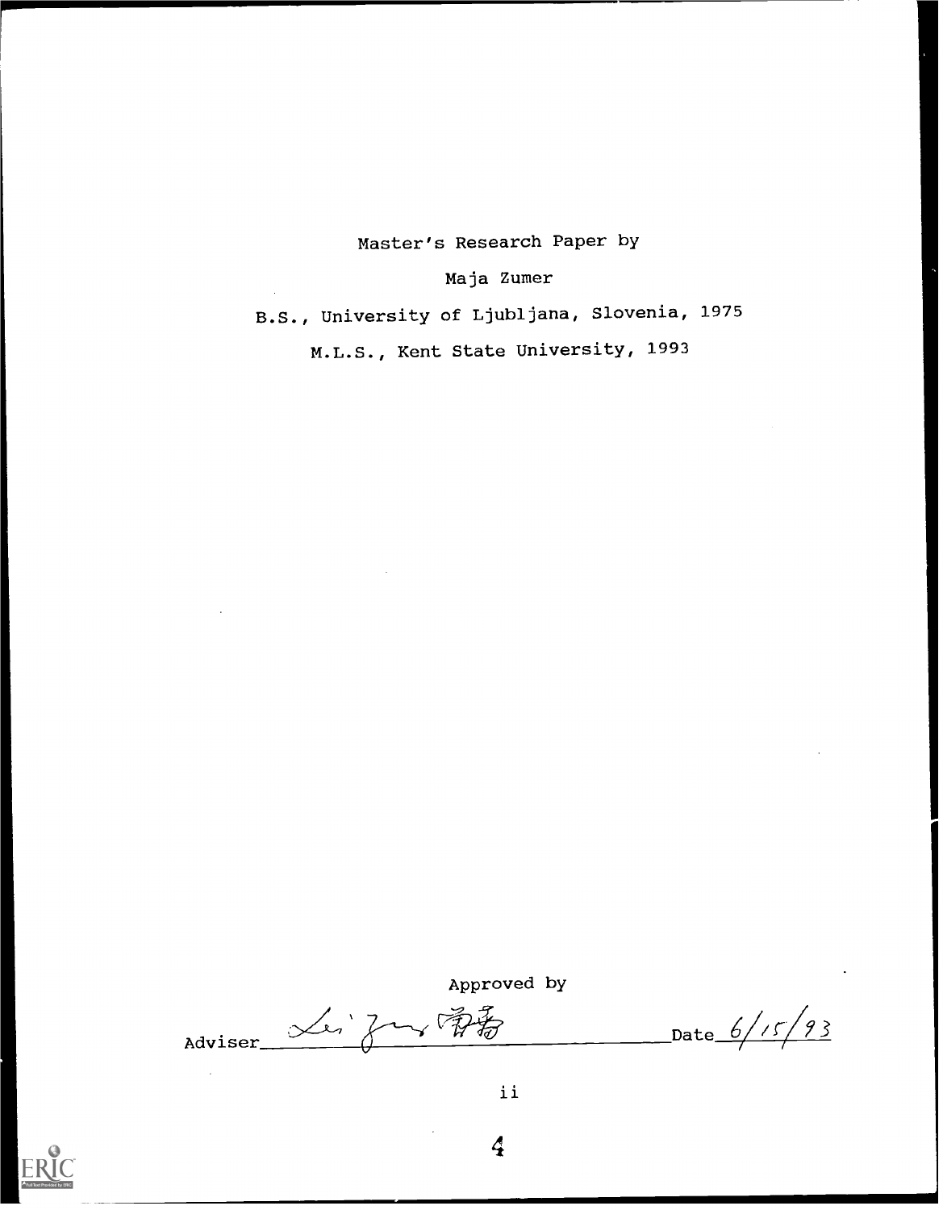Master's Research Paper by

Maja Zumer

B.S., University of Ljubljana, Slovenia, 1975

M.L.S., Kent State University, 1993

Approved by

Adviser Lei Zeng 曾蕾 Date 6/15/93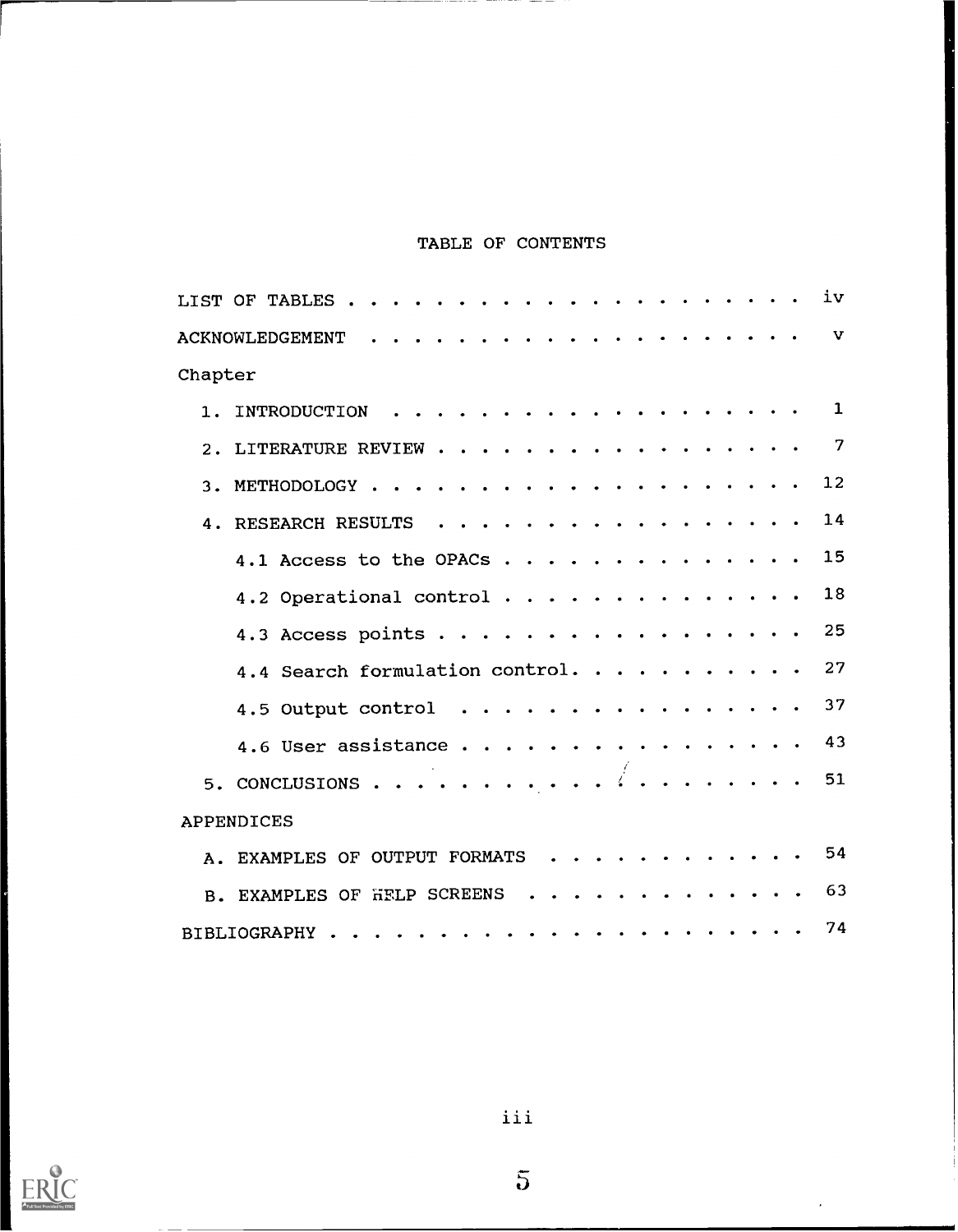# TABLE OF CONTENTS

LIST OF TABLES . . . . . . . . . . . . . . . . . . . . . . iv

ACKNOWLEDGEMENT . . . . . . . . . . . . . . . . . . . . . v

Chapter

1. INTRODUCTION . . . . . . . . . . . . . . . . . . . . 1
2. LITERATURE REVIEW . . . . . . . . . . . . . . . . . . 7
3. METHODOLOGY . . . . . . . . . . . . . . . . . . . . 12
4. RESEARCH RESULTS . . . . . . . . . . . . . . . . . 14
    - 4.1 Access to the OPACs . . . . . . . . . . . . . . 15
    - 4.2 Operational control . . . . . . . . . . . . . . 18
    - 4.3 Access points . . . . . . . . . . . . . . . . . 25
    - 4.4 Search formulation control. . . . . . . . . . . 27
    - 4.5 Output control . . . . . . . . . . . . . . . . 37
    - 4.6 User assistance . . . . . . . . . . . . . . . . 43
5. CONCLUSIONS . . . . . . . . . . . . . . . . . . . . 51

APPENDICES

A. EXAMPLES OF OUTPUT FORMATS . . . . . . . . . . . . 54

B. EXAMPLES OF HELP SCREENS . . . . . . . . . . . . . 63

BIBLIOGRAPHY . . . . . . . . . . . . . . . . . . . . . . 74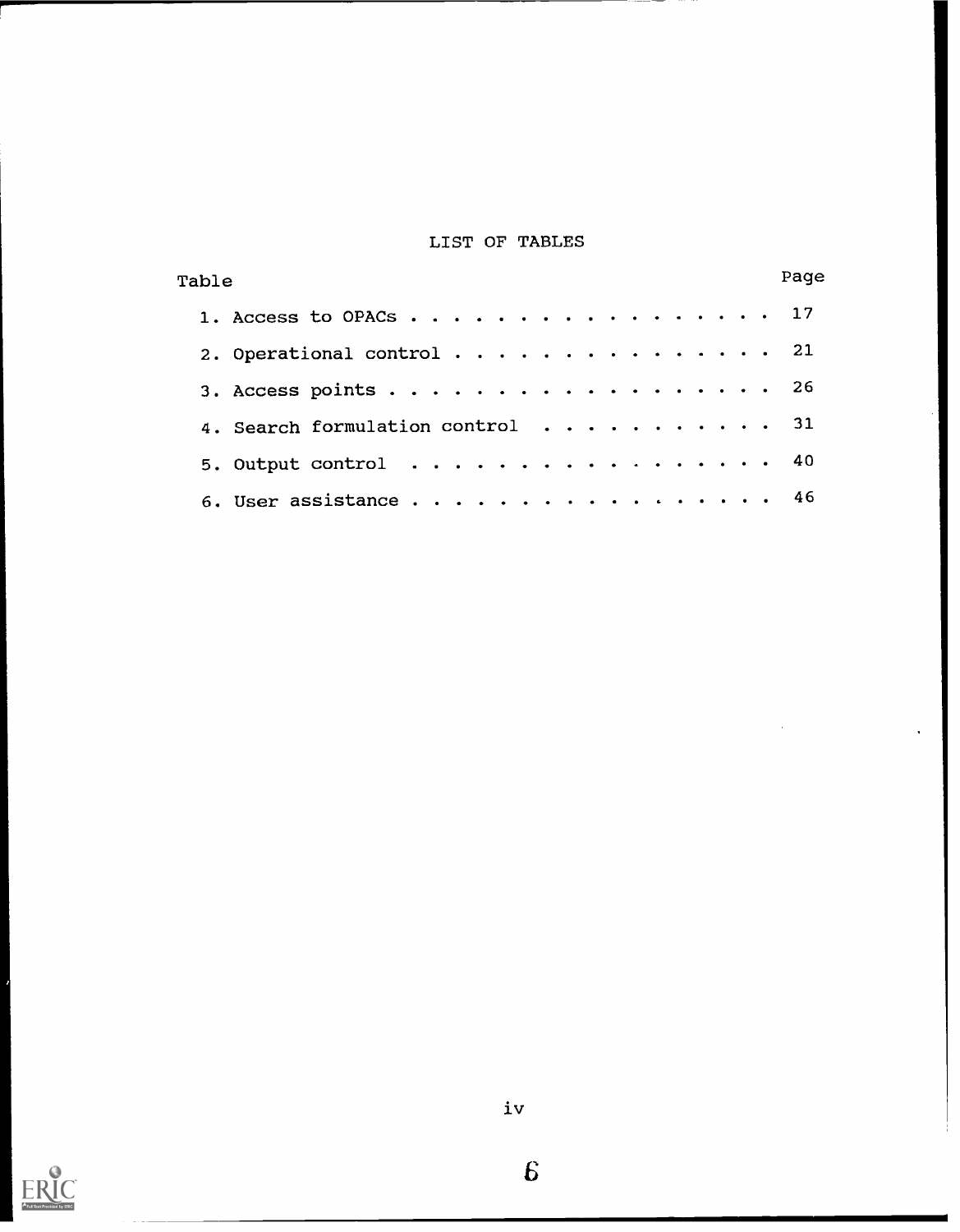# LIST OF TABLES

| Table | Page |
| --- | --- |
| 1. Access to OPACs | 17 |
| 2. Operational control | 21 |
| 3. Access points | 26 |
| 4. Search formulation control | 31 |
| 5. Output control | 40 |
| 6. User assistance | 46 |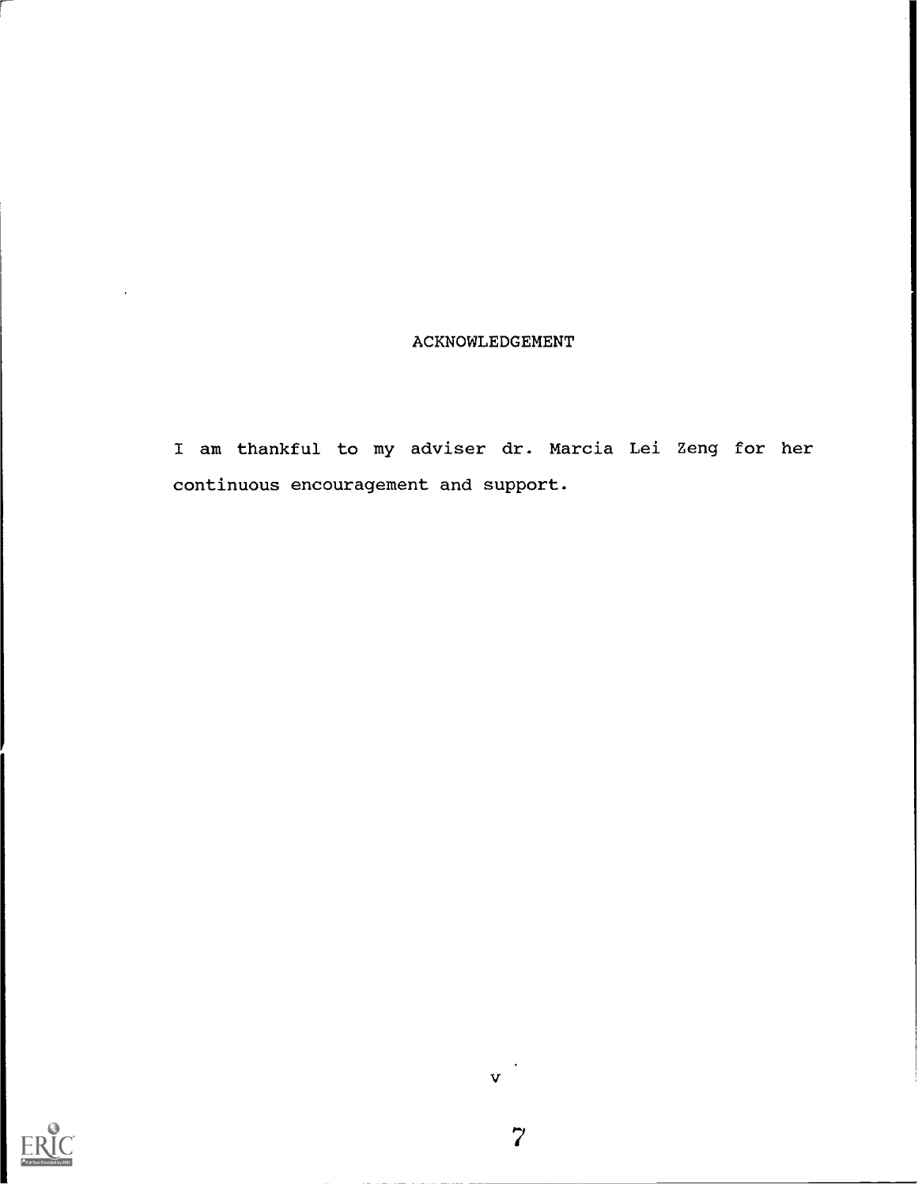# ACKNOWLEDGEMENT

I am thankful to my adviser dr. Marcia Lei Zeng for her continuous encouragement and support.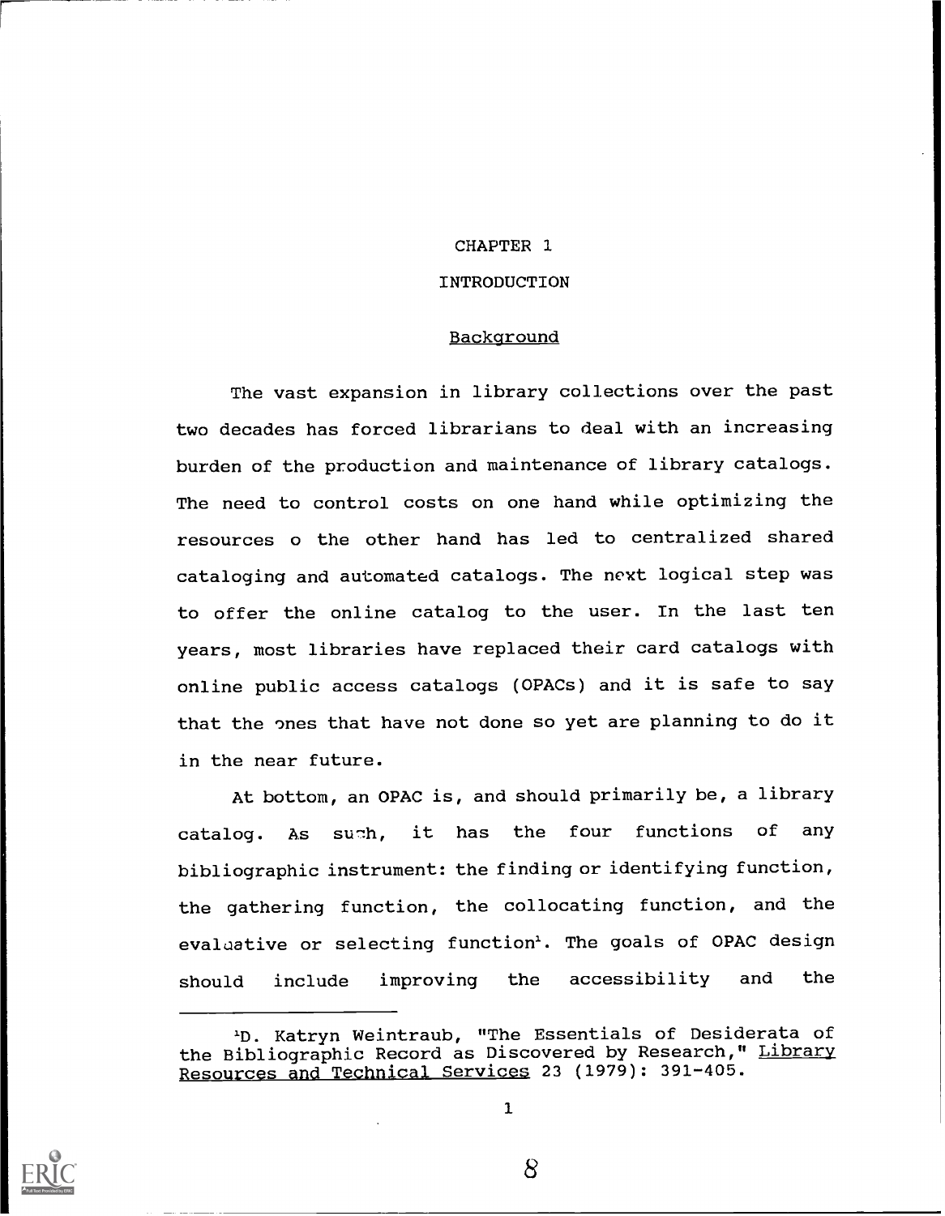# CHAPTER 1

# INTRODUCTION

## Background

The vast expansion in library collections over the past two decades has forced librarians to deal with an increasing burden of the production and maintenance of library catalogs. The need to control costs on one hand while optimizing the resources o the other hand has led to centralized shared cataloging and automated catalogs. The next logical step was to offer the online catalog to the user. In the last ten years, most libraries have replaced their card catalogs with online public access catalogs (OPACs) and it is safe to say that the ones that have not done so yet are planning to do it in the near future.

At bottom, an OPAC is, and should primarily be, a library catalog. As such, it has the four functions of any bibliographic instrument: the finding or identifying function, the gathering function, the collocating function, and the evaluative or selecting function[1]. The goals of OPAC design should include improving the accessibility and the

---

[1]D. Katryn Weintraub, "The Essentials of Desiderata of the Bibliographic Record as Discovered by Research," Library Resources and Technical Services 23 (1979): 391-405.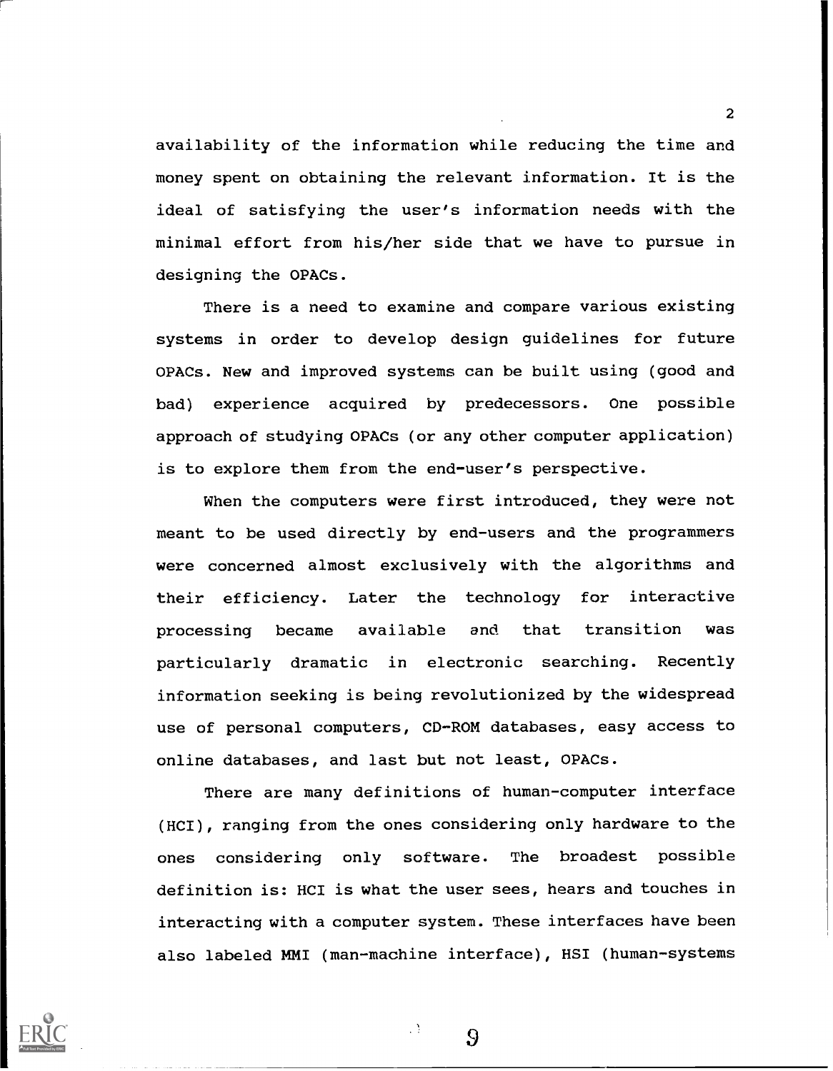availability of the information while reducing the time and money spent on obtaining the relevant information. It is the ideal of satisfying the user's information needs with the minimal effort from his/her side that we have to pursue in designing the OPACs.

There is a need to examine and compare various existing systems in order to develop design guidelines for future OPACs. New and improved systems can be built using (good and bad) experience acquired by predecessors. One possible approach of studying OPACs (or any other computer application) is to explore them from the end-user's perspective.

When the computers were first introduced, they were not meant to be used directly by end-users and the programmers were concerned almost exclusively with the algorithms and their efficiency. Later the technology for interactive processing became available and that transition was particularly dramatic in electronic searching. Recently information seeking is being revolutionized by the widespread use of personal computers, CD-ROM databases, easy access to online databases, and last but not least, OPACs.

There are many definitions of human-computer interface (HCI), ranging from the ones considering only hardware to the ones considering only software. The broadest possible definition is: HCI is what the user sees, hears and touches in interacting with a computer system. These interfaces have been also labeled MMI (man-machine interface), HSI (human-systems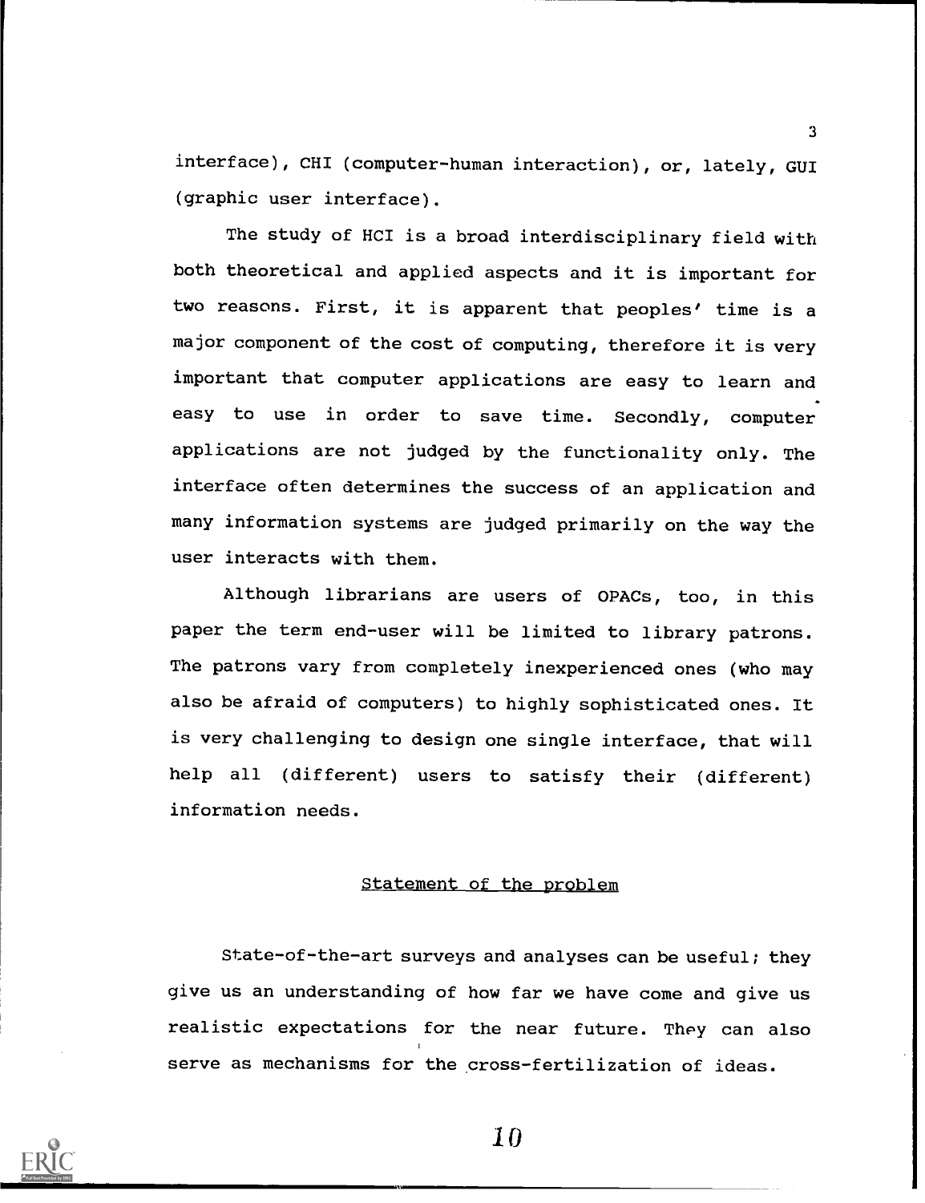interface), CHI (computer-human interaction), or, lately, GUI (graphic user interface).

The study of HCI is a broad interdisciplinary field with both theoretical and applied aspects and it is important for two reasons. First, it is apparent that peoples' time is a major component of the cost of computing, therefore it is very important that computer applications are easy to learn and easy to use in order to save time. Secondly, computer applications are not judged by the functionality only. The interface often determines the success of an application and many information systems are judged primarily on the way the user interacts with them.

Although librarians are users of OPACs, too, in this paper the term end-user will be limited to library patrons. The patrons vary from completely inexperienced ones (who may also be afraid of computers) to highly sophisticated ones. It is very challenging to design one single interface, that will help all (different) users to satisfy their (different) information needs.

## Statement of the problem

State-of-the-art surveys and analyses can be useful; they give us an understanding of how far we have come and give us realistic expectations for the near future. They can also serve as mechanisms for the cross-fertilization of ideas.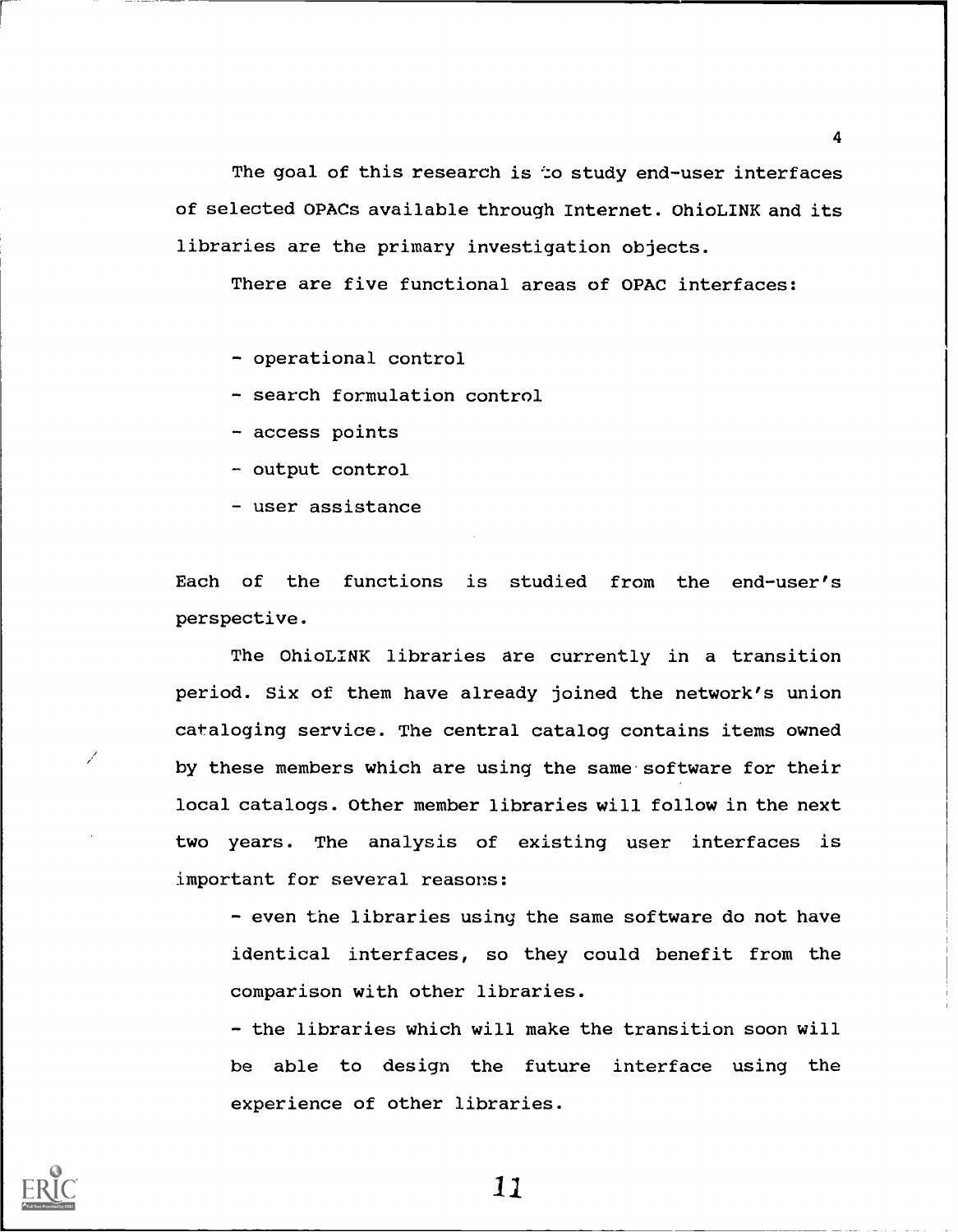The goal of this research is to study end-user interfaces of selected OPACs available through Internet. OhioLINK and its libraries are the primary investigation objects.

There are five functional areas of OPAC interfaces:

- operational control
- search formulation control
- access points
- output control
- user assistance

Each of the functions is studied from the end-user's perspective.

The OhioLINK libraries are currently in a transition period. Six of them have already joined the network's union cataloging service. The central catalog contains items owned by these members which are using the same software for their local catalogs. Other member libraries will follow in the next two years. The analysis of existing user interfaces is important for several reasons:

- even the libraries using the same software do not have identical interfaces, so they could benefit from the comparison with other libraries.
- the libraries which will make the transition soon will be able to design the future interface using the experience of other libraries.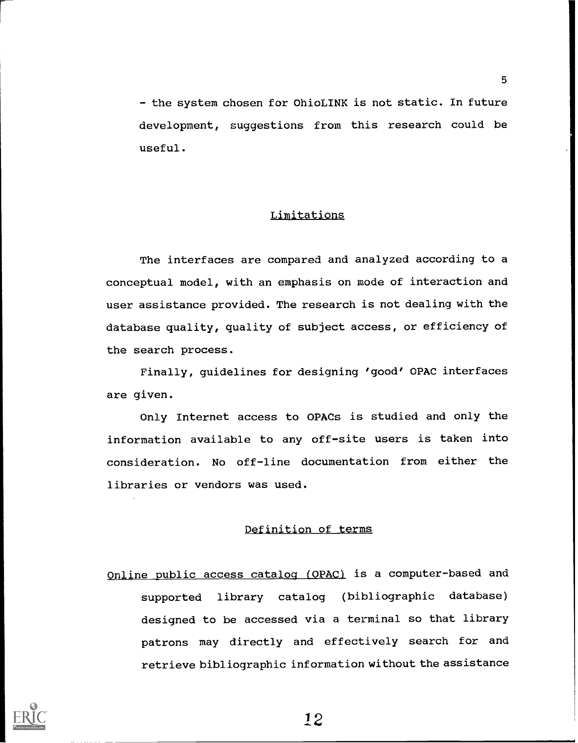- the system chosen for OhioLINK is not static. In future development, suggestions from this research could be useful.

## Limitations

The interfaces are compared and analyzed according to a conceptual model, with an emphasis on mode of interaction and user assistance provided. The research is not dealing with the database quality, quality of subject access, or efficiency of the search process.

Finally, guidelines for designing 'good' OPAC interfaces are given.

Only Internet access to OPACs is studied and only the information available to any off-site users is taken into consideration. No off-line documentation from either the libraries or vendors was used.

## Definition of terms

Online public access catalog (OPAC) is a computer-based and supported library catalog (bibliographic database) designed to be accessed via a terminal so that library patrons may directly and effectively search for and retrieve bibliographic information without the assistance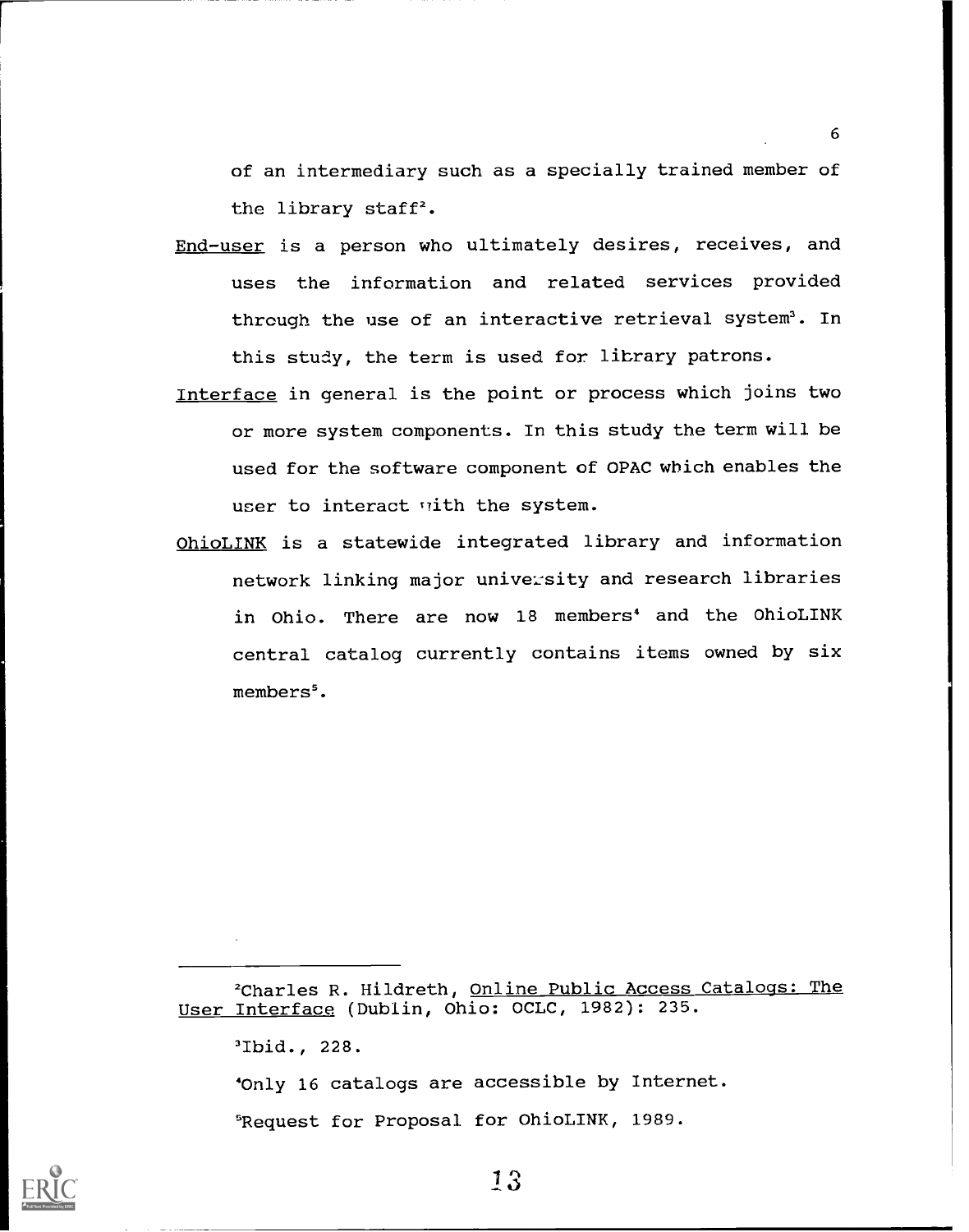of an intermediary such as a specially trained member of the library staff[2].

End-user is a person who ultimately desires, receives, and uses the information and related services provided through the use of an interactive retrieval system[3]. In this study, the term is used for library patrons.

Interface in general is the point or process which joins two or more system components. In this study the term will be used for the software component of OPAC which enables the user to interact with the system.

OhioLINK is a statewide integrated library and information network linking major university and research libraries in Ohio. There are now 18 members[4] and the OhioLINK central catalog currently contains items owned by six members[5].

---

[2]Charles R. Hildreth, Online Public Access Catalogs: The User Interface (Dublin, Ohio: OCLC, 1982): 235.

[3]Ibid., 228.

[4]Only 16 catalogs are accessible by Internet.

[5]Request for Proposal for OhioLINK, 1989.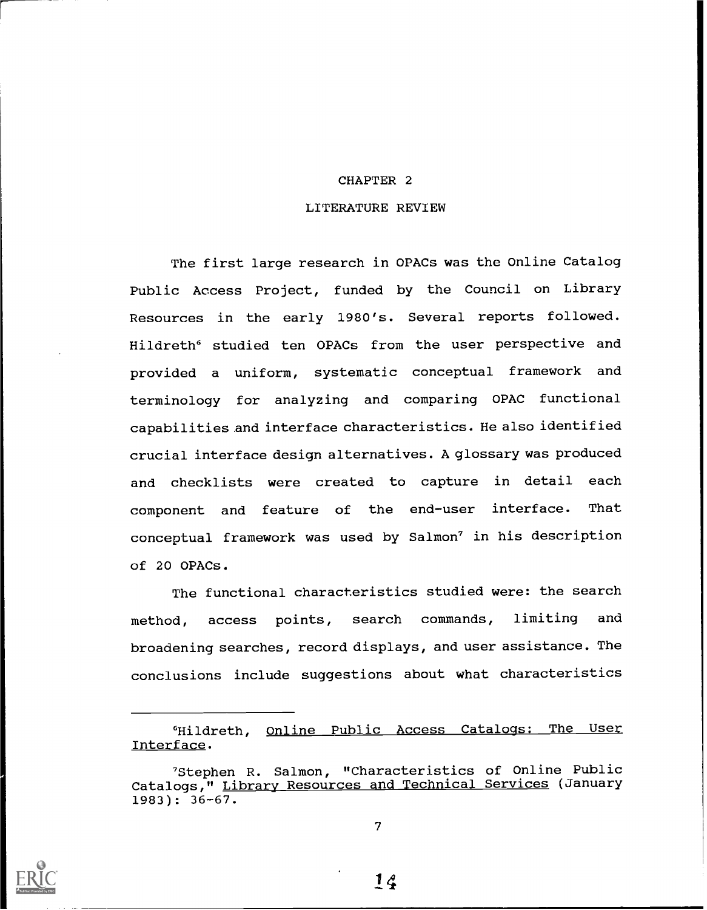# CHAPTER 2

## LITERATURE REVIEW

The first large research in OPACs was the Online Catalog Public Access Project, funded by the Council on Library Resources in the early 1980's. Several reports followed. Hildreth[6] studied ten OPACs from the user perspective and provided a uniform, systematic conceptual framework and terminology for analyzing and comparing OPAC functional capabilities and interface characteristics. He also identified crucial interface design alternatives. A glossary was produced and checklists were created to capture in detail each component and feature of the end-user interface. That conceptual framework was used by Salmon[7] in his description of 20 OPACs.

The functional characteristics studied were: the search method, access points, search commands, limiting and broadening searches, record displays, and user assistance. The conclusions include suggestions about what characteristics

---

[6]Hildreth, Online Public Access Catalogs: The User Interface.

[7]Stephen R. Salmon, "Characteristics of Online Public Catalogs," Library Resources and Technical Services (January 1983): 36-67.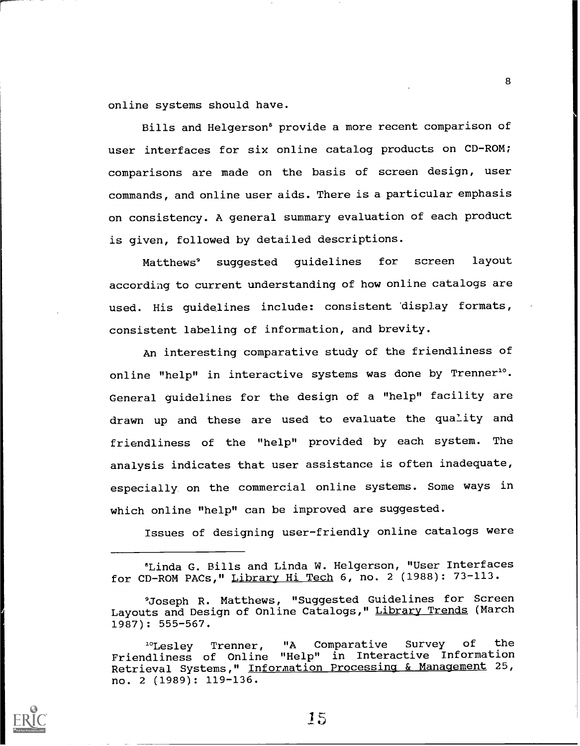online systems should have.

Bills and Helgerson[8] provide a more recent comparison of user interfaces for six online catalog products on CD-ROM; comparisons are made on the basis of screen design, user commands, and online user aids. There is a particular emphasis on consistency. A general summary evaluation of each product is given, followed by detailed descriptions.

Matthews[9] suggested guidelines for screen layout according to current understanding of how online catalogs are used. His guidelines include: consistent display formats, consistent labeling of information, and brevity.

An interesting comparative study of the friendliness of online "help" in interactive systems was done by Trenner[10]. General guidelines for the design of a "help" facility are drawn up and these are used to evaluate the quality and friendliness of the "help" provided by each system. The analysis indicates that user assistance is often inadequate, especially on the commercial online systems. Some ways in which online "help" can be improved are suggested.

Issues of designing user-friendly online catalogs were

---

[8] Linda G. Bills and Linda W. Helgerson, "User Interfaces for CD-ROM PACs," Library Hi Tech 6, no. 2 (1988): 73-113.

[9] Joseph R. Matthews, "Suggested Guidelines for Screen Layouts and Design of Online Catalogs," Library Trends (March 1987): 555-567.

[10] Lesley Trenner, "A Comparative Survey of the Friendliness of Online "Help" in Interactive Information Retrieval Systems," Information Processing & Management 25, no. 2 (1989): 119-136.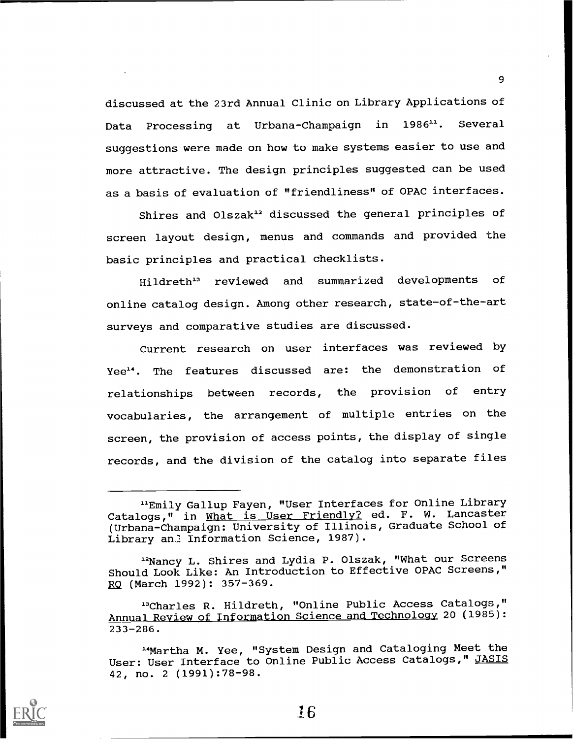discussed at the 23rd Annual Clinic on Library Applications of Data Processing at Urbana-Champaign in 1986[11]. Several suggestions were made on how to make systems easier to use and more attractive. The design principles suggested can be used as a basis of evaluation of "friendliness" of OPAC interfaces.

Shires and Olszak[12] discussed the general principles of screen layout design, menus and commands and provided the basic principles and practical checklists.

Hildreth[13] reviewed and summarized developments of online catalog design. Among other research, state-of-the-art surveys and comparative studies are discussed.

Current research on user interfaces was reviewed by Yee[14]. The features discussed are: the demonstration of relationships between records, the provision of entry vocabularies, the arrangement of multiple entries on the screen, the provision of access points, the display of single records, and the division of the catalog into separate files

---

[11]Emily Gallup Fayen, "User Interfaces for Online Library Catalogs," in What is User Friendly? ed. F. W. Lancaster (Urbana-Champaign: University of Illinois, Graduate School of Library and Information Science, 1987).

[12]Nancy L. Shires and Lydia P. Olszak, "What our Screens Should Look Like: An Introduction to Effective OPAC Screens," RQ (March 1992): 357-369.

[13]Charles R. Hildreth, "Online Public Access Catalogs," Annual Review of Information Science and Technology 20 (1985): 233-286.

[14]Martha M. Yee, "System Design and Cataloging Meet the User: User Interface to Online Public Access Catalogs," JASIS 42, no. 2 (1991):78-98.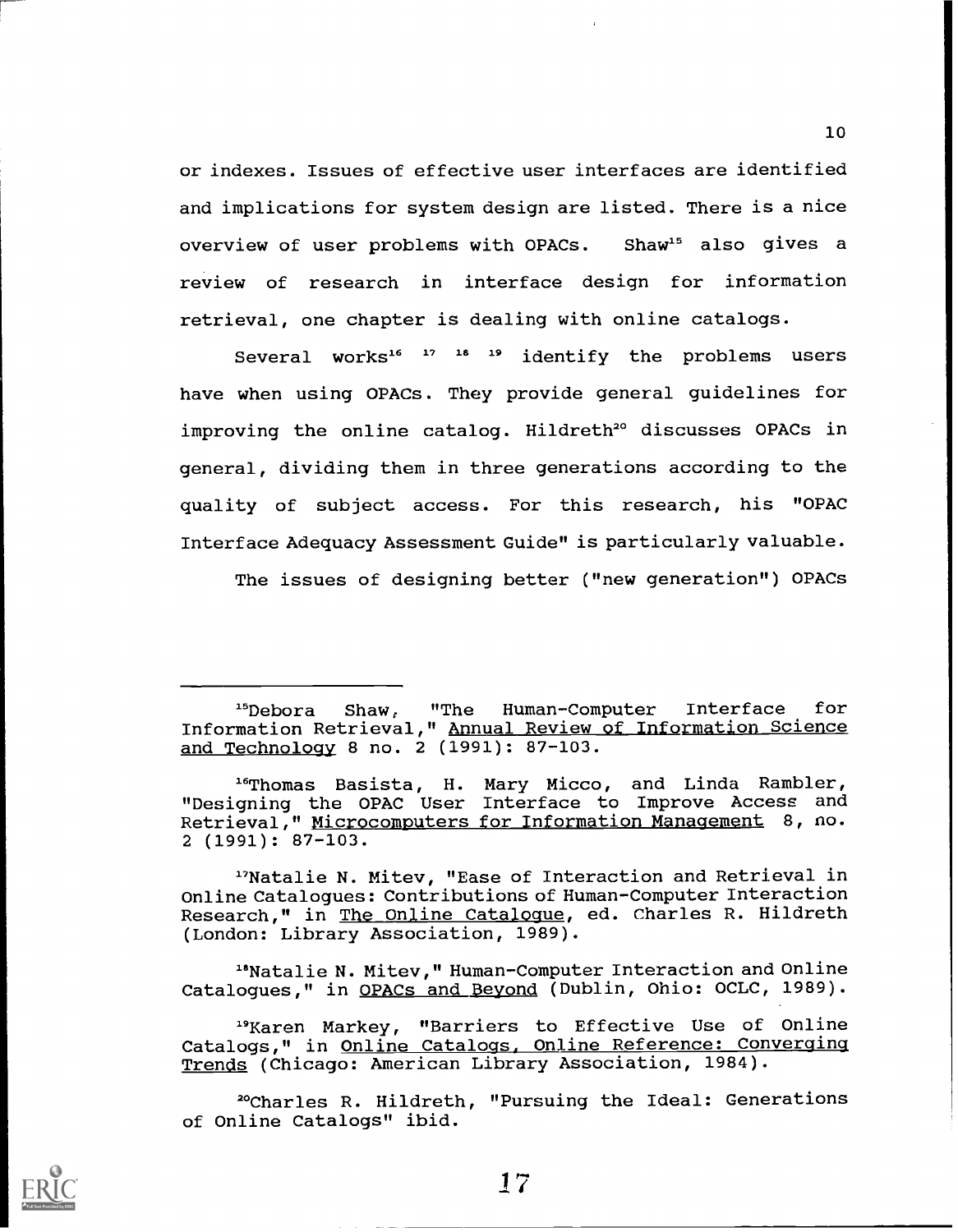or indexes. Issues of effective user interfaces are identified and implications for system design are listed. There is a nice overview of user problems with OPACs. Shaw[15] also gives a review of research in interface design for information retrieval, one chapter is dealing with online catalogs.

Several works[16] [17] [18] [19] identify the problems users have when using OPACs. They provide general guidelines for improving the online catalog. Hildreth[20] discusses OPACs in general, dividing them in three generations according to the quality of subject access. For this research, his "OPAC Interface Adequacy Assessment Guide" is particularly valuable.

The issues of designing better ("new generation") OPACs

---

[15]Debora Shaw, "The Human-Computer Interface for Information Retrieval," Annual Review of Information Science and Technology 8 no. 2 (1991): 87-103.

[16]Thomas Basista, H. Mary Micco, and Linda Rambler, "Designing the OPAC User Interface to Improve Access and Retrieval," Microcomputers for Information Management 8, no. 2 (1991): 87-103.

[17]Natalie N. Mitev, "Ease of Interaction and Retrieval in Online Catalogues: Contributions of Human-Computer Interaction Research," in The Online Catalogue, ed. Charles R. Hildreth (London: Library Association, 1989).

[18]Natalie N. Mitev," Human-Computer Interaction and Online Catalogues," in OPACs and Beyond (Dublin, Ohio: OCLC, 1989).

[19]Karen Markey, "Barriers to Effective Use of Online Catalogs," in Online Catalogs, Online Reference: Converging Trends (Chicago: American Library Association, 1984).

[20]Charles R. Hildreth, "Pursuing the Ideal: Generations of Online Catalogs" ibid.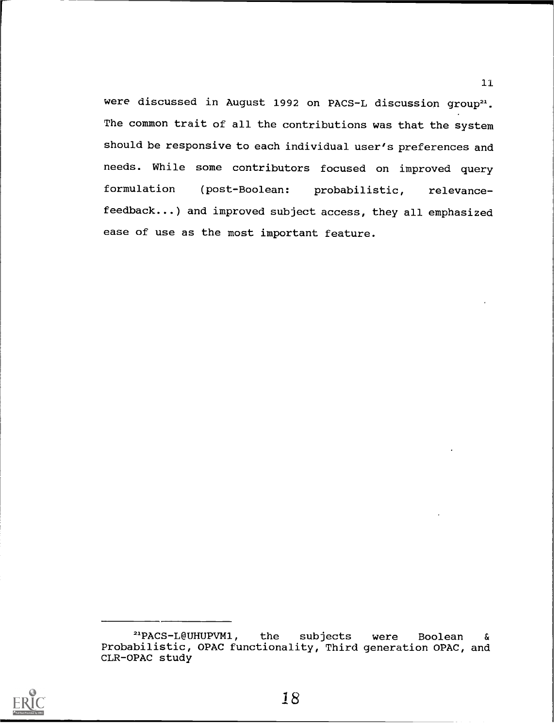were discussed in August 1992 on PACS-L discussion group[21]. The common trait of all the contributions was that the system should be responsive to each individual user's preferences and needs. While some contributors focused on improved query formulation (post-Boolean: probabilistic, relevance-feedback...) and improved subject access, they all emphasized ease of use as the most important feature.

---

[21]PACS-L@UHUPVM1, the subjects were Boolean & Probabilistic, OPAC functionality, Third generation OPAC, and CLR-OPAC study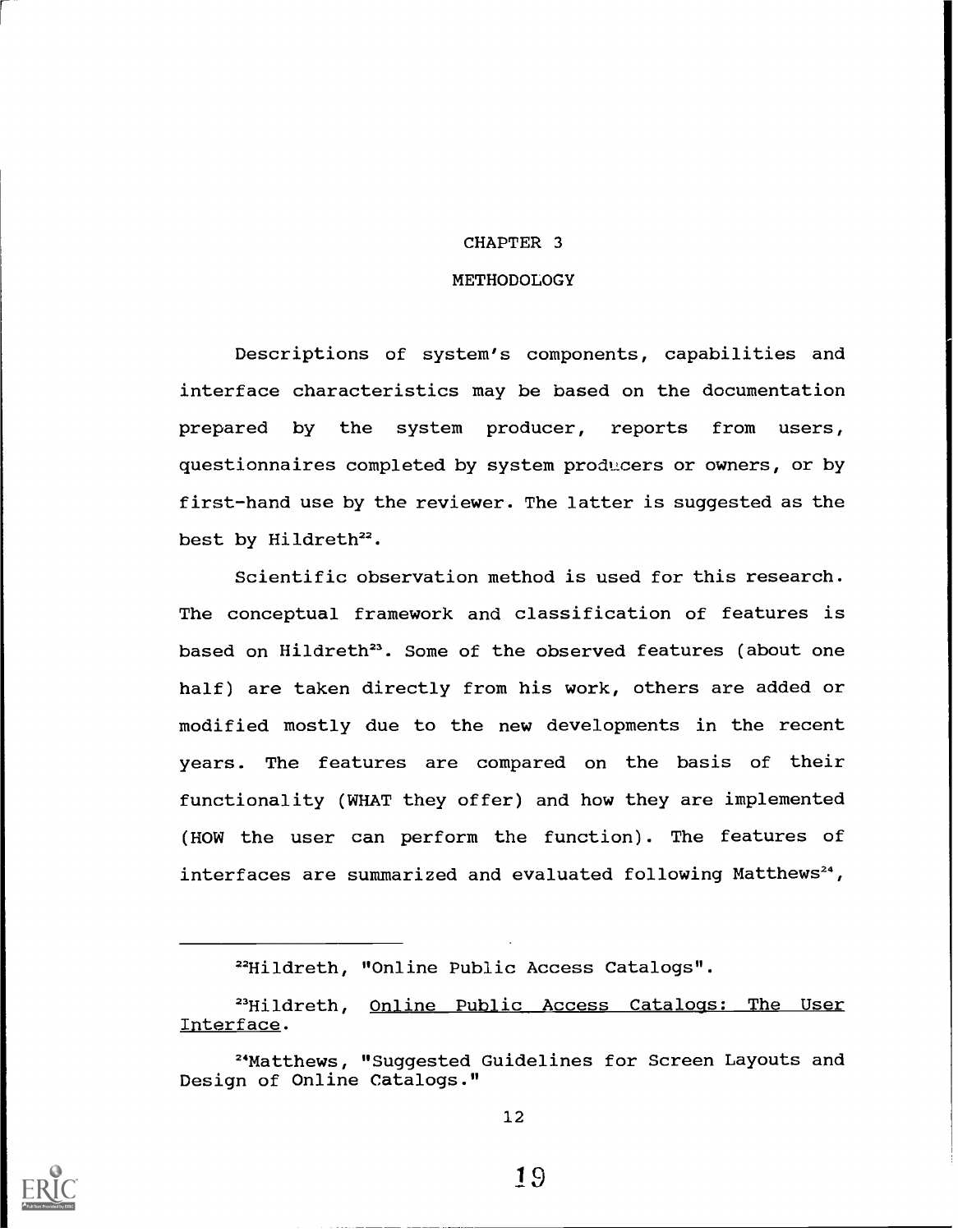# CHAPTER 3

## METHODOLOGY

Descriptions of system's components, capabilities and interface characteristics may be based on the documentation prepared by the system producer, reports from users, questionnaires completed by system producers or owners, or by first-hand use by the reviewer. The latter is suggested as the best by Hildreth[22].

Scientific observation method is used for this research. The conceptual framework and classification of features is based on Hildreth[23]. Some of the observed features (about one half) are taken directly from his work, others are added or modified mostly due to the new developments in the recent years. The features are compared on the basis of their functionality (WHAT they offer) and how they are implemented (HOW the user can perform the function). The features of interfaces are summarized and evaluated following Matthews[24],

---

[22]Hildreth, "Online Public Access Catalogs".

[23]Hildreth, Online Public Access Catalogs: The User Interface.

[24]Matthews, "Suggested Guidelines for Screen Layouts and Design of Online Catalogs."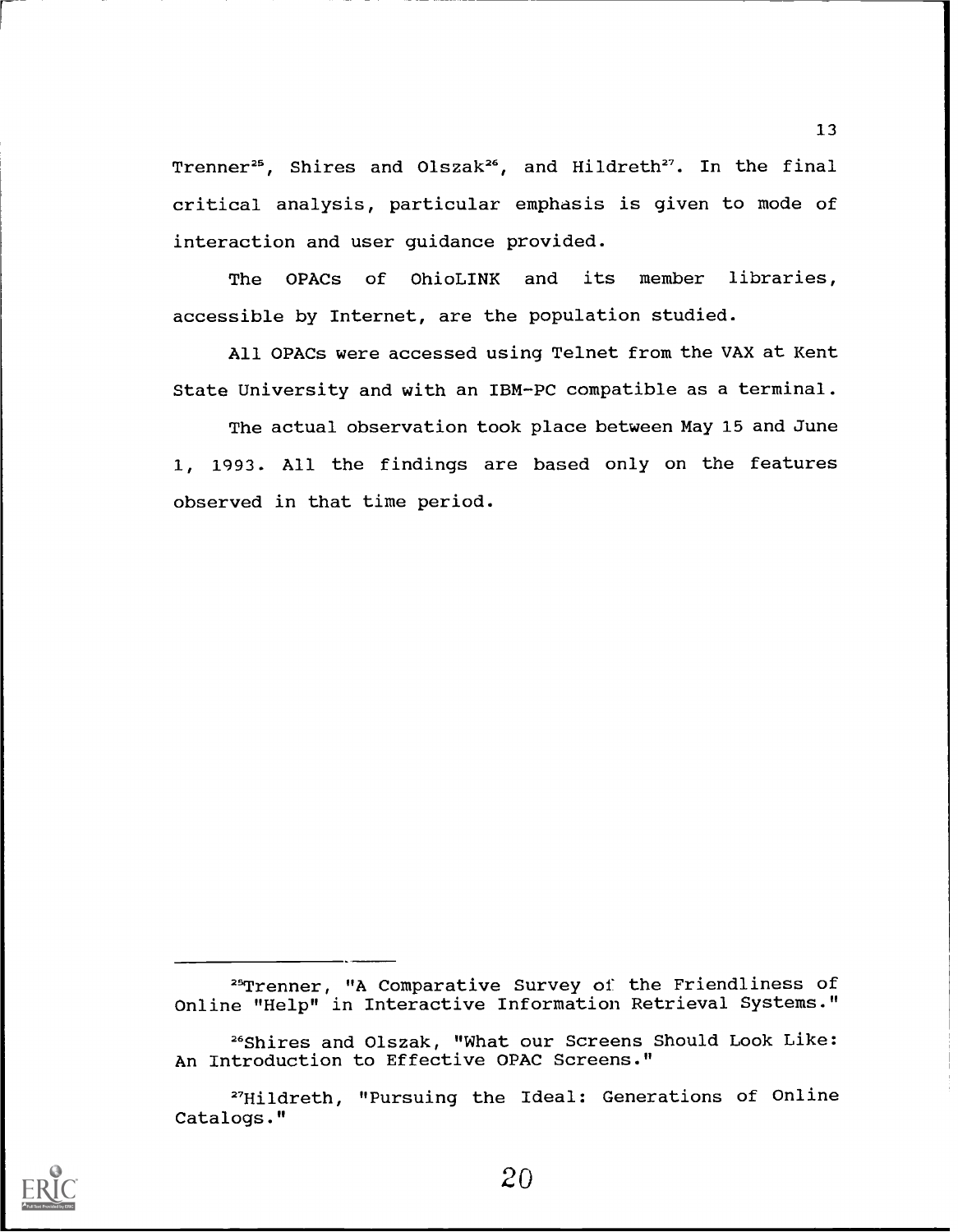Trenner[25], Shires and Olszak[26], and Hildreth[27]. In the final critical analysis, particular emphasis is given to mode of interaction and user guidance provided.

The OPACs of OhioLINK and its member libraries, accessible by Internet, are the population studied.

All OPACs were accessed using Telnet from the VAX at Kent State University and with an IBM-PC compatible as a terminal.

The actual observation took place between May 15 and June 1, 1993. All the findings are based only on the features observed in that time period.

---

[25]Trenner, "A Comparative Survey of the Friendliness of Online "Help" in Interactive Information Retrieval Systems."

[26]Shires and Olszak, "What our Screens Should Look Like: An Introduction to Effective OPAC Screens."

[27]Hildreth, "Pursuing the Ideal: Generations of Online Catalogs."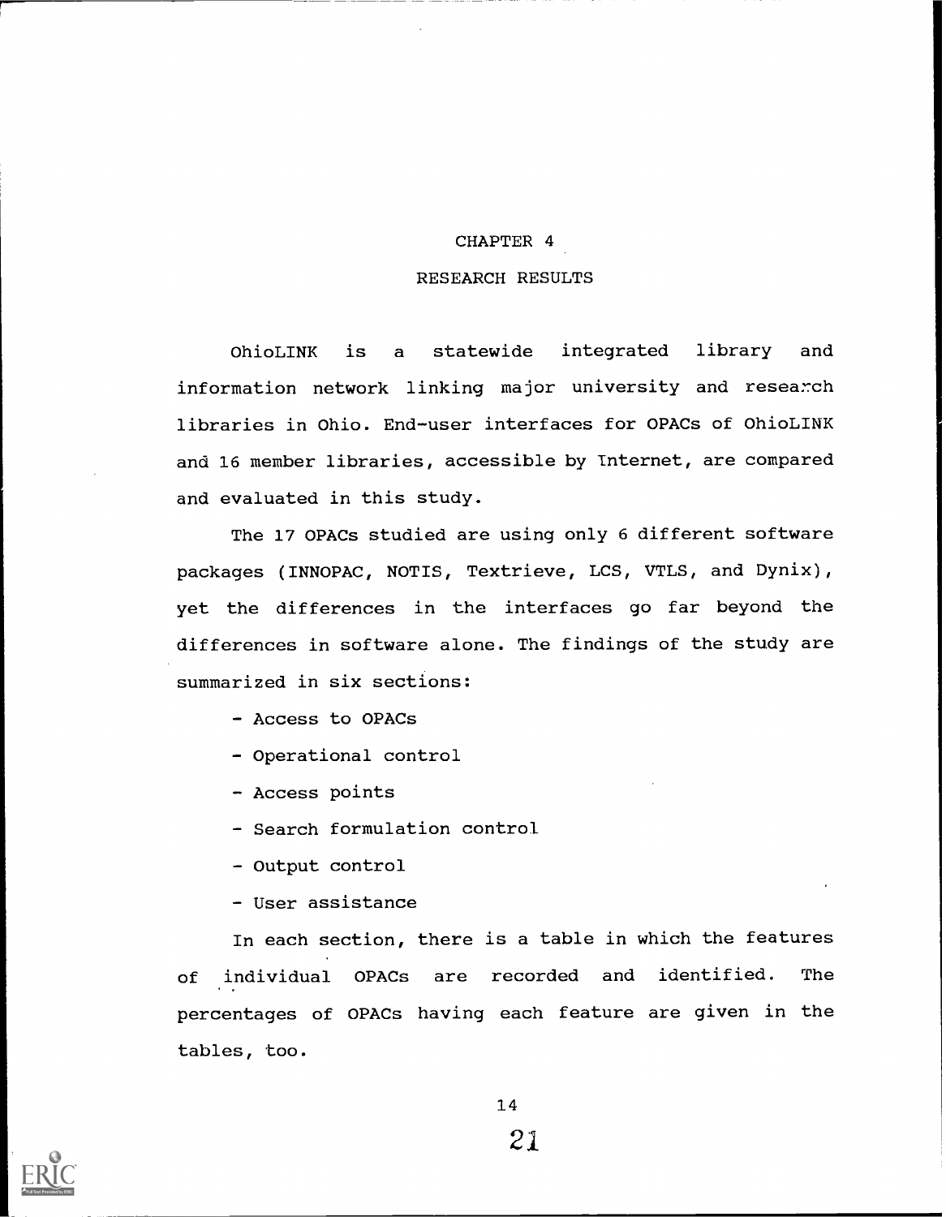# CHAPTER 4

# RESEARCH RESULTS

OhioLINK is a statewide integrated library and information network linking major university and research libraries in Ohio. End-user interfaces for OPACs of OhioLINK and 16 member libraries, accessible by Internet, are compared and evaluated in this study.

The 17 OPACs studied are using only 6 different software packages (INNOPAC, NOTIS, Textrieve, LCS, VTLS, and Dynix), yet the differences in the interfaces go far beyond the differences in software alone. The findings of the study are summarized in six sections:

- Access to OPACs
- Operational control
- Access points
- Search formulation control
- Output control
- User assistance

In each section, there is a table in which the features of individual OPACs are recorded and identified. The percentages of OPACs having each feature are given in the tables, too.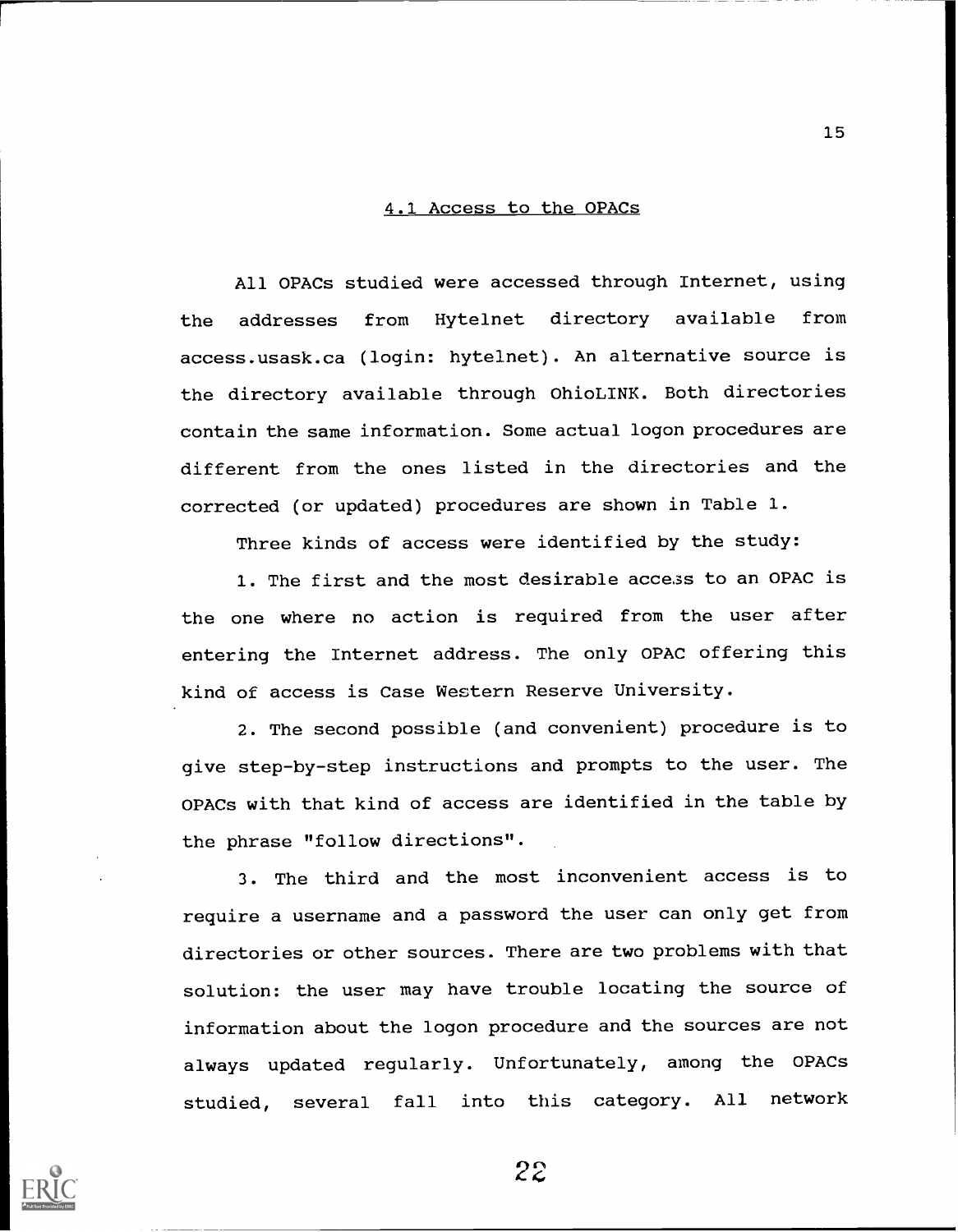## 4.1 Access to the OPACs

All OPACs studied were accessed through Internet, using the addresses from Hytelnet directory available from access.usask.ca (login: hytelnet). An alternative source is the directory available through OhioLINK. Both directories contain the same information. Some actual logon procedures are different from the ones listed in the directories and the corrected (or updated) procedures are shown in Table 1.

Three kinds of access were identified by the study:

1. The first and the most desirable access to an OPAC is the one where no action is required from the user after entering the Internet address. The only OPAC offering this kind of access is Case Western Reserve University.

2. The second possible (and convenient) procedure is to give step-by-step instructions and prompts to the user. The OPACs with that kind of access are identified in the table by the phrase "follow directions".

3. The third and the most inconvenient access is to require a username and a password the user can only get from directories or other sources. There are two problems with that solution: the user may have trouble locating the source of information about the logon procedure and the sources are not always updated regularly. Unfortunately, among the OPACs studied, several fall into this category. All network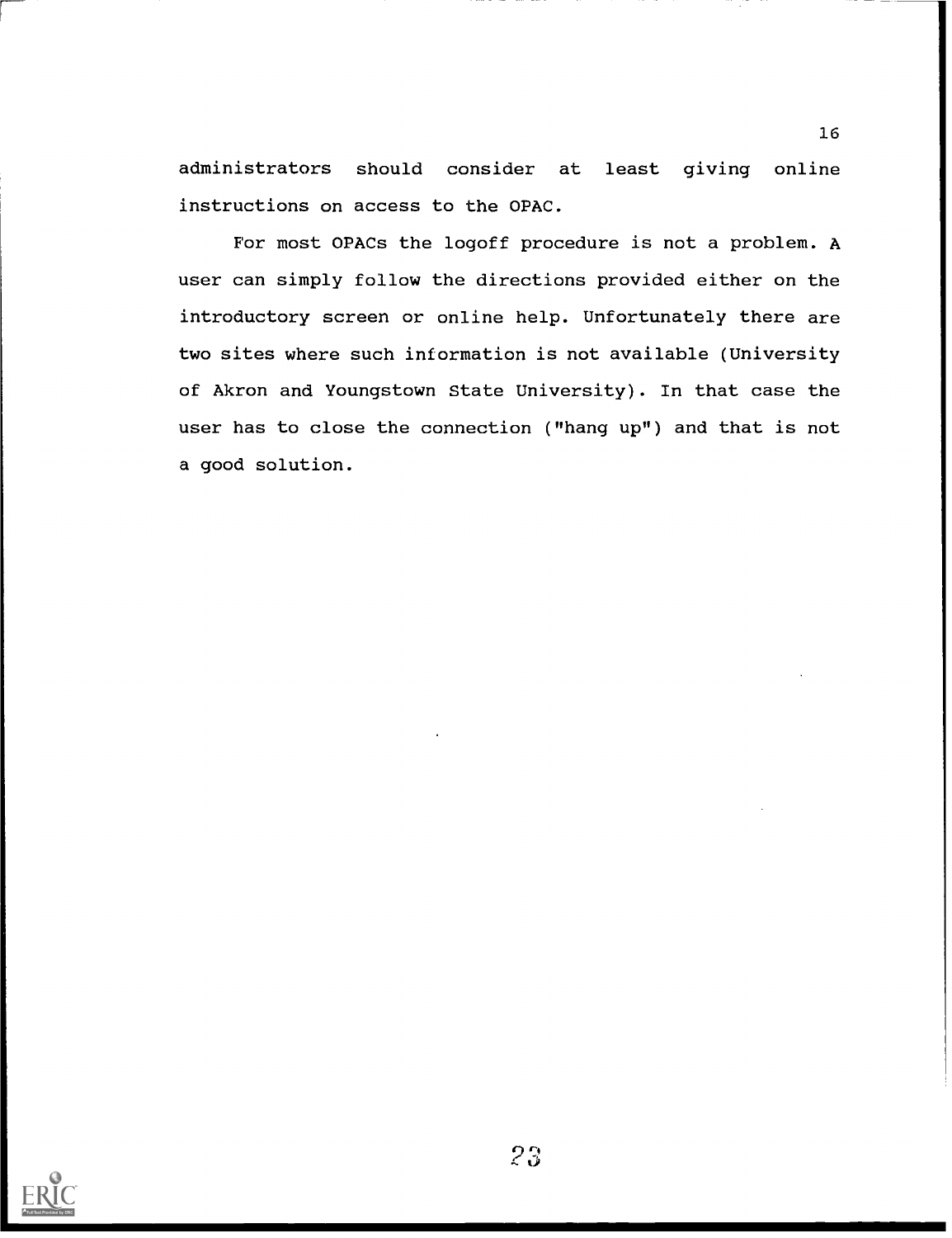administrators should consider at least giving online instructions on access to the OPAC.

For most OPACs the logoff procedure is not a problem. A user can simply follow the directions provided either on the introductory screen or online help. Unfortunately there are two sites where such information is not available (University of Akron and Youngstown State University). In that case the user has to close the connection ("hang up") and that is not a good solution.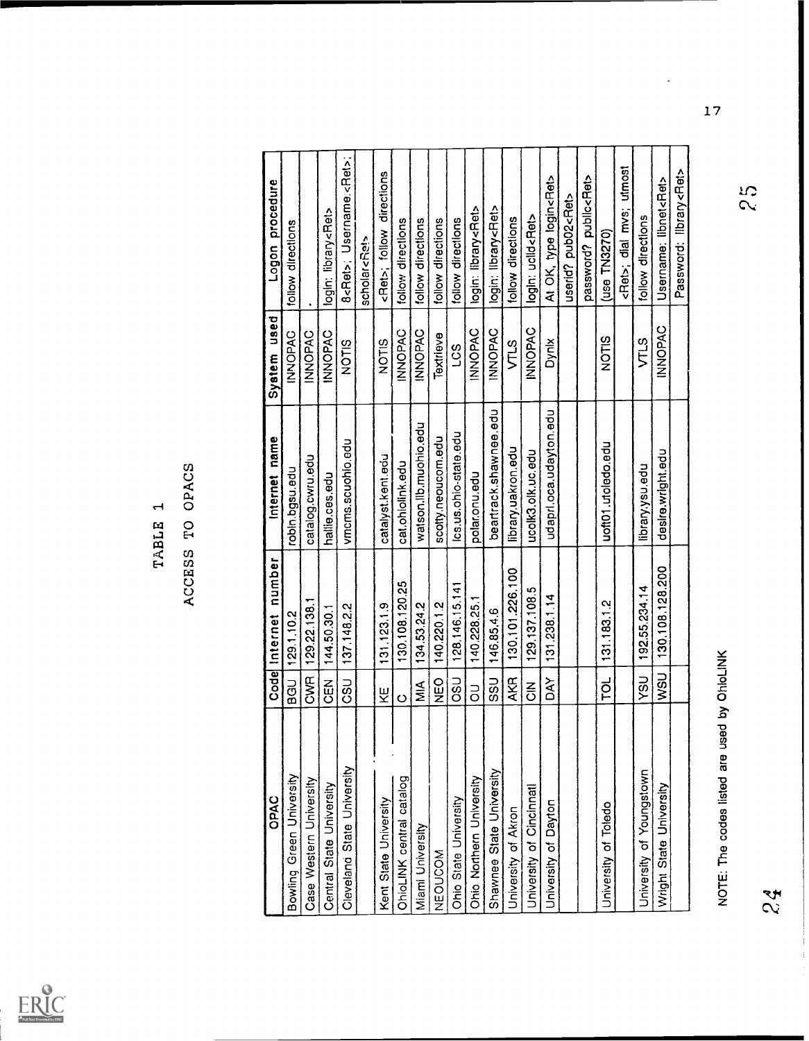# TABLE 1

## ACCESS TO OPACS

| OPAC | Code | Internet number | Internet name | System used | Logon procedure |
|---|---|---|---|---|---|
| Bowling Green University | BGU | 129.1.10.2 | robin.bgsu.edu | INNOPAC | follow directions |
| Case Western University | CWR | 129.22.138.1 | catalog.cwru.edu | INNOPAC | . |
| Central State University | CEN | 144.50.30.1 | hallie.ces.edu | INNOPAC | login: library<Ret> |
| Cleveland State University | CSU | 137.148.2.2 | vmcms.scuohio.edu | NOTIS | 8<Ret>; Username.<Ret>; |
| | | | | | scholar<Ret> |
| Kent State University | KE | 131.123.1.9 | catalyst.kent.edu | NOTIS | <Ret>; follow directions |
| OhioLINK central catalog | O | 130.108.120.25 | cat.ohiolink.edu | INNOPAC | follow directions |
| Miami University | MIA | 134.53.24.2 | watson.lib.muohio.edu | INNOPAC | follow directions |
| NEOUCOM | NEO | 140.220.1.2 | scotty.neoucom.edu | Textrieve | follow directions |
| Ohio State University | OSU | 128.146.15.141 | lcs.us.ohio-state.edu | LCS | follow directions |
| Ohio Northern University | OU | 140.228.25.1 | polar.onu.edu | INNOPAC | login: library<Ret> |
| Shawnee State University | SSU | 146.85.4.6 | beartrack.shawnee.edu | INNOPAC | login: library<Ret> |
| University of Akron | AKR | 130.101.226.100 | library.uakron.edu | VTLS | follow directions |
| University of Cincinnati | CIN | 129.137.108.5 | ucolk3.olk.uc.edu | INNOPAC | login: ucild<Ret> |
| University of Dayton | DAY | 131.238.1.14 | udapri.oca.udayton.edu | Dynix | At OK, type login<Ret> |
| | | | | | userid? pub02<Ret> |
| | | | | | password? public<Ret> |
| University of Toledo | TOL | 131.183.1.2 | uoft01.utoledo.edu | NOTIS | (use TN3270) |
| | | | | | <Ret>; dial mvs; utmost |
| University of Youngstown | YSU | 192.55.234.14 | library.ysu.edu | VTLS | follow directions |
| Wright State University | WSU | 130.108.128.200 | desire.wright.edu | INNOPAC | Username: libnet<Ret> |
| | | | | | Password: library<Ret> |

NOTE: The codes listed are used by OhioLINK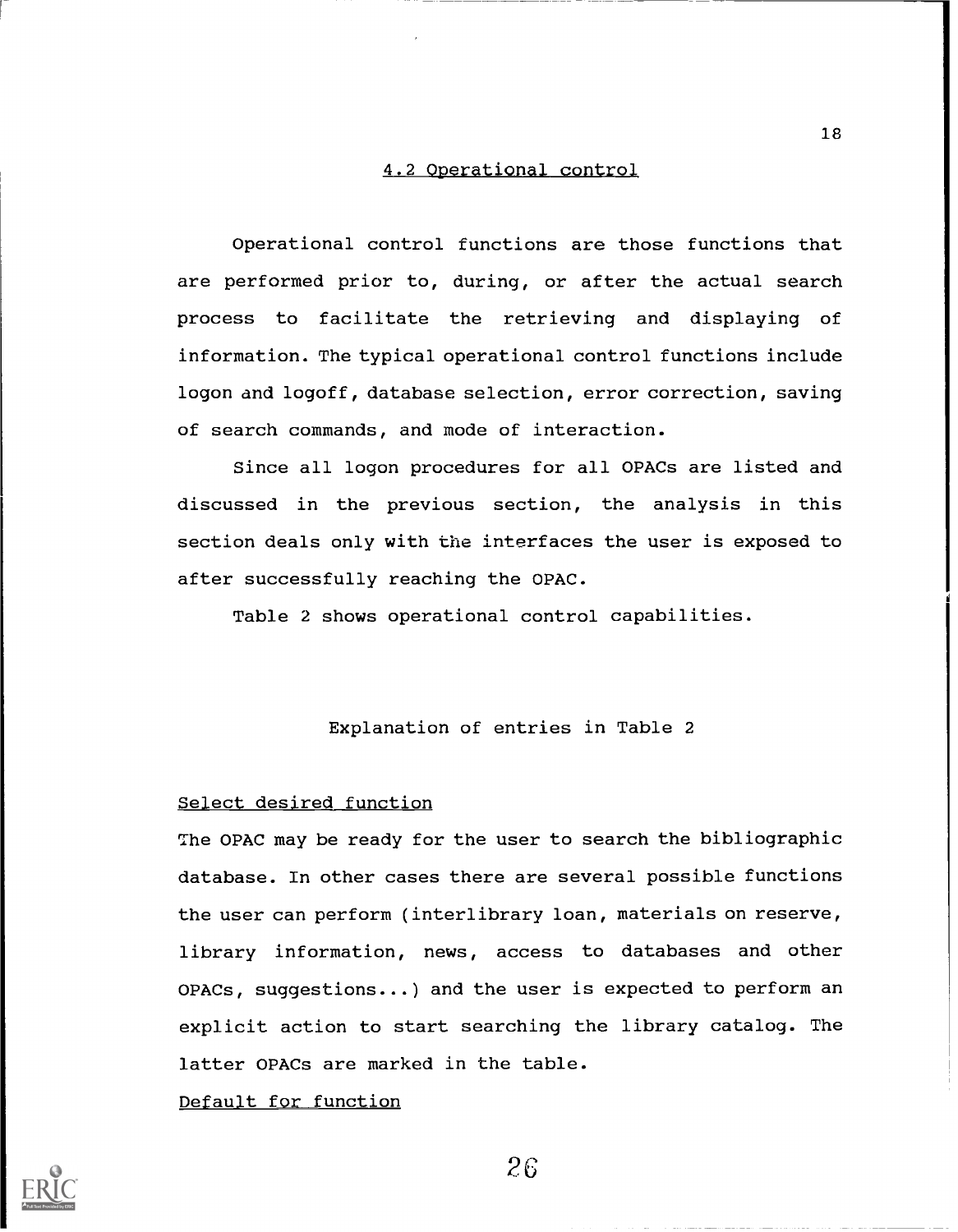## 4.2 Operational control

Operational control functions are those functions that are performed prior to, during, or after the actual search process to facilitate the retrieving and displaying of information. The typical operational control functions include logon and logoff, database selection, error correction, saving of search commands, and mode of interaction.

Since all logon procedures for all OPACs are listed and discussed in the previous section, the analysis in this section deals only with the interfaces the user is exposed to after successfully reaching the OPAC.

Table 2 shows operational control capabilities.

### Explanation of entries in Table 2

Select desired function

The OPAC may be ready for the user to search the bibliographic database. In other cases there are several possible functions the user can perform (interlibrary loan, materials on reserve, library information, news, access to databases and other OPACs, suggestions...) and the user is expected to perform an explicit action to start searching the library catalog. The latter OPACs are marked in the table.

Default for function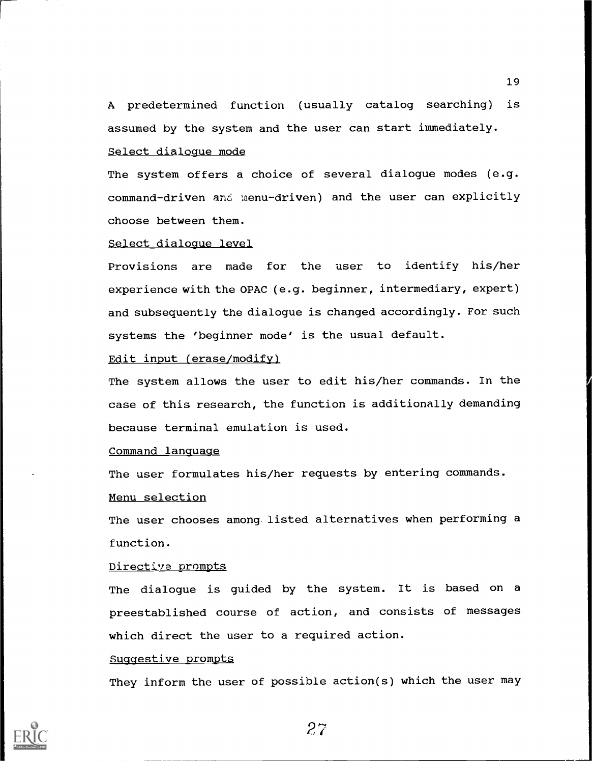A predetermined function (usually catalog searching) is assumed by the system and the user can start immediately.

Select dialogue mode

The system offers a choice of several dialogue modes (e.g. command-driven and menu-driven) and the user can explicitly choose between them.

Select dialogue level

Provisions are made for the user to identify his/her experience with the OPAC (e.g. beginner, intermediary, expert) and subsequently the dialogue is changed accordingly. For such systems the 'beginner mode' is the usual default.

Edit input (erase/modify)

The system allows the user to edit his/her commands. In the case of this research, the function is additionally demanding because terminal emulation is used.

Command language

The user formulates his/her requests by entering commands.

Menu selection

The user chooses among listed alternatives when performing a function.

Directive prompts

The dialogue is guided by the system. It is based on a preestablished course of action, and consists of messages which direct the user to a required action.

Suggestive prompts

They inform the user of possible action(s) which the user may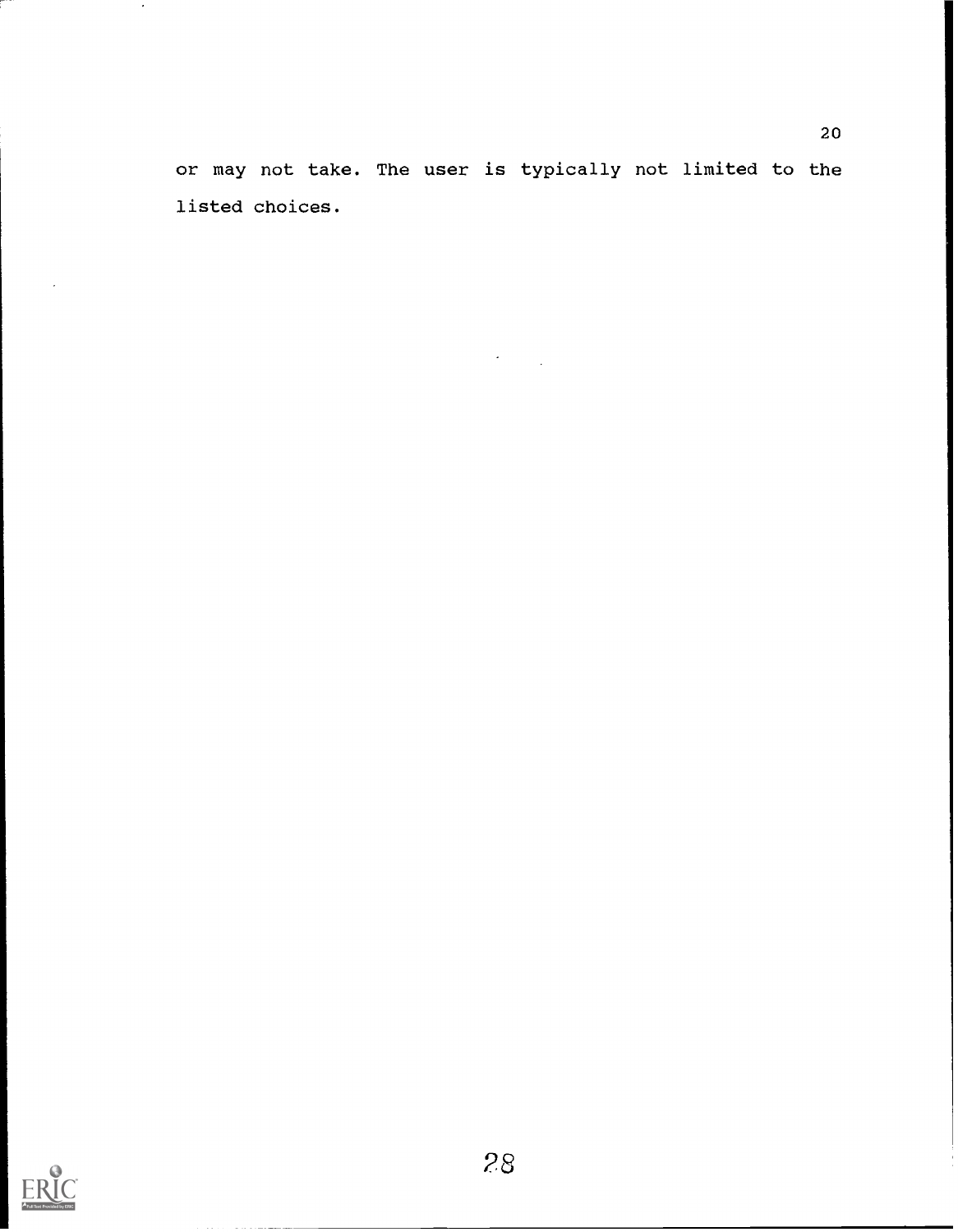or may not take. The user is typically not limited to the listed choices.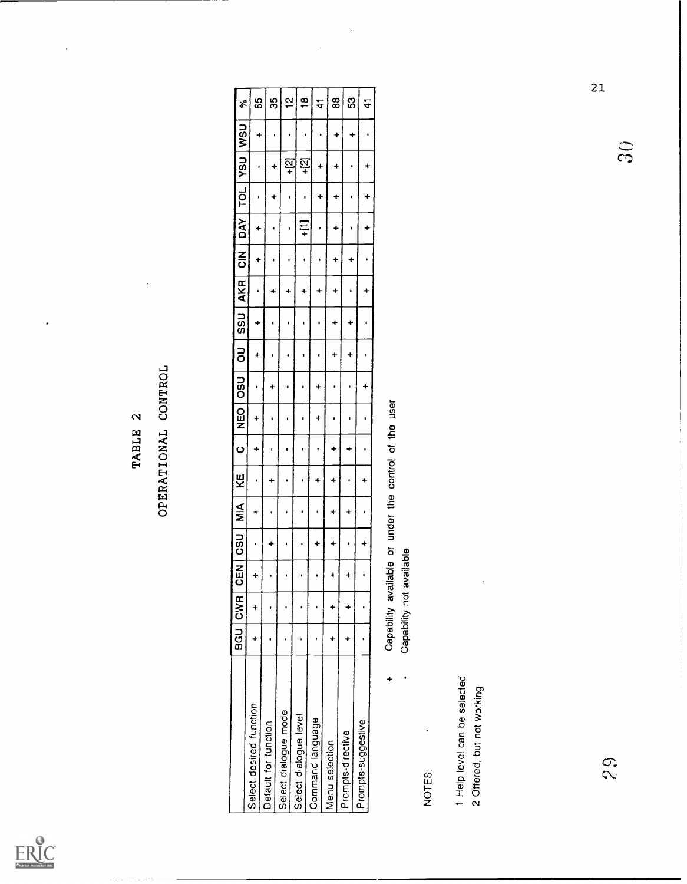# TABLE 2

## OPERATIONAL CONTROL

| | BGU | CWR | CEN | CSU | MIA | KE | C | NEO | OSU | OU | SSU | AKR | CIN | DAY | TOL | YSU | WSU | % |
|---|---|---|---|---|---|---|---|---|---|---|---|---|---|---|---|---|---|---|
| Select desired function | + | + | + | · | + | · | + | + | · | + | + | · | + | + | · | · | + | 65 |
| Default for function | · | · | · | + | · | + | · | · | + | · | · | + | · | · | + | + | · | 35 |
| Select dialogue mode | · | · | · | · | · | · | · | · | · | · | · | + | · | · | · | +[2] | · | 12 |
| Select dialogue level | · | · | · | · | · | · | · | · | · | · | · | + | · | +[1] | · | +[2] | · | 18 |
| Command language | · | · | · | + | · | + | · | + | + | · | · | + | · | · | + | + | · | 41 |
| Menu selection | + | + | + | + | + | + | + | · | · | + | + | + | + | + | + | + | + | 88 |
| Prompts-directive | + | + | + | · | + | · | + | · | · | + | + | · | + | · | · | · | + | 53 |
| Prompts-suggestive | · | · | · | + | · | + | · | · | + | · | · | + | · | + | + | + | · | 41 |

\+ Capability available or under the control of the user

· Capability not available

NOTES:

1 Help level can be selected

2 Offered, but not working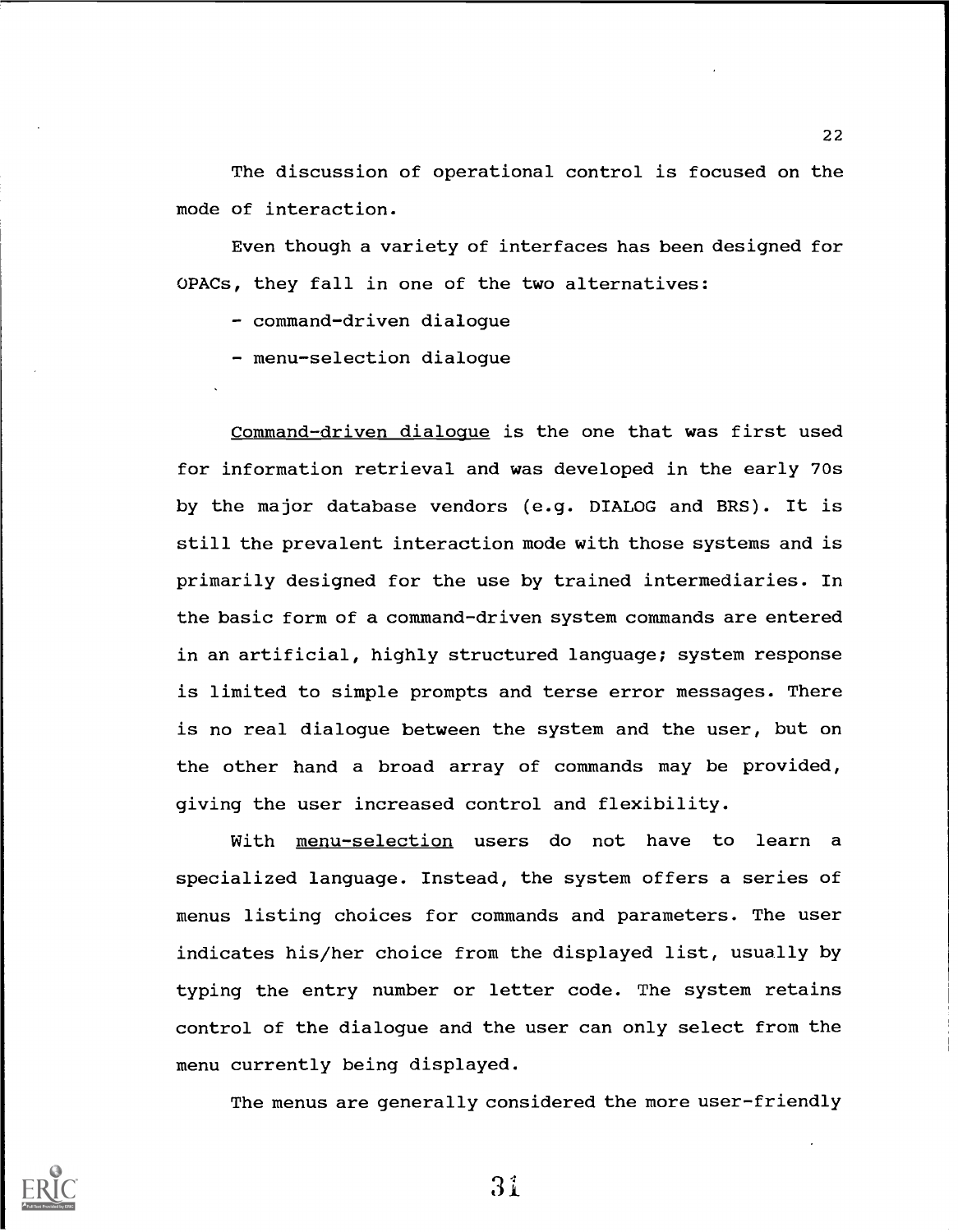The discussion of operational control is focused on the mode of interaction.

Even though a variety of interfaces has been designed for OPACs, they fall in one of the two alternatives:

- command-driven dialogue
- menu-selection dialogue

Command-driven dialogue is the one that was first used for information retrieval and was developed in the early 70s by the major database vendors (e.g. DIALOG and BRS). It is still the prevalent interaction mode with those systems and is primarily designed for the use by trained intermediaries. In the basic form of a command-driven system commands are entered in an artificial, highly structured language; system response is limited to simple prompts and terse error messages. There is no real dialogue between the system and the user, but on the other hand a broad array of commands may be provided, giving the user increased control and flexibility.

With menu-selection users do not have to learn a specialized language. Instead, the system offers a series of menus listing choices for commands and parameters. The user indicates his/her choice from the displayed list, usually by typing the entry number or letter code. The system retains control of the dialogue and the user can only select from the menu currently being displayed.

The menus are generally considered the more user-friendly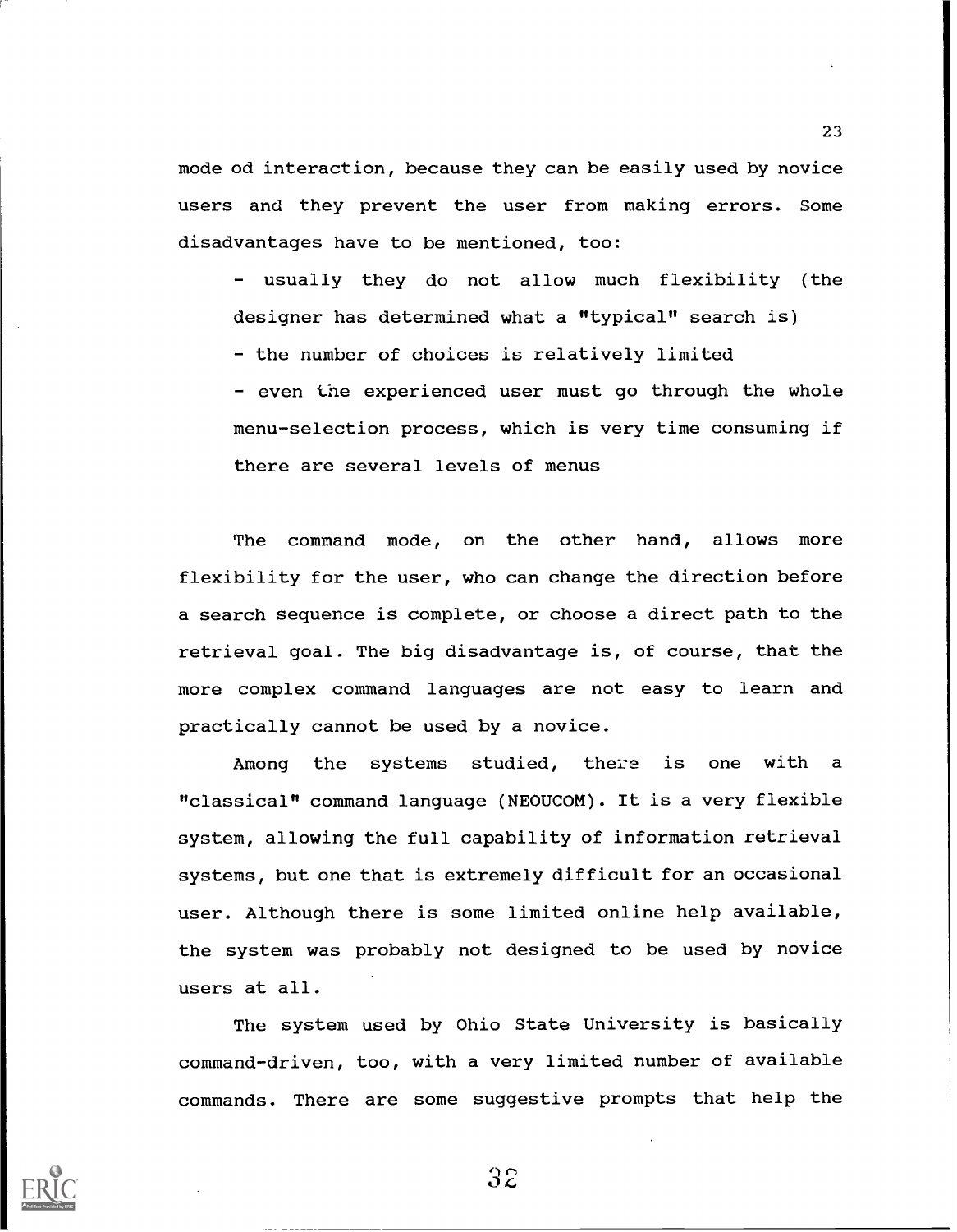mode od interaction, because they can be easily used by novice users and they prevent the user from making errors. Some disadvantages have to be mentioned, too:

- usually they do not allow much flexibility (the designer has determined what a "typical" search is)
- the number of choices is relatively limited
- even the experienced user must go through the whole menu-selection process, which is very time consuming if there are several levels of menus

The command mode, on the other hand, allows more flexibility for the user, who can change the direction before a search sequence is complete, or choose a direct path to the retrieval goal. The big disadvantage is, of course, that the more complex command languages are not easy to learn and practically cannot be used by a novice.

Among the systems studied, there is one with a "classical" command language (NEOUCOM). It is a very flexible system, allowing the full capability of information retrieval systems, but one that is extremely difficult for an occasional user. Although there is some limited online help available, the system was probably not designed to be used by novice users at all.

The system used by Ohio State University is basically command-driven, too, with a very limited number of available commands. There are some suggestive prompts that help the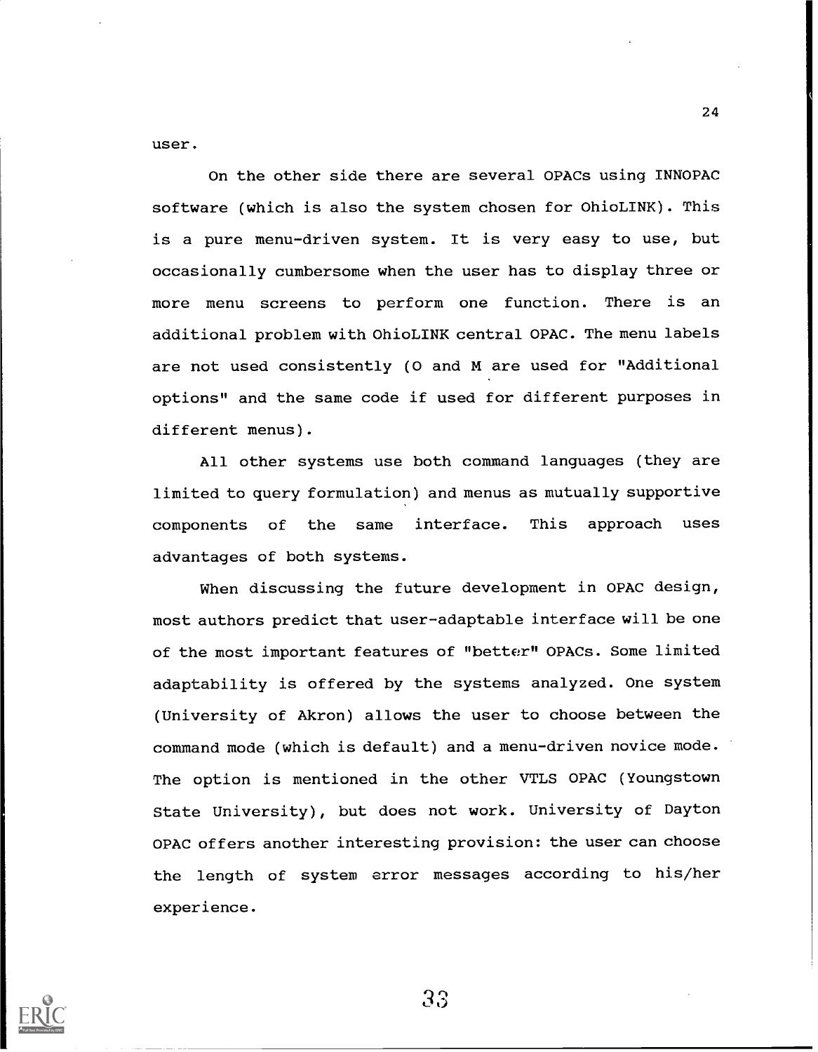user.

On the other side there are several OPACs using INNOPAC software (which is also the system chosen for OhioLINK). This is a pure menu-driven system. It is very easy to use, but occasionally cumbersome when the user has to display three or more menu screens to perform one function. There is an additional problem with OhioLINK central OPAC. The menu labels are not used consistently (O and M are used for "Additional options" and the same code if used for different purposes in different menus).

All other systems use both command languages (they are limited to query formulation) and menus as mutually supportive components of the same interface. This approach uses advantages of both systems.

When discussing the future development in OPAC design, most authors predict that user-adaptable interface will be one of the most important features of "better" OPACs. Some limited adaptability is offered by the systems analyzed. One system (University of Akron) allows the user to choose between the command mode (which is default) and a menu-driven novice mode. The option is mentioned in the other VTLS OPAC (Youngstown State University), but does not work. University of Dayton OPAC offers another interesting provision: the user can choose the length of system error messages according to his/her experience.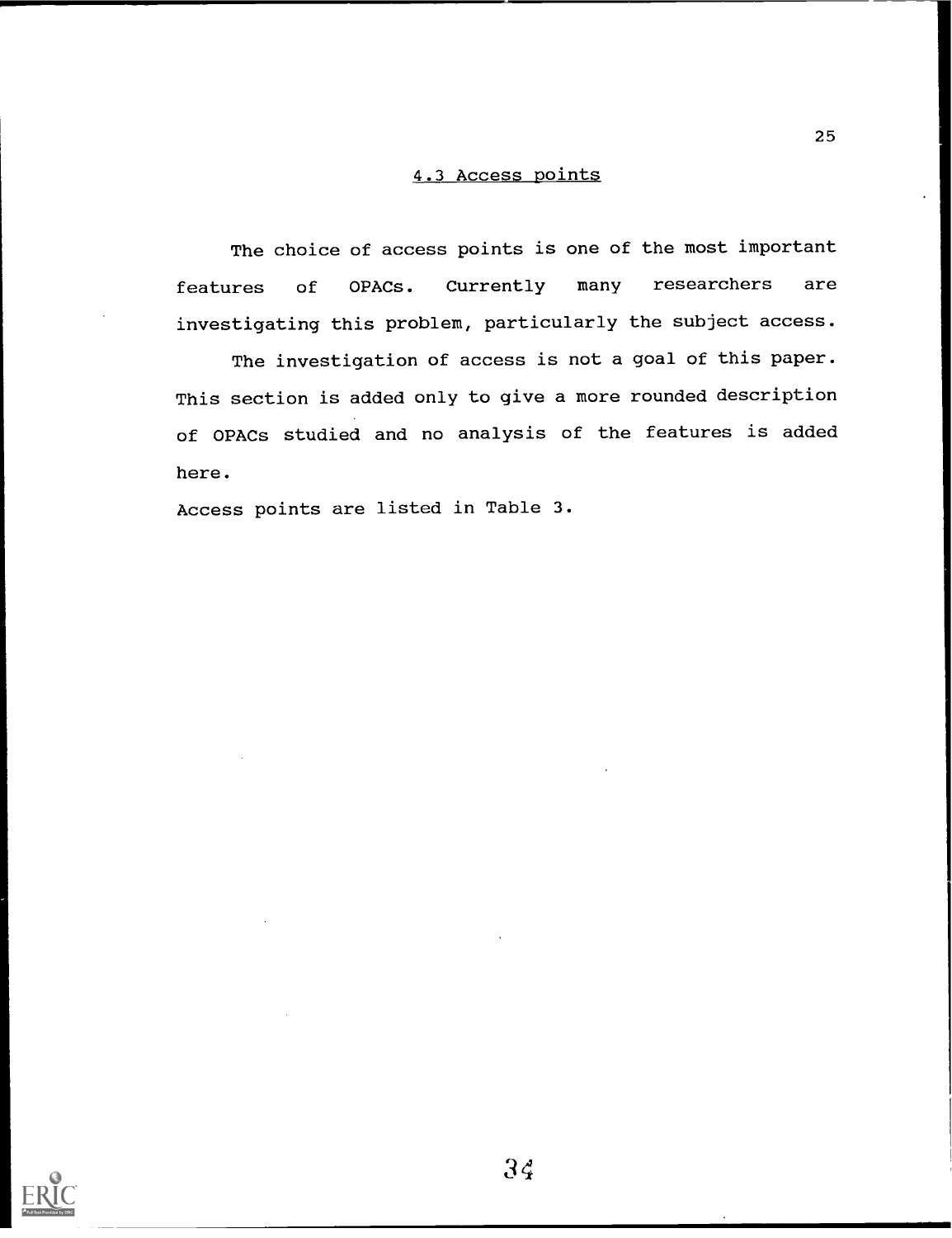## 4.3 Access points

The choice of access points is one of the most important features of OPACs. Currently many researchers are investigating this problem, particularly the subject access.

The investigation of access is not a goal of this paper. This section is added only to give a more rounded description of OPACs studied and no analysis of the features is added here.

Access points are listed in Table 3.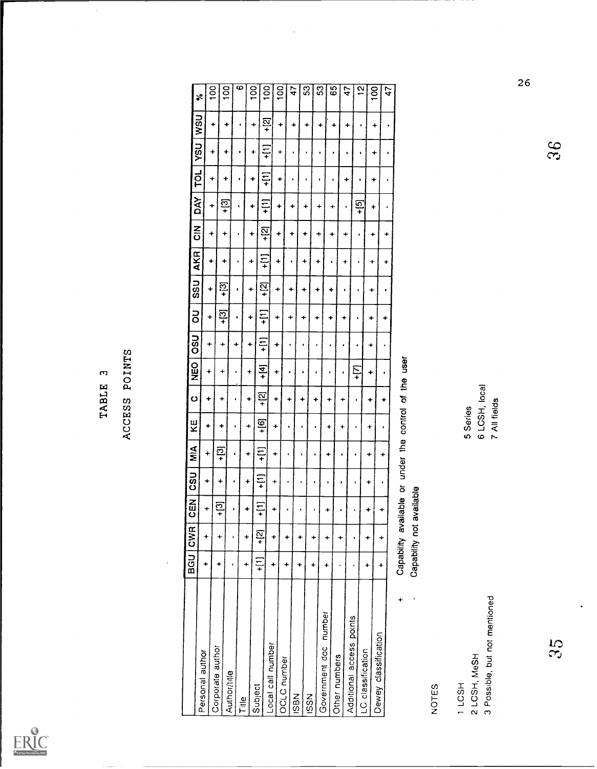# TABLE 3

## ACCESS POINTS

| | BGU | CWR | CEN | CSU | MIA | KE | C | NEO | OSU | OU | SSU | AKR | CIN | DAY | TOL | YSU | WSU | % |
|---|---|---|---|---|---|---|---|---|---|---|---|---|---|---|---|---|---|---|
| Personal author | + | + | + | + | + | + | + | + | + | + | + | + | + | + | + | + | + | 100 |
| Corporate author | + | + | +[3] | + | +[3] | + | + | + | + | +[3] | +[3] | + | + | +[3] | + | + | + | 100 |
| Author/title | · | · | · | · | · | · | · | · | + | · | · | · | · | · | · | · | · | 6 |
| Title | + | + | + | + | + | + | + | + | + | + | + | + | + | + | + | + | + | 100 |
| Subject | +[1] | +[2] | +[1] | +[1] | +[1] | +[6] | +[2] | +[4] | +[1] | +[1] | +[2] | +[1] | +[2] | +[1] | +[1] | +[1] | +[2] | 100 |
| Local call number | + | + | + | + | + | + | + | + | + | + | + | + | + | + | + | + | + | 100 |
| OCLC number | + | + | · | · | · | · | + | · | · | + | + | · | + | + | · | · | + | 47 |
| ISBN | + | + | · | · | · | · | + | · | · | + | + | + | + | + | · | · | + | 53 |
| ISSN | + | + | · | · | · | · | + | · | · | + | + | + | + | + | · | · | + | 53 |
| Government doc number | + | + | + | · | + | + | + | · | · | + | + | + | + | + | · | · | + | 65 |
| Other numbers | · | + | · | · | · | + | + | · | · | + | + | · | + | + | · | · | + | 47 |
| Additional access points | · | · | · | · | · | · | · | +[7] | · | · | · | · | · | +[5] | · | · | · | 12 |
| LC classification | + | + | + | + | + | + | + | + | + | + | + | + | + | + | + | + | + | 100 |
| Dewey classification | + | + | + | · | + | · | + | · | · | + | · | + | + | · | · | · | · | 47 |

\+ Capability available or under the control of the user

· Capability not available

NOTES

1 LCSH
2 LCSH, MeSH
3 Possible, but not mentioned
5 Series
6 LCSH, local
7 All fields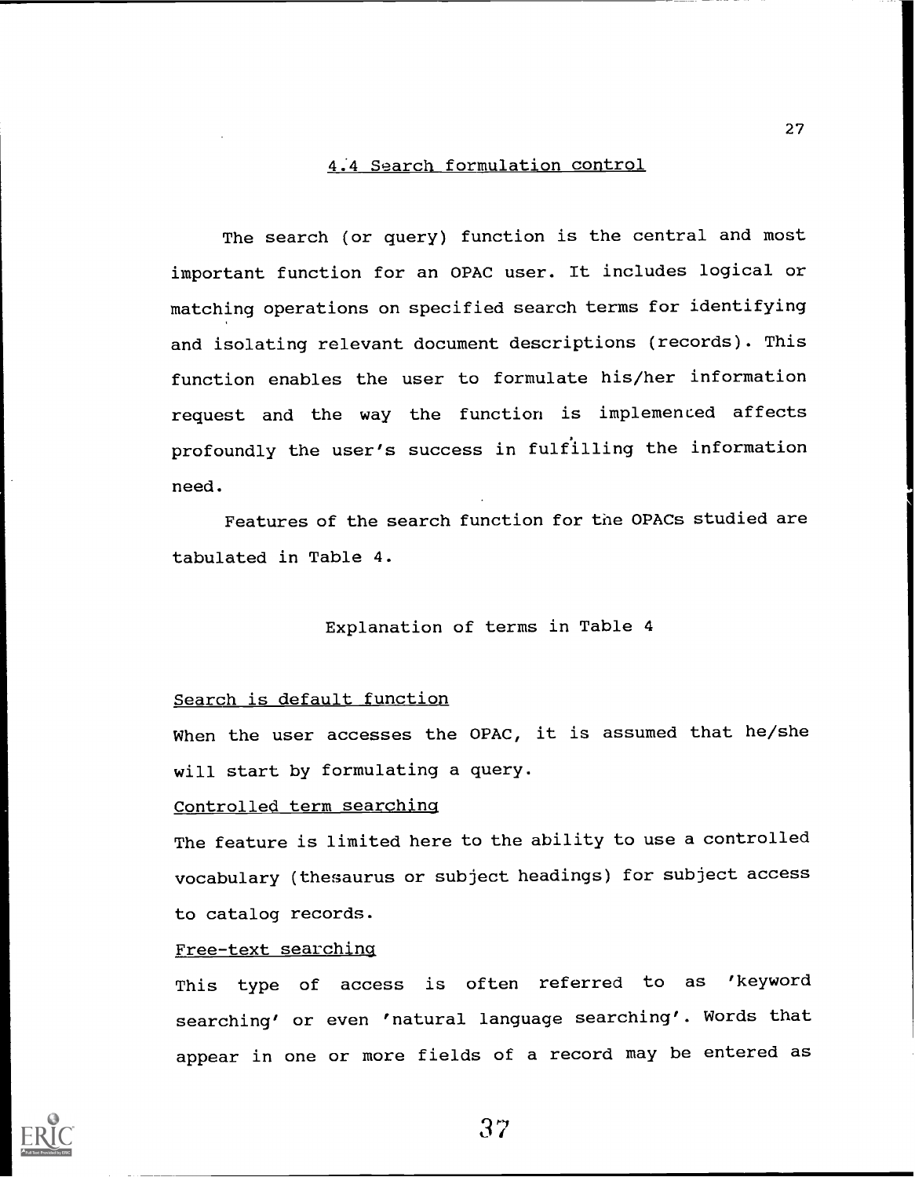### 4.4 Search formulation control

The search (or query) function is the central and most important function for an OPAC user. It includes logical or matching operations on specified search terms for identifying and isolating relevant document descriptions (records). This function enables the user to formulate his/her information request and the way the function is implemented affects profoundly the user's success in fulfilling the information need.

Features of the search function for the OPACs studied are tabulated in Table 4.

Explanation of terms in Table 4

Search is default function

When the user accesses the OPAC, it is assumed that he/she will start by formulating a query.

Controlled term searching

The feature is limited here to the ability to use a controlled vocabulary (thesaurus or subject headings) for subject access to catalog records.

Free-text searching

This type of access is often referred to as 'keyword searching' or even 'natural language searching'. Words that appear in one or more fields of a record may be entered as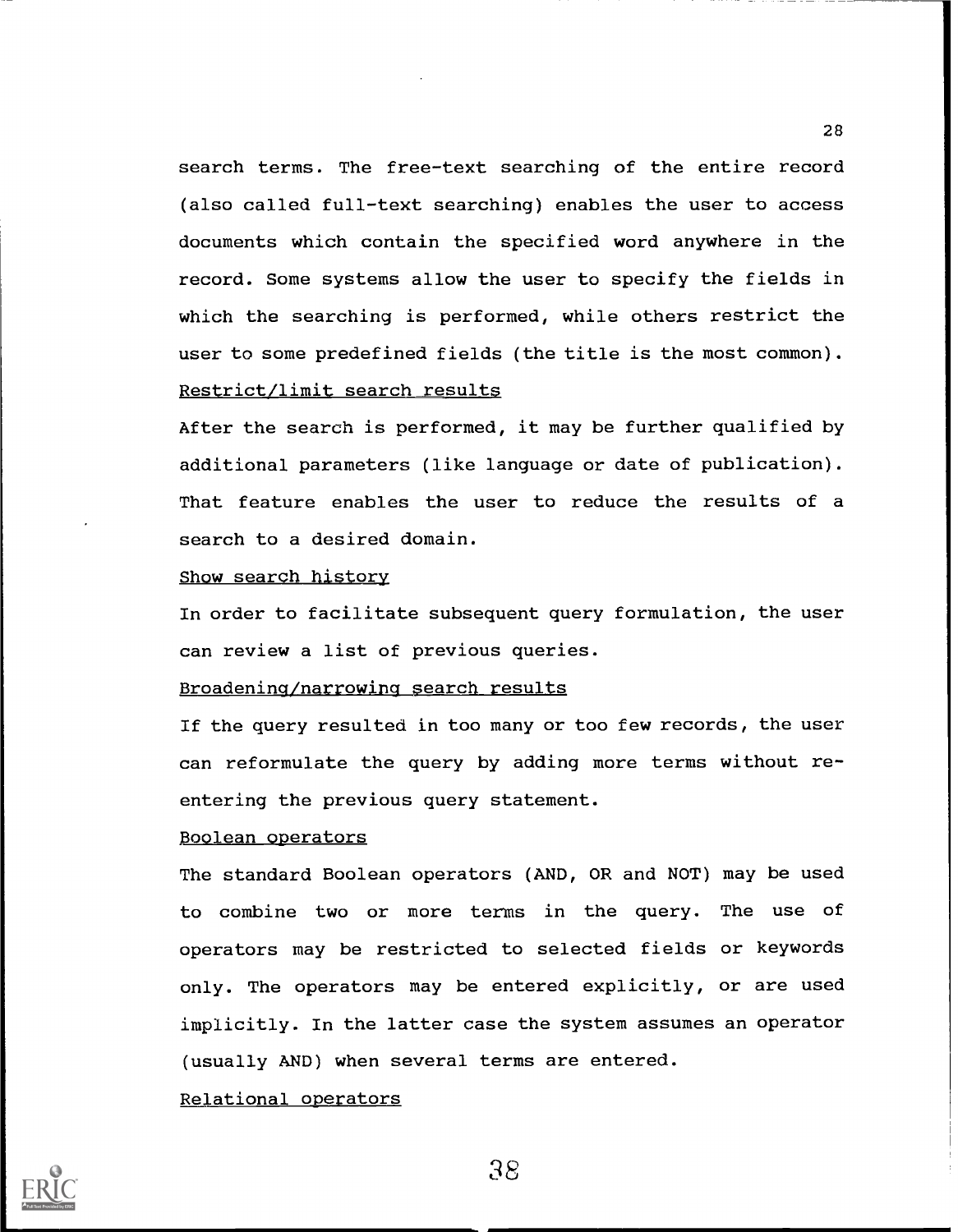search terms. The free-text searching of the entire record (also called full-text searching) enables the user to access documents which contain the specified word anywhere in the record. Some systems allow the user to specify the fields in which the searching is performed, while others restrict the user to some predefined fields (the title is the most common).

### Restrict/limit search results

After the search is performed, it may be further qualified by additional parameters (like language or date of publication). That feature enables the user to reduce the results of a search to a desired domain.

### Show search history

In order to facilitate subsequent query formulation, the user can review a list of previous queries.

### Broadening/narrowing search results

If the query resulted in too many or too few records, the user can reformulate the query by adding more terms without re-entering the previous query statement.

### Boolean operators

The standard Boolean operators (AND, OR and NOT) may be used to combine two or more terms in the query. The use of operators may be restricted to selected fields or keywords only. The operators may be entered explicitly, or are used implicitly. In the latter case the system assumes an operator (usually AND) when several terms are entered.

### Relational operators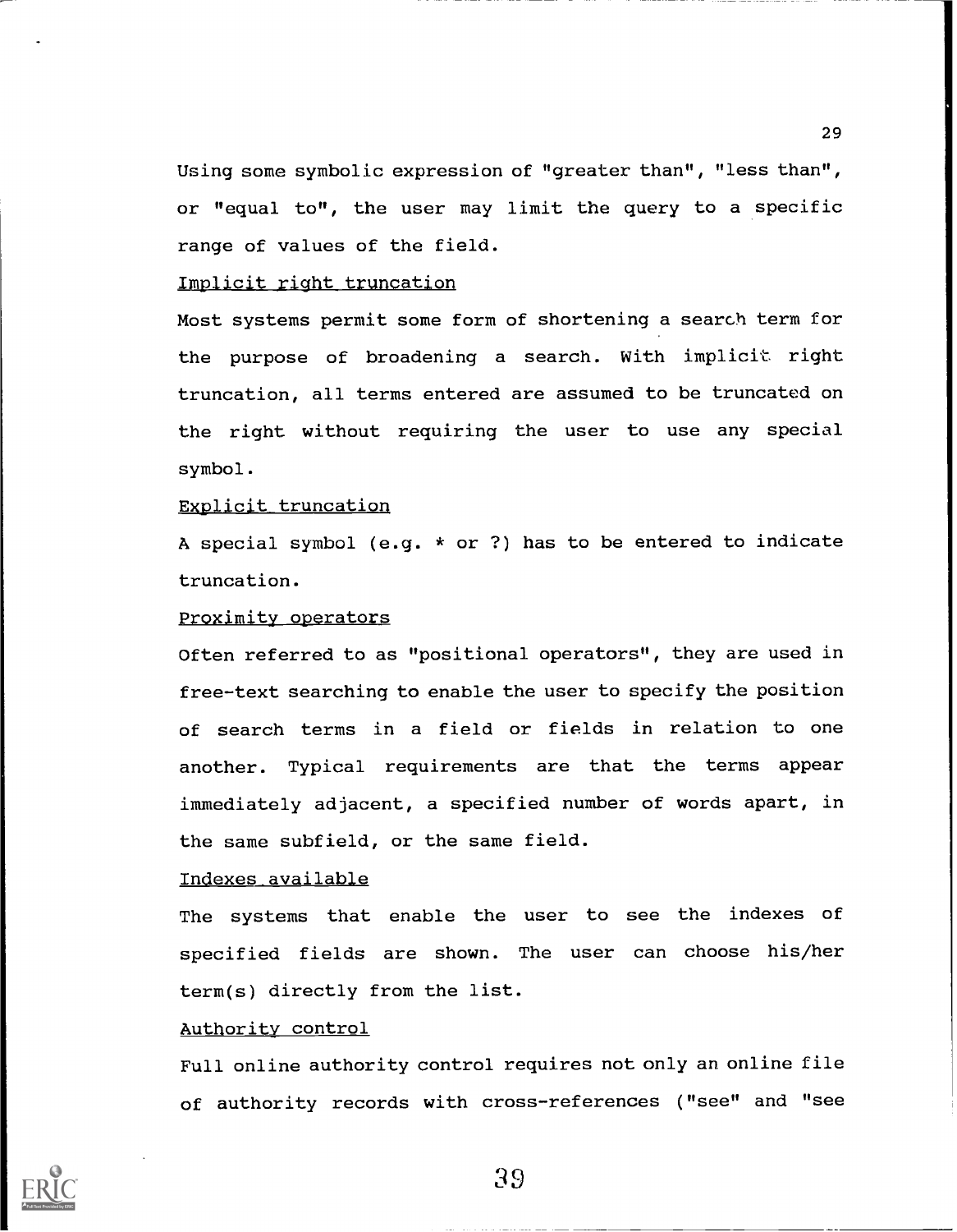Using some symbolic expression of "greater than", "less than", or "equal to", the user may limit the query to a specific range of values of the field.

Implicit right truncation

Most systems permit some form of shortening a search term for the purpose of broadening a search. With implicit right truncation, all terms entered are assumed to be truncated on the right without requiring the user to use any special symbol.

Explicit truncation

A special symbol (e.g. * or ?) has to be entered to indicate truncation.

Proximity operators

Often referred to as "positional operators", they are used in free-text searching to enable the user to specify the position of search terms in a field or fields in relation to one another. Typical requirements are that the terms appear immediately adjacent, a specified number of words apart, in the same subfield, or the same field.

Indexes available

The systems that enable the user to see the indexes of specified fields are shown. The user can choose his/her term(s) directly from the list.

Authority control

Full online authority control requires not only an online file of authority records with cross-references ("see" and "see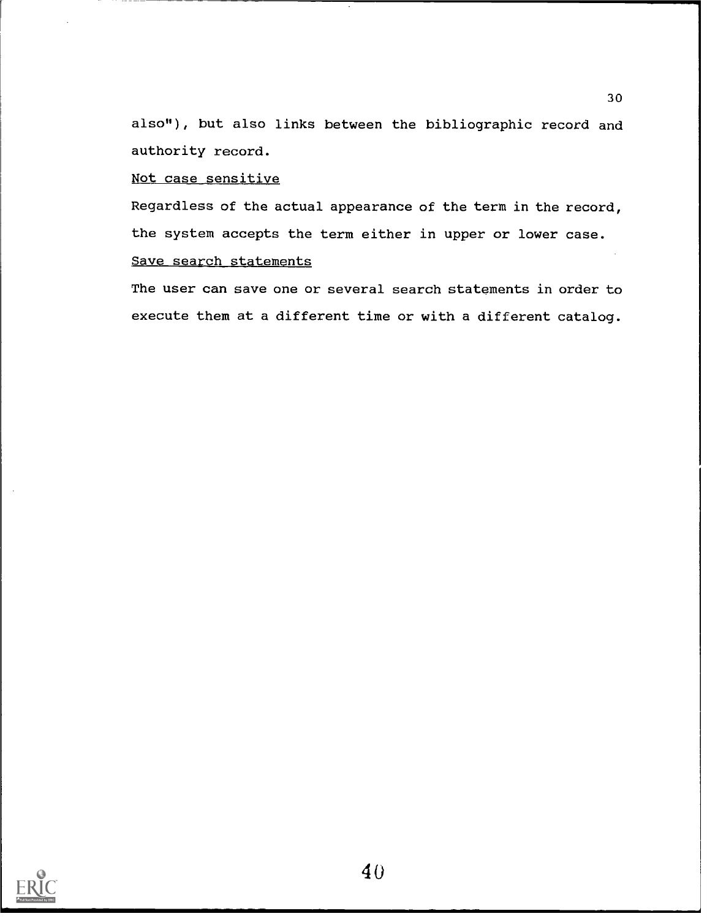also"), but also links between the bibliographic record and authority record.

Not case sensitive

Regardless of the actual appearance of the term in the record, the system accepts the term either in upper or lower case.

Save search statements

The user can save one or several search statements in order to execute them at a different time or with a different catalog.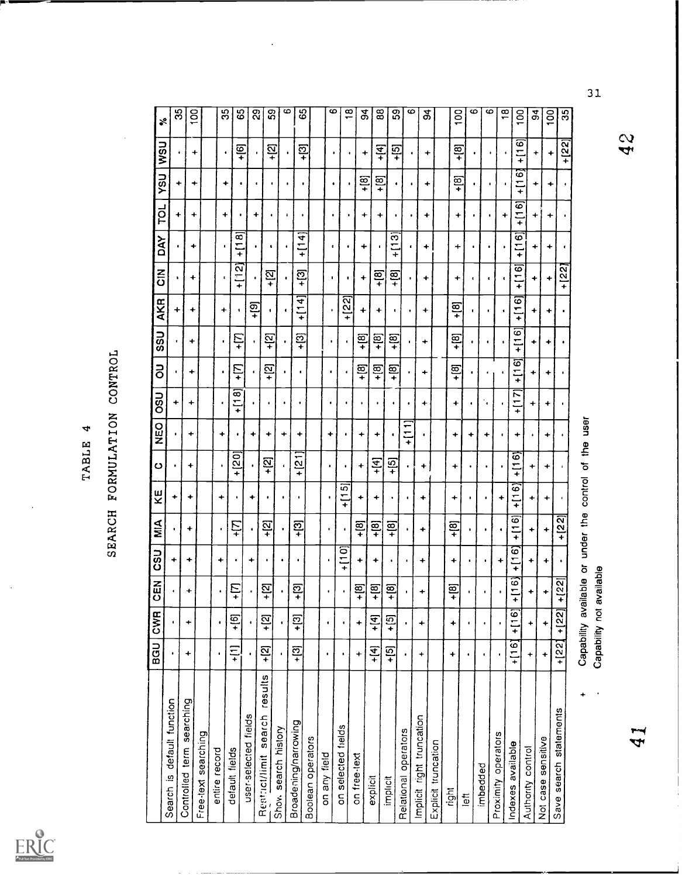# TABLE 4

## SEARCH FORMULATION CONTROL

| | BGU | CWR | CEN | CSU | MIA | KE | C | NEO | OSU | OU | SSU | AKR | CIN | DAY | TOL | YSU | WSU | % |
|---|---|---|---|---|---|---|---|---|---|---|---|---|---|---|---|---|---|---|
| Search is default function | · | · | · | + | · | + | · | · | + | · | · | + | · | · | + | + | · | 35 |
| Controlled term searching | + | + | + | + | + | + | + | + | + | + | + | + | + | + | + | + | + | 100 |
| Free-text searching | | | | | | | | | | | | | | | | | | |
| entire record | · | · | · | + | · | + | · | + | · | · | · | + | · | · | + | + | · | 35 |
| default fields | +[1] | +[6] | +[7] | · | +[7] | · | +[20] | · | +[18] | +[7] | +[7] | · | +[12] | +[18] | · | · | +[6] | 65 |
| user-selected fields | · | · | · | + | · | + | · | + | · | · | · | +[9] | · | · | + | · | · | 29 |
| Restrict/limit search results | +[2] | +[2] | +[2] | · | +[2] | · | +[2] | + | · | +[2] | +[2] | · | +[2] | · | · | · | +[2] | 59 |
| Show search history | · | · | · | · | · | · | · | + | · | · | · | · | · | · | · | · | · | 6 |
| Broadening/narrowing | +[3] | +[3] | +[3] | · | +[3] | · | +[21] | + | · | · | +[3] | +[14] | +[3] | +[14] | · | · | +[3] | 65 |
| Boolean operators | | | | | | | | | | | | | | | | | | |
| on any field | · | · | · | · | · | · | · | + | · | · | · | · | · | · | · | · | · | 6 |
| on selected fields | · | · | · | +[10] | · | +[15] | · | · | · | · | · | +[22] | · | · | · | · | · | 18 |
| on free-text | + | + | +[8] | + | +[8] | + | + | + | · | +[8] | +[8] | + | + | + | + | +[8] | + | 94 |
| explicit | +[4] | +[4] | +[8] | + | +[8] | + | +[4] | + | · | +[8] | +[8] | + | +[8] | · | + | +[8] | +[4] | 88 |
| implicit | +[5] | +[5] | +[8] | · | +[8] | · | +[5] | · | · | +[8] | +[8] | · | +[8] | +[13] | · | · | +[5] | 59 |
| Relational operators | · | · | · | · | · | · | · | +[11] | · | · | · | · | · | · | · | · | · | 6 |
| Implicit right truncation | + | + | + | + | + | + | + | · | + | + | + | + | + | + | + | + | + | 94 |
| Explicit truncation | | | | | | | | | | | | | | | | | | |
| right | + | + | +[8] | + | +[8] | + | + | + | + | +[8] | +[8] | +[8] | + | + | + | +[8] | +[8] | 100 |
| left | · | · | · | · | · | · | · | + | · | · | · | · | · | · | · | · | · | 6 |
| imbedded | · | · | · | · | · | · | · | + | · | · | · | · | · | · | · | · | · | 6 |
| Proximity operators | · | · | · | + | · | + | · | · | · | · | · | · | · | · | + | · | · | 18 |
| Indexes available | +[16] | +[16] | +[16] | +[16] | +[16] | +[16] | +[16] | + | +[17] | +[16] | +[16] | +[16] | +[16] | +[16] | +[16] | +[16] | +[16] | 100 |
| Authority control | + | + | + | + | + | + | + | · | + | + | + | + | + | + | + | + | + | 94 |
| Not case sensitive | + | + | + | + | + | + | + | + | + | + | + | + | + | + | + | + | + | 100 |
| Save search statements | +[22] | +[22] | +[22] | · | +[22] | · | · | · | · | · | · | · | +[22] | · | · | · | +[22] | 35 |

\+ Capability available or under the control of the user

· Capability not available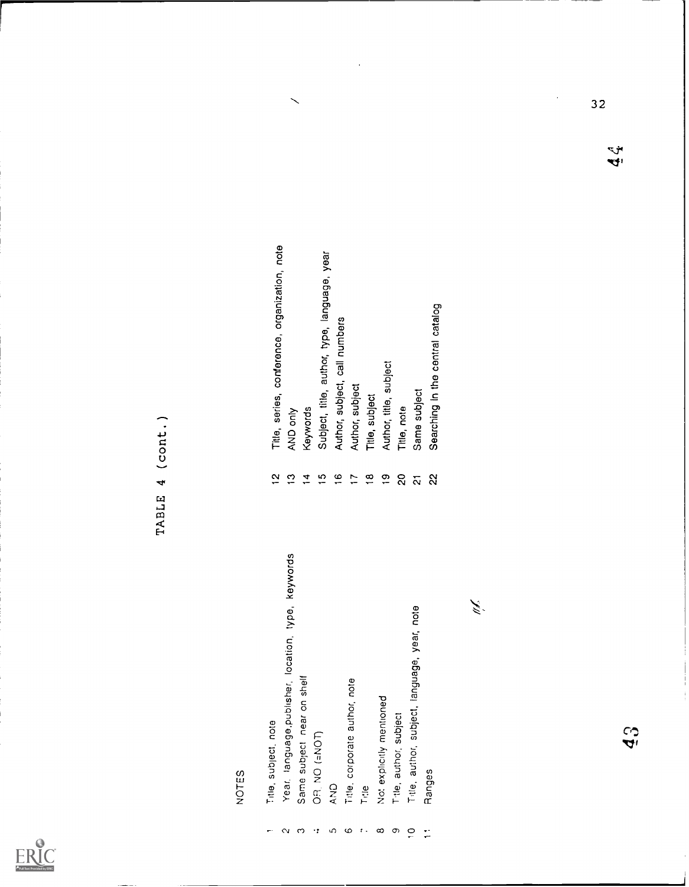## TABLE 4 (cont.)

NOTES

1. Title, subject, note
2. Year, language, publisher, location, type, keywords
3. Same subject near on shelf
4. OR, NO (=NOT)
5. AND
6. Title, corporate author, note
7. Title
8. Not explicitly mentioned
9. Title, author, subject
10. Title, author, subject, language, year, note
11. Ranges
12. Title, series, conference, organization, note
13. AND only
14. Keywords
15. Subject, title, author, type, language, year
16. Author, subject, call numbers
17. Author, subject
18. Title, subject
19. Author, title, subject
20. Title, note
21. Same subject
22. Searching in the central catalog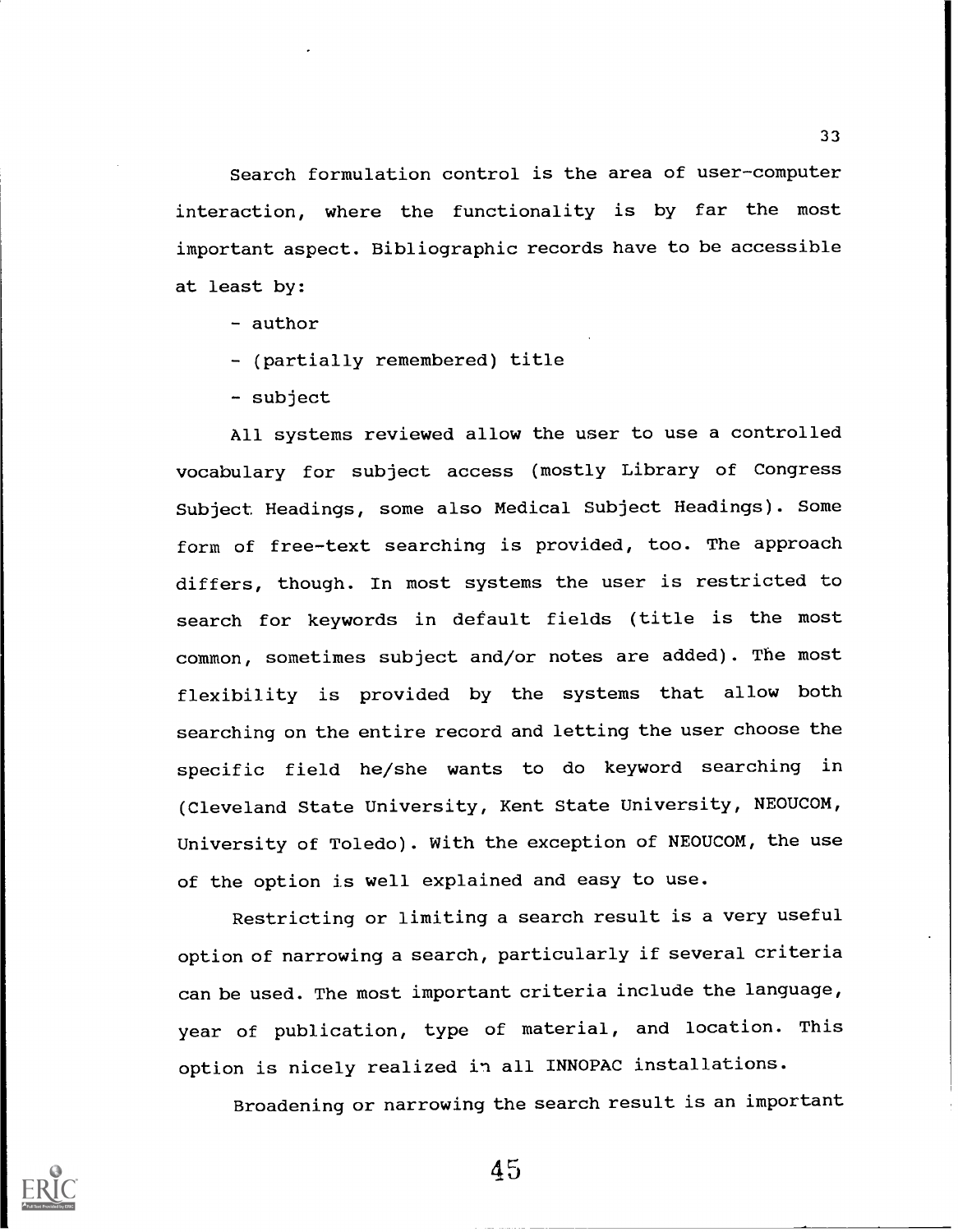Search formulation control is the area of user-computer interaction, where the functionality is by far the most important aspect. Bibliographic records have to be accessible at least by:

- author
- (partially remembered) title
- subject

All systems reviewed allow the user to use a controlled vocabulary for subject access (mostly Library of Congress Subject Headings, some also Medical Subject Headings). Some form of free-text searching is provided, too. The approach differs, though. In most systems the user is restricted to search for keywords in default fields (title is the most common, sometimes subject and/or notes are added). The most flexibility is provided by the systems that allow both searching on the entire record and letting the user choose the specific field he/she wants to do keyword searching in (Cleveland State University, Kent State University, NEOUCOM, University of Toledo). With the exception of NEOUCOM, the use of the option is well explained and easy to use.

Restricting or limiting a search result is a very useful option of narrowing a search, particularly if several criteria can be used. The most important criteria include the language, year of publication, type of material, and location. This option is nicely realized in all INNOPAC installations.

Broadening or narrowing the search result is an important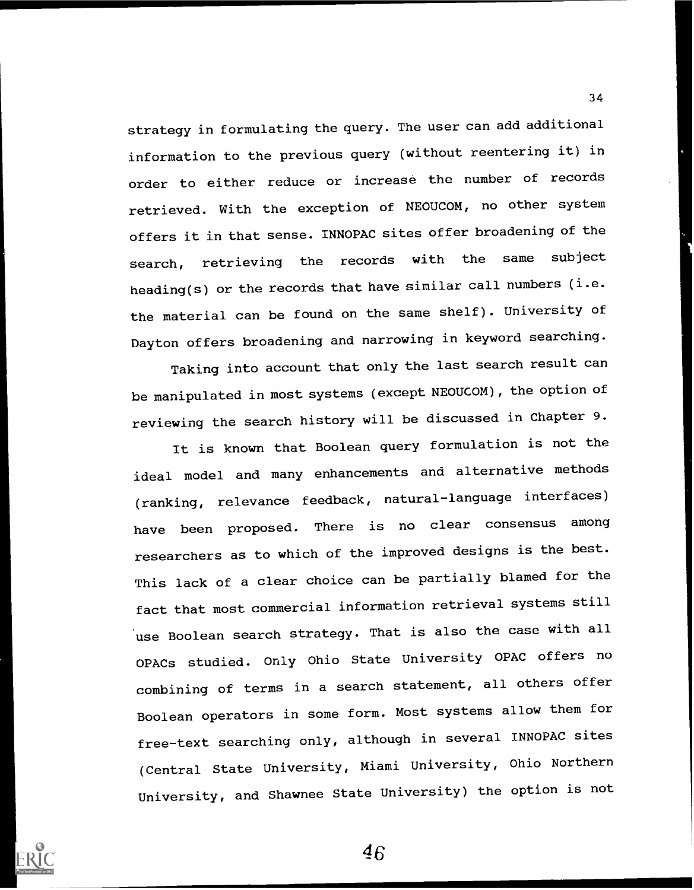strategy in formulating the query. The user can add additional information to the previous query (without reentering it) in order to either reduce or increase the number of records retrieved. With the exception of NEOUCOM, no other system offers it in that sense. INNOPAC sites offer broadening of the search, retrieving the records with the same subject heading(s) or the records that have similar call numbers (i.e. the material can be found on the same shelf). University of Dayton offers broadening and narrowing in keyword searching.

Taking into account that only the last search result can be manipulated in most systems (except NEOUCOM), the option of reviewing the search history will be discussed in Chapter 9.

It is known that Boolean query formulation is not the ideal model and many enhancements and alternative methods (ranking, relevance feedback, natural-language interfaces) have been proposed. There is no clear consensus among researchers as to which of the improved designs is the best. This lack of a clear choice can be partially blamed for the fact that most commercial information retrieval systems still use Boolean search strategy. That is also the case with all OPACs studied. Only Ohio State University OPAC offers no combining of terms in a search statement, all others offer Boolean operators in some form. Most systems allow them for free-text searching only, although in several INNOPAC sites (Central State University, Miami University, Ohio Northern University, and Shawnee State University) the option is not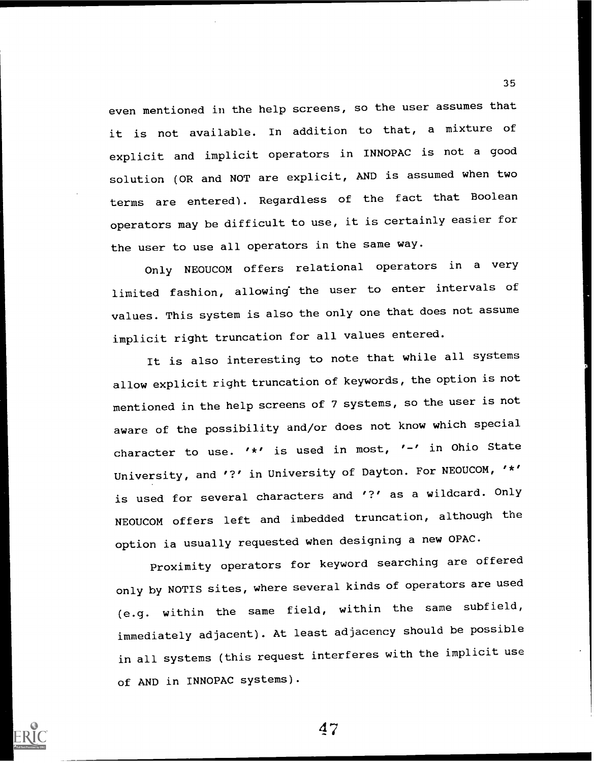even mentioned in the help screens, so the user assumes that it is not available. In addition to that, a mixture of explicit and implicit operators in INNOPAC is not a good solution (OR and NOT are explicit, AND is assumed when two terms are entered). Regardless of the fact that Boolean operators may be difficult to use, it is certainly easier for the user to use all operators in the same way.

Only NEOUCOM offers relational operators in a very limited fashion, allowing the user to enter intervals of values. This system is also the only one that does not assume implicit right truncation for all values entered.

It is also interesting to note that while all systems allow explicit right truncation of keywords, the option is not mentioned in the help screens of 7 systems, so the user is not aware of the possibility and/or does not know which special character to use. '*' is used in most, '-' in Ohio State University, and '?' in University of Dayton. For NEOUCOM, '*' is used for several characters and '?' as a wildcard. Only NEOUCOM offers left and imbedded truncation, although the option ia usually requested when designing a new OPAC.

Proximity operators for keyword searching are offered only by NOTIS sites, where several kinds of operators are used (e.g. within the same field, within the same subfield, immediately adjacent). At least adjacency should be possible in all systems (this request interferes with the implicit use of AND in INNOPAC systems).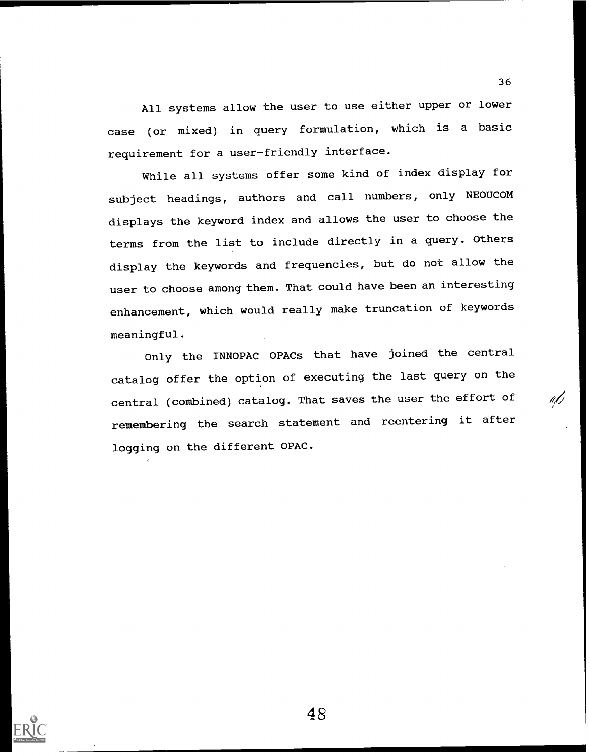All systems allow the user to use either upper or lower case (or mixed) in query formulation, which is a basic requirement for a user-friendly interface.

While all systems offer some kind of index display for subject headings, authors and call numbers, only NEOUCOM displays the keyword index and allows the user to choose the terms from the list to include directly in a query. Others display the keywords and frequencies, but do not allow the user to choose among them. That could have been an interesting enhancement, which would really make truncation of keywords meaningful.

Only the INNOPAC OPACs that have joined the central catalog offer the option of executing the last query on the central (combined) catalog. That saves the user the effort of remembering the search statement and reentering it after logging on the different OPAC.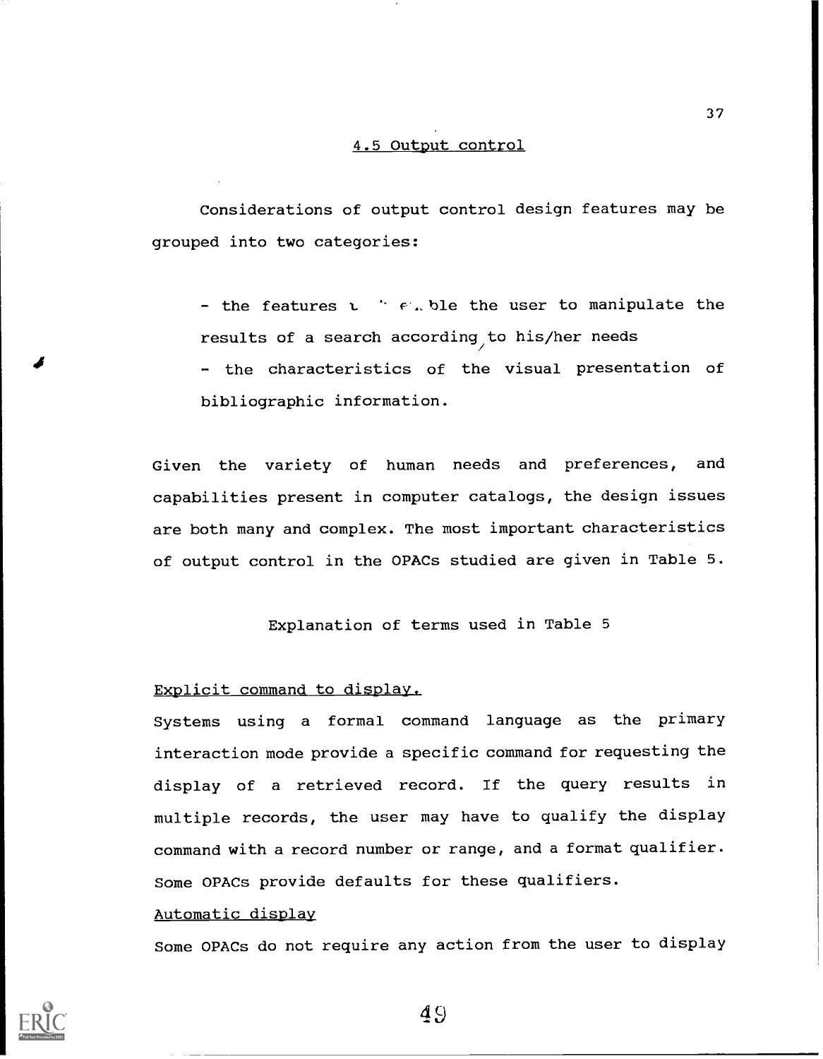## 4.5 Output control

Considerations of output control design features may be grouped into two categories:

- the features that enable the user to manipulate the results of a search according to his/her needs
- the characteristics of the visual presentation of bibliographic information.

Given the variety of human needs and preferences, and capabilities present in computer catalogs, the design issues are both many and complex. The most important characteristics of output control in the OPACs studied are given in Table 5.

Explanation of terms used in Table 5

Explicit command to display.

Systems using a formal command language as the primary interaction mode provide a specific command for requesting the display of a retrieved record. If the query results in multiple records, the user may have to qualify the display command with a record number or range, and a format qualifier. Some OPACs provide defaults for these qualifiers.

Automatic display

Some OPACs do not require any action from the user to display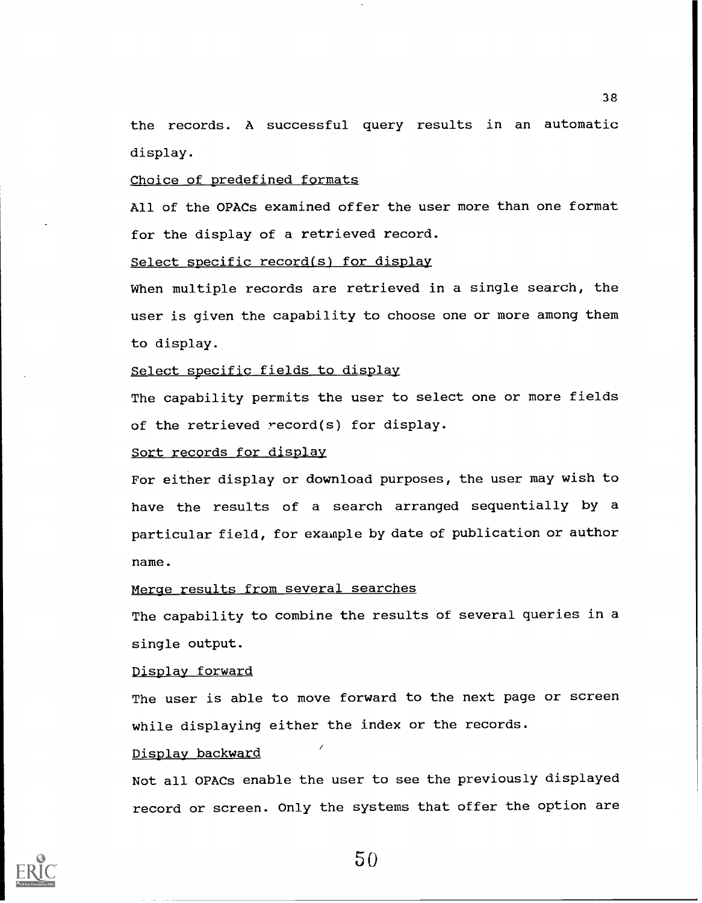the records. A successful query results in an automatic display.

Choice of predefined formats

All of the OPACs examined offer the user more than one format for the display of a retrieved record.

Select specific record(s) for display

When multiple records are retrieved in a single search, the user is given the capability to choose one or more among them to display.

Select specific fields to display

The capability permits the user to select one or more fields of the retrieved record(s) for display.

Sort records for display

For either display or download purposes, the user may wish to have the results of a search arranged sequentially by a particular field, for example by date of publication or author name.

Merge results from several searches

The capability to combine the results of several queries in a single output.

Display forward

The user is able to move forward to the next page or screen while displaying either the index or the records.

Display backward

Not all OPACs enable the user to see the previously displayed record or screen. Only the systems that offer the option are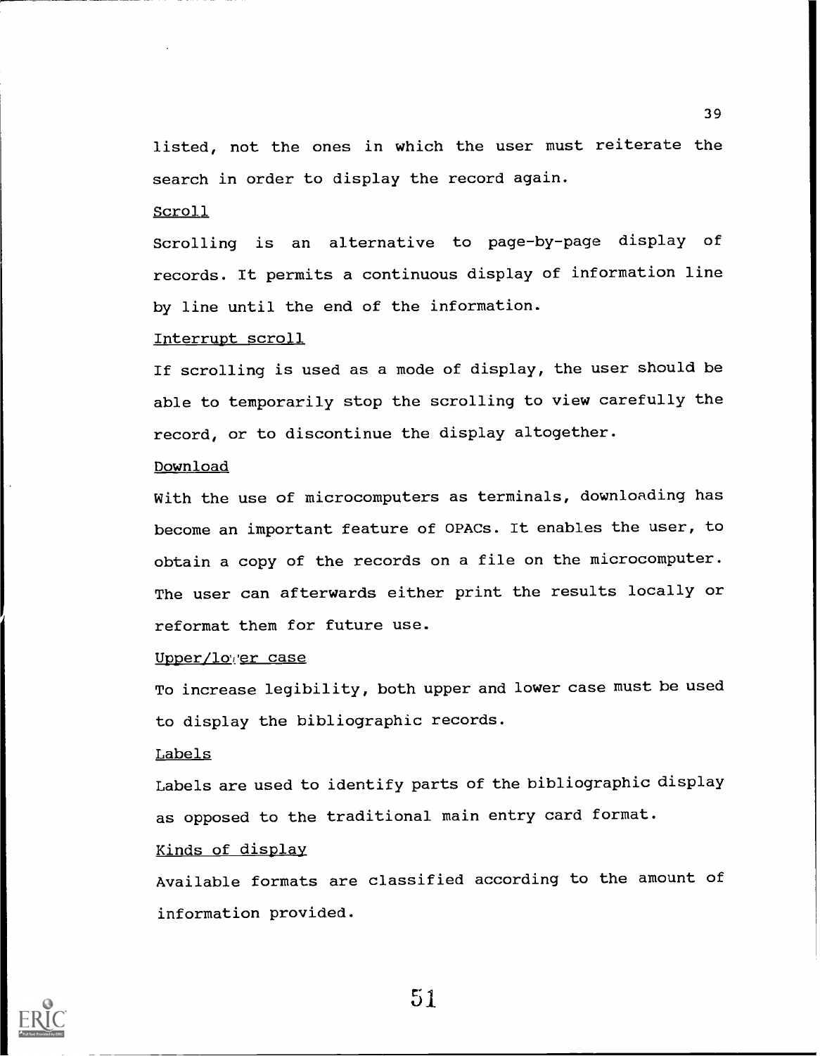listed, not the ones in which the user must reiterate the search in order to display the record again.

Scroll

Scrolling is an alternative to page-by-page display of records. It permits a continuous display of information line by line until the end of the information.

Interrupt scroll

If scrolling is used as a mode of display, the user should be able to temporarily stop the scrolling to view carefully the record, or to discontinue the display altogether.

Download

With the use of microcomputers as terminals, downloading has become an important feature of OPACs. It enables the user, to obtain a copy of the records on a file on the microcomputer. The user can afterwards either print the results locally or reformat them for future use.

Upper/lower case

To increase legibility, both upper and lower case must be used to display the bibliographic records.

Labels

Labels are used to identify parts of the bibliographic display as opposed to the traditional main entry card format.

Kinds of display

Available formats are classified according to the amount of information provided.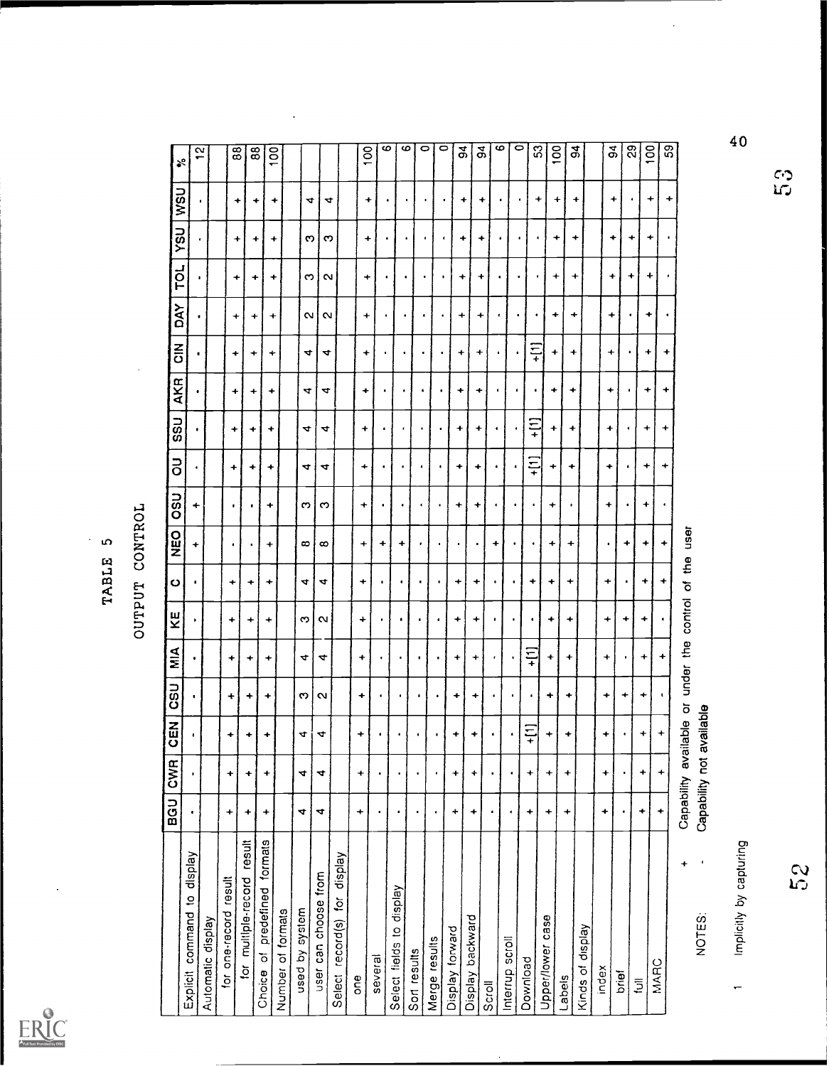# TABLE 5

## OUTPUT CONTROL

| | BGU | CWR | CEN | CSU | MIA | KE | C | NEO | OSU | OU | SSU | AKR | CIN | DAY | TOL | YSU | WSU | % |
|---|---|---|---|---|---|---|---|---|---|---|---|---|---|---|---|---|---|---|
| Explicit command to display | - | - | - | - | - | - | - | + | + | - | - | - | - | - | - | - | - | 12 |
| Automatic display | | | | | | | | | | | | | | | | | | |
| for one-record result | + | + | + | + | + | + | + | - | - | + | + | + | + | + | + | + | + | 88 |
| for multiple-record result | + | + | + | + | + | + | + | - | - | + | + | + | + | + | + | + | + | 88 |
| Choice of predefined formats | + | + | + | + | + | + | + | + | + | + | + | + | + | + | + | + | + | 100 |
| Number of formats | | | | | | | | | | | | | | | | | | |
| used by system | 4 | 4 | 4 | 3 | 4 | 3 | 4 | 8 | 3 | 4 | 4 | 4 | 4 | 2 | 3 | 3 | 4 | |
| user can choose from | 4 | 4 | 4 | 2 | 4 | 2 | 4 | 8 | 3 | 4 | 4 | 4 | 4 | 2 | 2 | 3 | 4 | |
| Select record(s) for display | | | | | | | | | | | | | | | | | | |
| one | + | + | + | + | + | + | + | + | + | + | + | + | + | + | + | + | + | 100 |
| several | - | - | - | - | - | - | - | + | - | - | - | - | - | - | - | - | - | 6 |
| Select fields to display | - | - | - | - | - | - | - | + | - | - | - | - | - | - | - | - | - | 6 |
| Sort results | - | - | - | - | - | - | - | - | - | - | - | - | - | - | - | - | - | 0 |
| Merge results | - | - | - | - | - | - | - | - | - | - | - | - | - | - | - | - | - | 0 |
| Display forward | + | + | + | + | + | + | + | - | + | + | + | + | + | + | + | + | + | 94 |
| Display backward | + | + | + | + | + | + | + | - | + | + | + | + | + | + | + | + | + | 94 |
| Scroll | - | - | - | - | - | - | - | + | - | - | - | - | - | - | - | - | - | 6 |
| Interrup scroll | - | - | - | - | - | - | - | - | - | - | - | - | - | - | - | - | - | 0 |
| Download | + | + | +[1] | - | +[1] | - | + | - | - | +[1] | +[1] | - | +[1] | - | - | - | + | 53 |
| Upper/lower case | + | + | + | + | + | + | + | + | + | + | + | + | + | + | + | + | + | 100 |
| Labels | + | + | + | + | + | + | + | + | - | + | + | + | + | + | + | + | + | 94 |
| Kinds of display | | | | | | | | | | | | | | | | | | |
| index | + | + | + | + | + | + | + | - | + | + | + | + | + | + | + | + | + | 94 |
| brief | - | - | - | + | - | + | - | + | - | - | - | - | - | - | + | + | - | 29 |
| full | + | + | + | + | + | + | + | + | + | + | + | + | + | + | + | + | + | 100 |
| MARC | + | + | + | - | + | - | + | + | - | + | + | + | + | - | - | - | + | 59 |

NOTES: + Capability available or under the control of the user
- Capability not available

1 Implicitly by capturing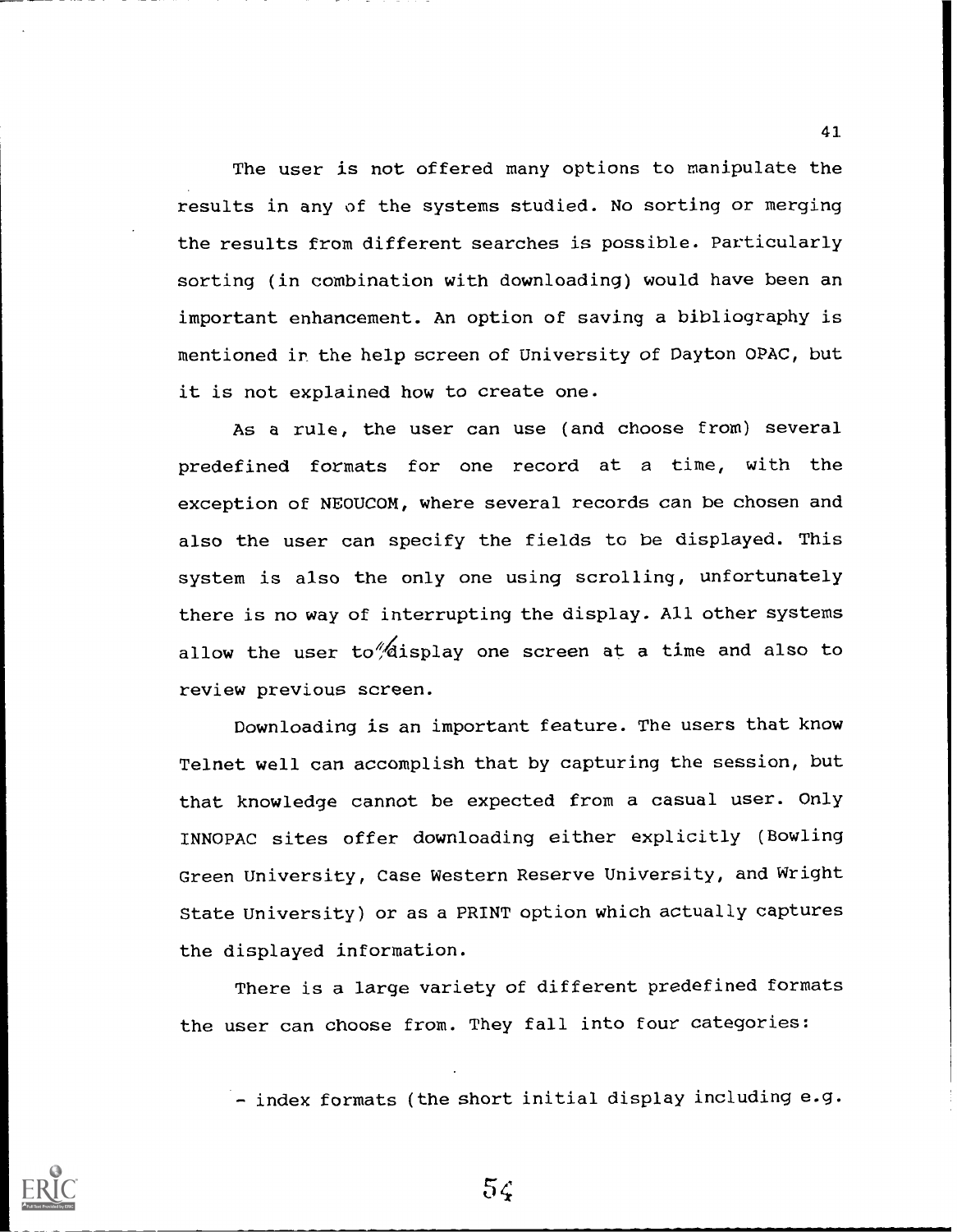The user is not offered many options to manipulate the results in any of the systems studied. No sorting or merging the results from different searches is possible. Particularly sorting (in combination with downloading) would have been an important enhancement. An option of saving a bibliography is mentioned in the help screen of University of Dayton OPAC, but it is not explained how to create one.

As a rule, the user can use (and choose from) several predefined formats for one record at a time, with the exception of NEOUCOM, where several records can be chosen and also the user can specify the fields to be displayed. This system is also the only one using scrolling, unfortunately there is no way of interrupting the display. All other systems allow the user to display one screen at a time and also to review previous screen.

Downloading is an important feature. The users that know Telnet well can accomplish that by capturing the session, but that knowledge cannot be expected from a casual user. Only INNOPAC sites offer downloading either explicitly (Bowling Green University, Case Western Reserve University, and Wright State University) or as a PRINT option which actually captures the displayed information.

There is a large variety of different predefined formats the user can choose from. They fall into four categories:

- index formats (the short initial display including e.g.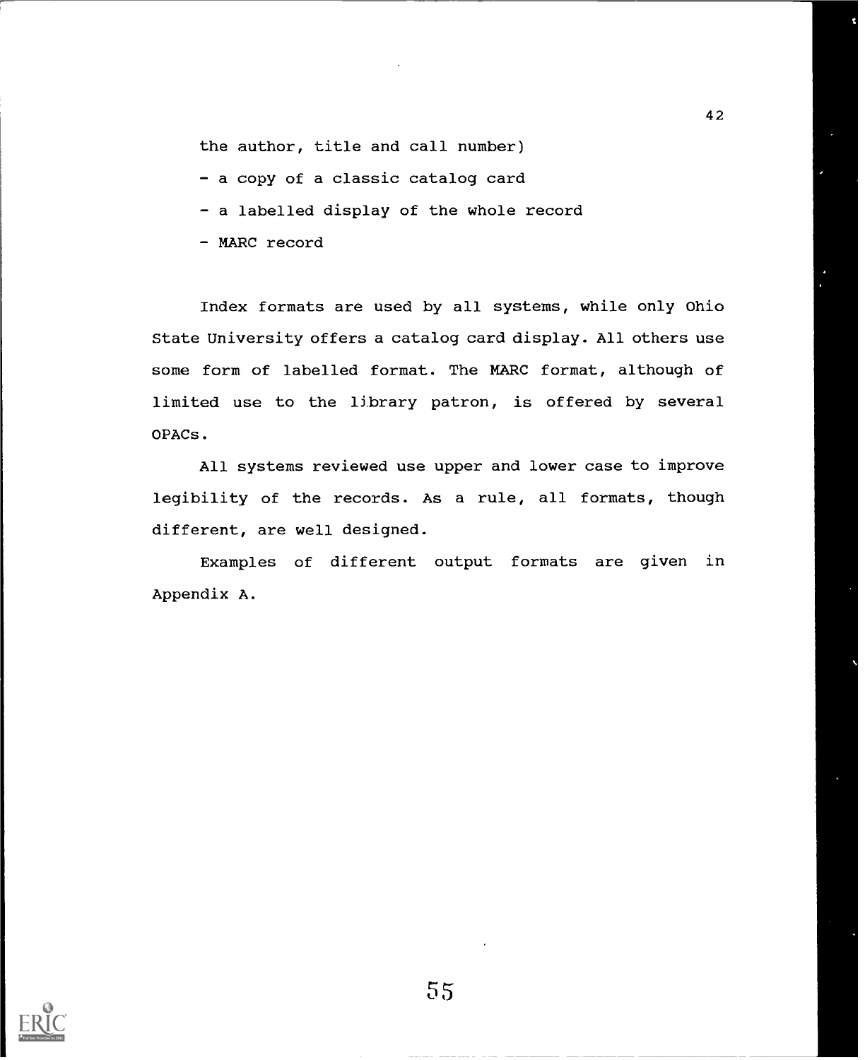the author, title and call number)

- a copy of a classic catalog card
- a labelled display of the whole record
- MARC record

Index formats are used by all systems, while only Ohio State University offers a catalog card display. All others use some form of labelled format. The MARC format, although of limited use to the library patron, is offered by several OPACs.

All systems reviewed use upper and lower case to improve legibility of the records. As a rule, all formats, though different, are well designed.

Examples of different output formats are given in Appendix A.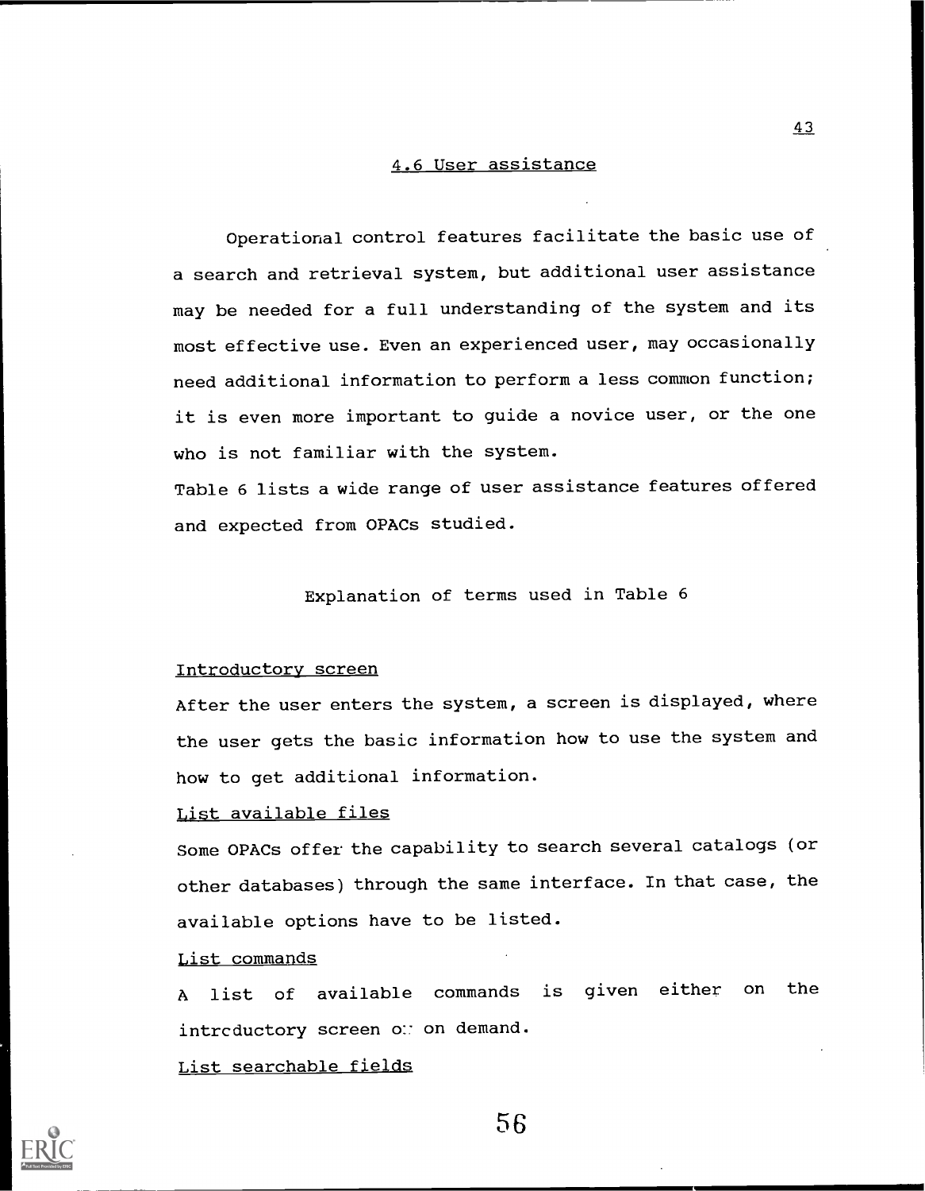## 4.6 User assistance

Operational control features facilitate the basic use of a search and retrieval system, but additional user assistance may be needed for a full understanding of the system and its most effective use. Even an experienced user, may occasionally need additional information to perform a less common function; it is even more important to guide a novice user, or the one who is not familiar with the system.

Table 6 lists a wide range of user assistance features offered and expected from OPACs studied.

### Explanation of terms used in Table 6

Introductory screen

After the user enters the system, a screen is displayed, where the user gets the basic information how to use the system and how to get additional information.

List available files

Some OPACs offer the capability to search several catalogs (or other databases) through the same interface. In that case, the available options have to be listed.

List commands

A list of available commands is given either on the introductory screen or on demand.

List searchable fields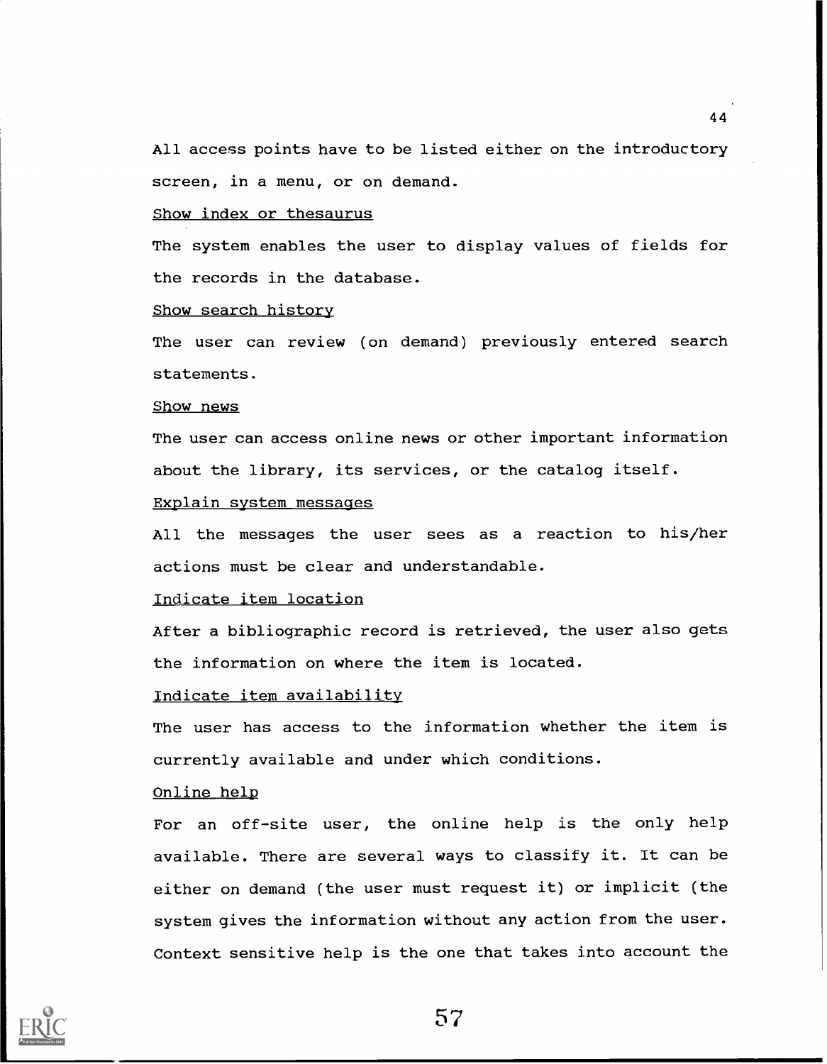All access points have to be listed either on the introductory screen, in a menu, or on demand.

Show index or thesaurus

The system enables the user to display values of fields for the records in the database.

Show search history

The user can review (on demand) previously entered search statements.

Show news

The user can access online news or other important information about the library, its services, or the catalog itself.

Explain system messages

All the messages the user sees as a reaction to his/her actions must be clear and understandable.

Indicate item location

After a bibliographic record is retrieved, the user also gets the information on where the item is located.

Indicate item availability

The user has access to the information whether the item is currently available and under which conditions.

Online help

For an off-site user, the online help is the only help available. There are several ways to classify it. It can be either on demand (the user must request it) or implicit (the system gives the information without any action from the user. Context sensitive help is the one that takes into account the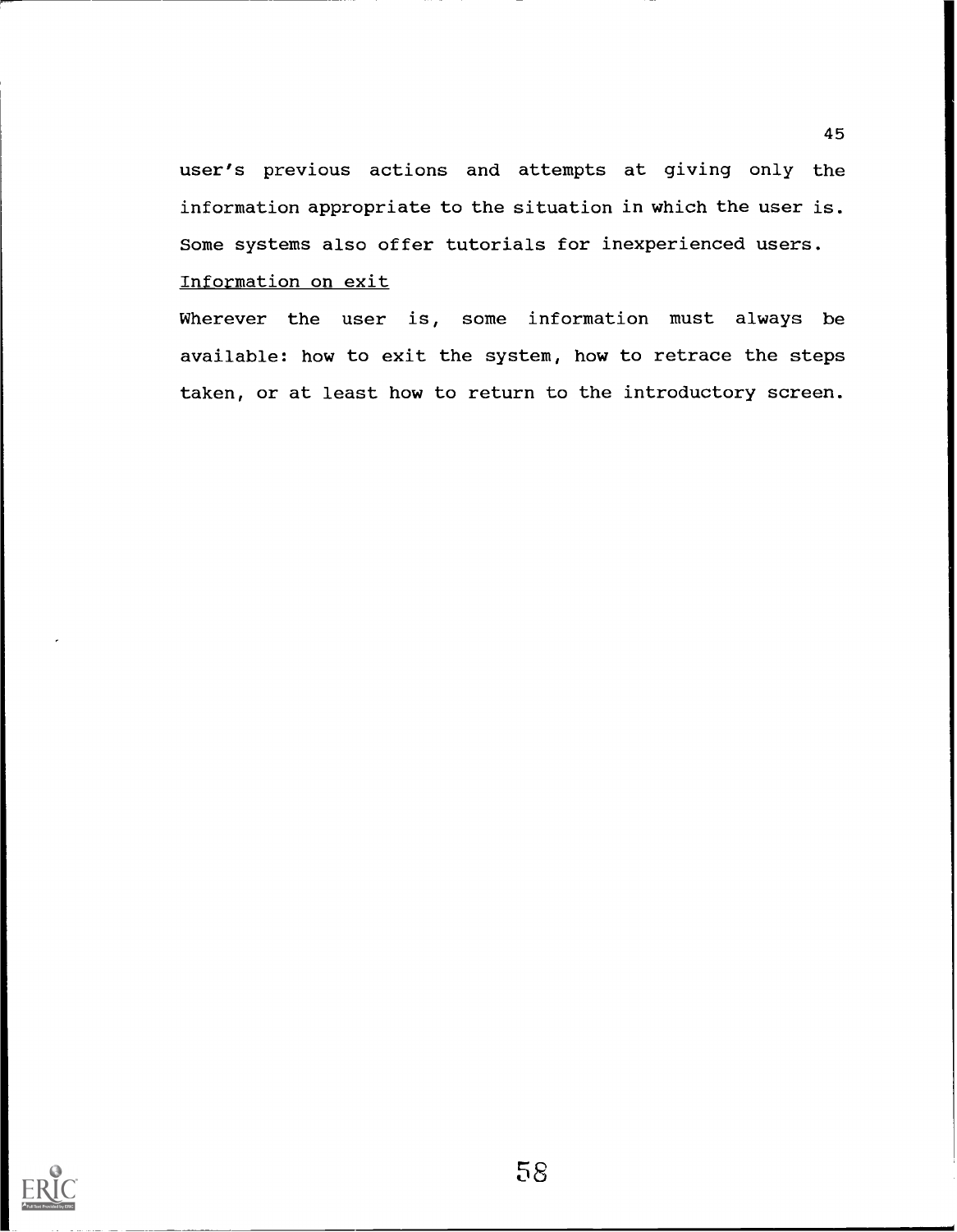user's previous actions and attempts at giving only the information appropriate to the situation in which the user is. Some systems also offer tutorials for inexperienced users.

Information on exit

Wherever the user is, some information must always be available: how to exit the system, how to retrace the steps taken, or at least how to return to the introductory screen.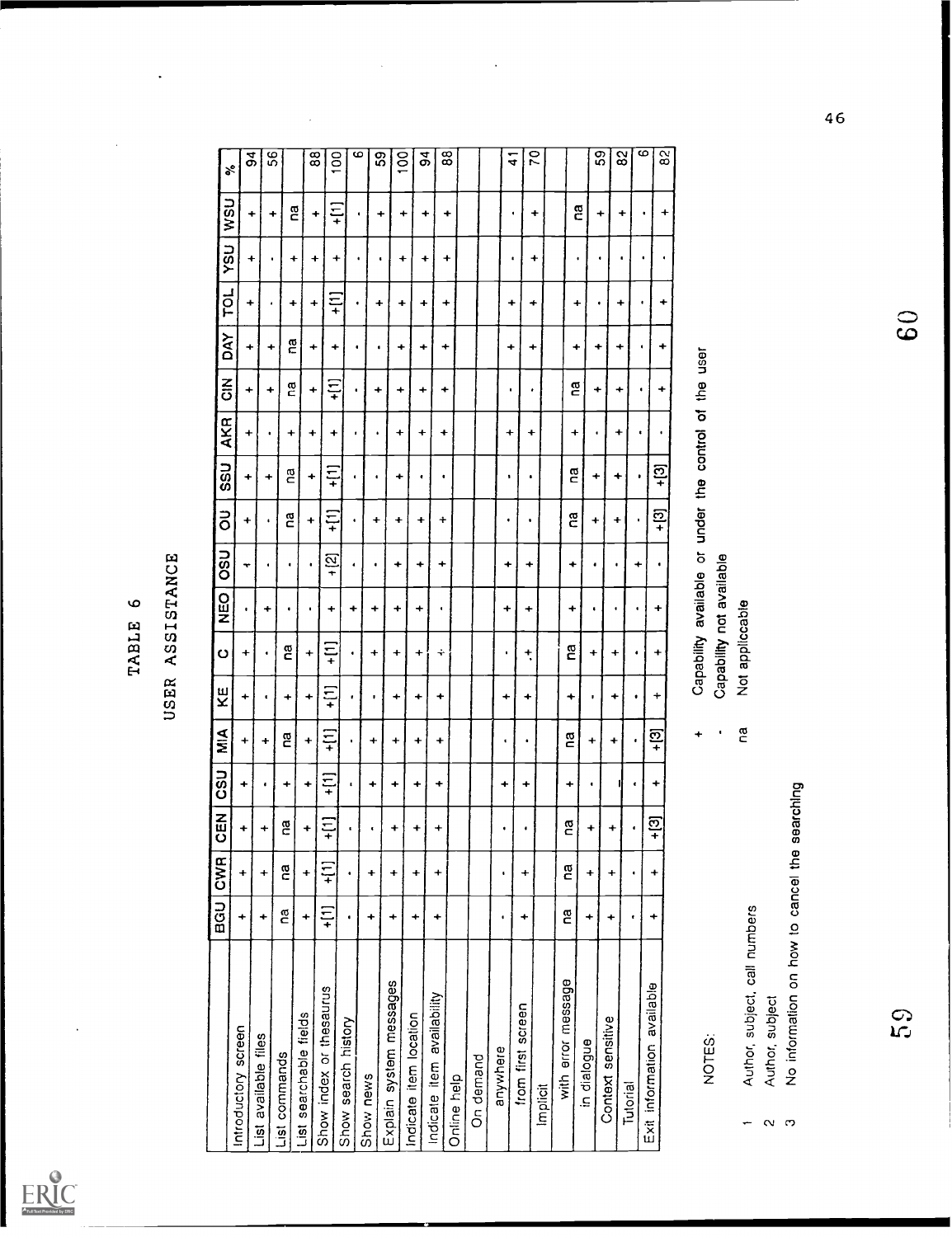# TABLE 6

## USER ASSISTANCE

| | BGU | CWR | CEN | CSU | MIA | KE | C | NEO | OSU | OU | SSU | AKR | CIN | DAY | TOL | YSU | WSU | % |
|---|---|---|---|---|---|---|---|---|---|---|---|---|---|---|---|---|---|---|
| Introductory screen | + | + | + | + | + | + | + | · | + | + | + | + | + | + | + | + | + | 94 |
| List available files | + | + | + | · | + | · | · | + | · | · | + | · | + | + | · | · | + | 56 |
| List commands | na | na | na | + | na | + | na | · | · | na | na | + | na | na | + | + | na | |
| List searchable fields | + | + | + | + | + | + | + | · | · | + | + | + | + | + | + | + | + | 88 |
| Show index or thesaurus | +[1] | +[1] | +[1] | +[1] | +[1] | +[1] | +[1] | + | +[2] | +[1] | +[1] | + | +[1] | + | +[1] | + | +[1] | 100 |
| Show search history | · | · | · | · | · | · | · | + | · | · | · | · | · | · | · | · | · | 6 |
| Show news | + | + | · | + | + | · | + | + | · | + | · | · | + | · | + | · | + | 59 |
| Explain system messages | + | + | + | + | + | + | + | + | + | + | + | + | + | + | + | + | + | 100 |
| Indicate item location | + | + | + | + | + | + | + | + | + | + | · | + | + | + | + | + | + | 94 |
| Indicate item availability | + | + | + | + | + | + | · | · | + | + | · | + | + | + | + | + | + | 88 |
| Online help | | | | | | | | | | | | | | | | | | |
| On demand | | | | | | | | | | | | | | | | | | |
| anywhere | · | · | · | + | · | + | · | + | + | · | · | + | · | + | + | · | · | 41 |
| from first screen | + | + | · | + | · | + | + | + | + | · | · | + | · | + | + | + | + | 70 |
| Implicit | | | | | | | | | | | | | | | | | | |
| with error message | na | na | na | + | na | + | na | + | + | na | na | + | na | + | + | · | na | |
| in dialogue | + | + | + | · | + | · | + | · | · | + | + | · | + | + | · | · | + | 59 |
| Context sensitive | + | + | + | \| | + | + | + | · | · | + | + | + | + | + | + | · | + | 82 |
| Tutorial | · | · | · | · | · | · | · | · | + | · | · | · | · | · | · | · | · | 6 |
| Exit information available | + | + | +[3] | + | +[3] | + | + | + | · | +[3] | +[3] | · | + | + | + | · | + | 82 |

+ Capability available or under the control of the user

· Capability not available

na Not applicable

NOTES:

1 Author, subject, call numbers
2 Author, subject
3 No information on how to cancel the searching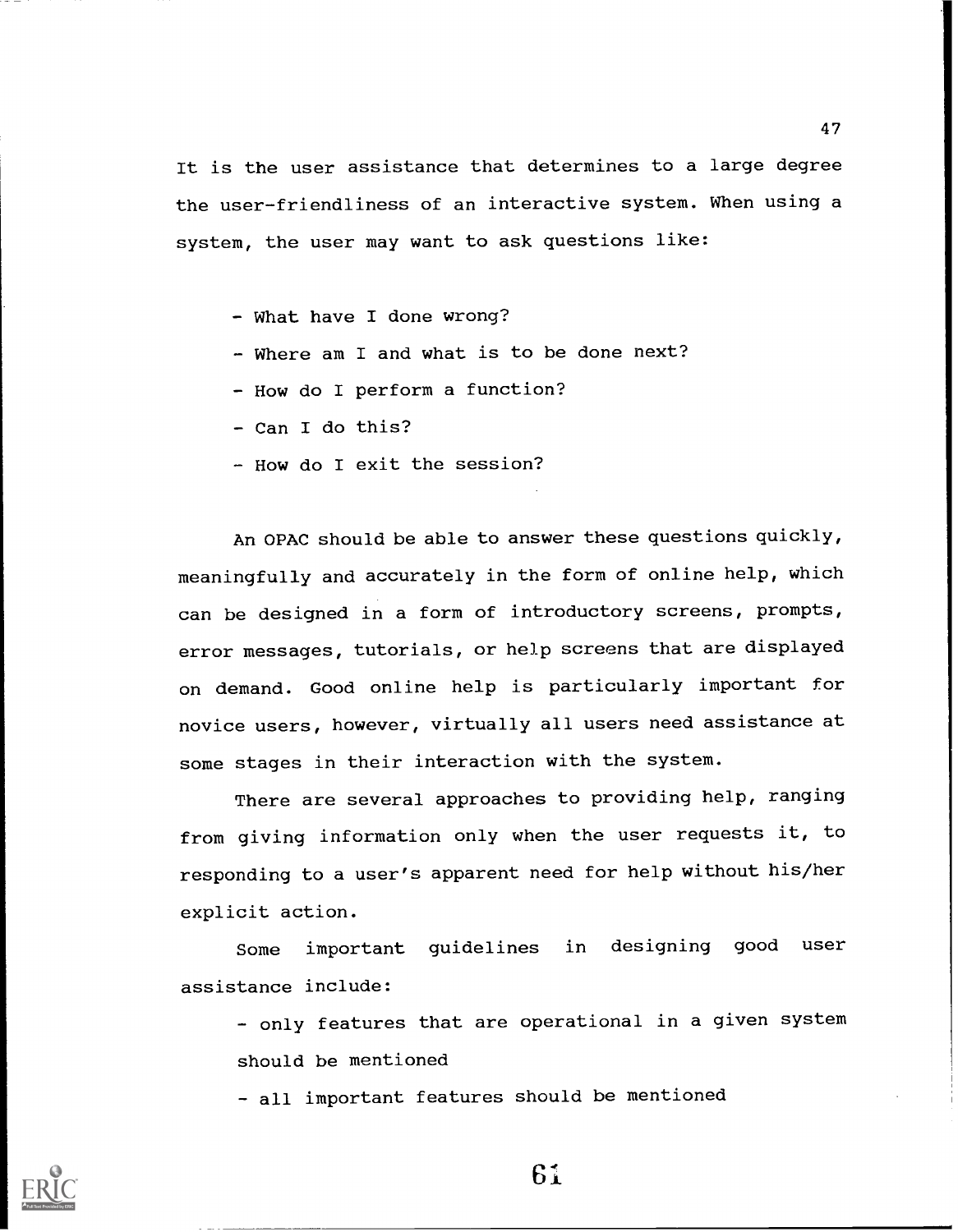It is the user assistance that determines to a large degree the user-friendliness of an interactive system. When using a system, the user may want to ask questions like:

- What have I done wrong?
- Where am I and what is to be done next?
- How do I perform a function?
- Can I do this?
- How do I exit the session?

An OPAC should be able to answer these questions quickly, meaningfully and accurately in the form of online help, which can be designed in a form of introductory screens, prompts, error messages, tutorials, or help screens that are displayed on demand. Good online help is particularly important for novice users, however, virtually all users need assistance at some stages in their interaction with the system.

There are several approaches to providing help, ranging from giving information only when the user requests it, to responding to a user's apparent need for help without his/her explicit action.

Some important guidelines in designing good user assistance include:

- only features that are operational in a given system should be mentioned
- all important features should be mentioned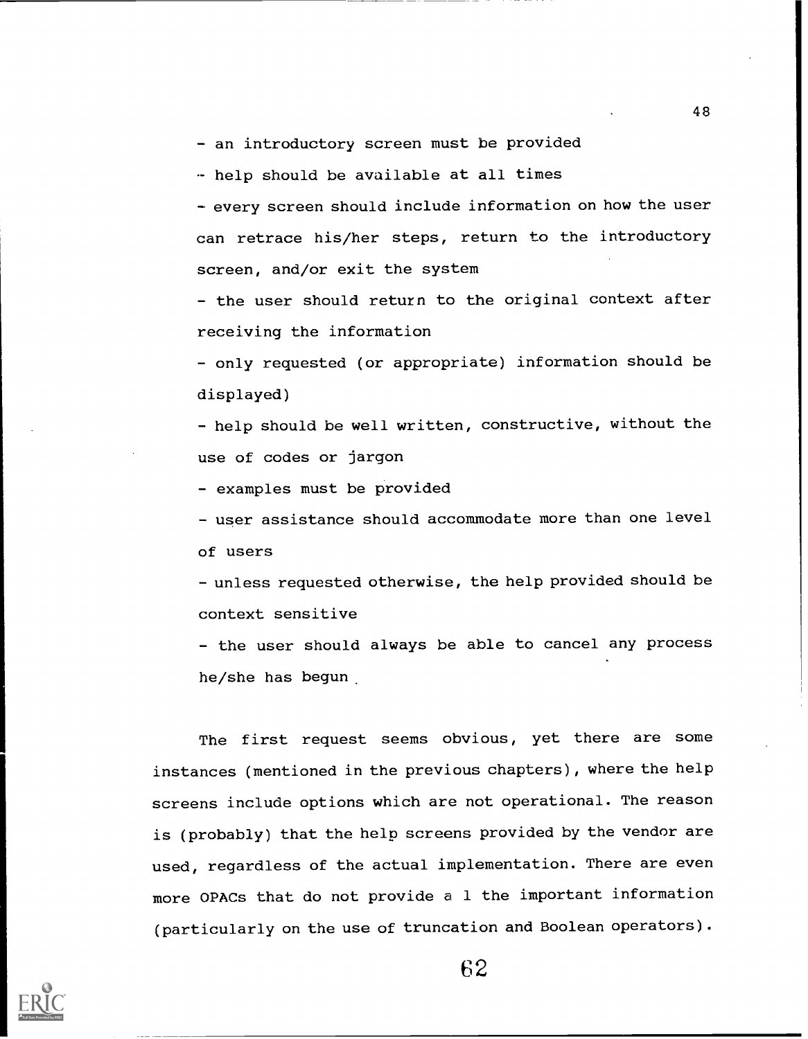- an introductory screen must be provided
- help should be available at all times
- every screen should include information on how the user can retrace his/her steps, return to the introductory screen, and/or exit the system
- the user should return to the original context after receiving the information
- only requested (or appropriate) information should be displayed)
- help should be well written, constructive, without the use of codes or jargon
- examples must be provided
- user assistance should accommodate more than one level of users
- unless requested otherwise, the help provided should be context sensitive
- the user should always be able to cancel any process he/she has begun

The first request seems obvious, yet there are some instances (mentioned in the previous chapters), where the help screens include options which are not operational. The reason is (probably) that the help screens provided by the vendor are used, regardless of the actual implementation. There are even more OPACs that do not provide a 1 the important information (particularly on the use of truncation and Boolean operators).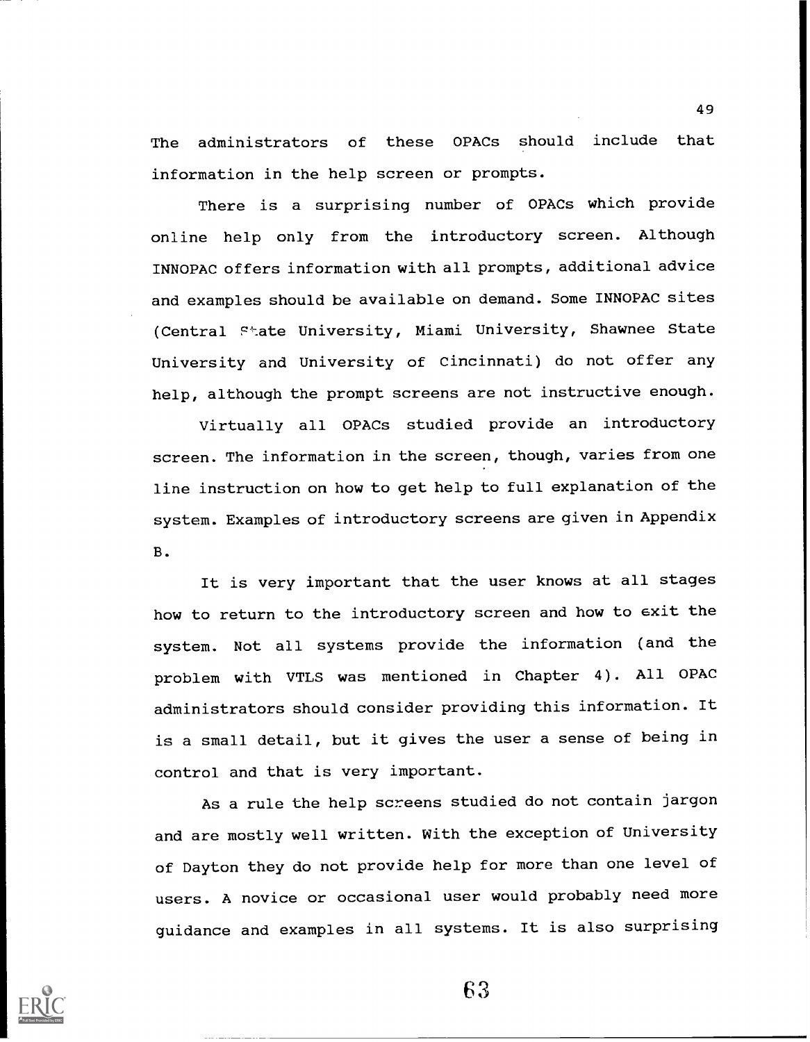The administrators of these OPACs should include that information in the help screen or prompts.

There is a surprising number of OPACs which provide online help only from the introductory screen. Although INNOPAC offers information with all prompts, additional advice and examples should be available on demand. Some INNOPAC sites (Central State University, Miami University, Shawnee State University and University of Cincinnati) do not offer any help, although the prompt screens are not instructive enough.

Virtually all OPACs studied provide an introductory screen. The information in the screen, though, varies from one line instruction on how to get help to full explanation of the system. Examples of introductory screens are given in Appendix B.

It is very important that the user knows at all stages how to return to the introductory screen and how to exit the system. Not all systems provide the information (and the problem with VTLS was mentioned in Chapter 4). All OPAC administrators should consider providing this information. It is a small detail, but it gives the user a sense of being in control and that is very important.

As a rule the help screens studied do not contain jargon and are mostly well written. With the exception of University of Dayton they do not provide help for more than one level of users. A novice or occasional user would probably need more guidance and examples in all systems. It is also surprising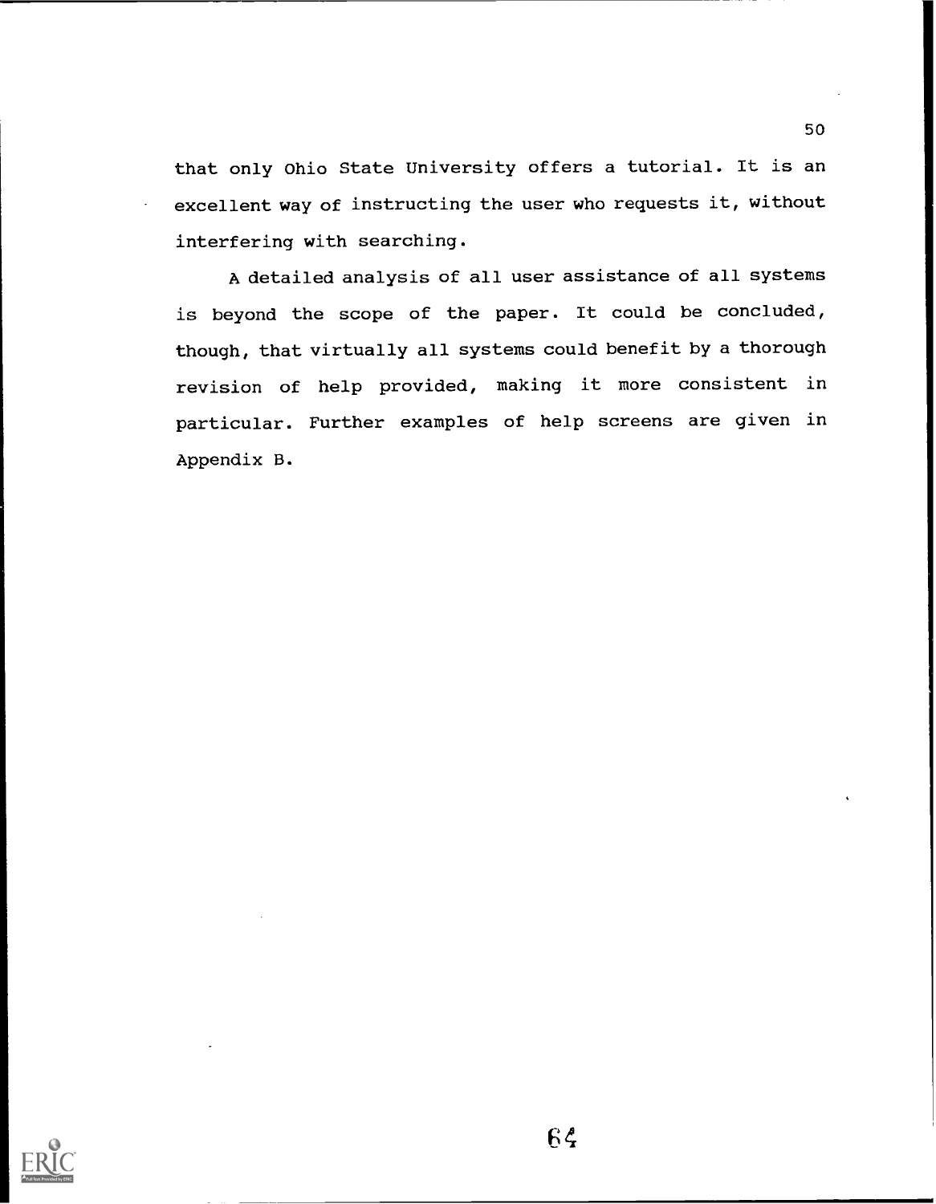that only Ohio State University offers a tutorial. It is an excellent way of instructing the user who requests it, without interfering with searching.

A detailed analysis of all user assistance of all systems is beyond the scope of the paper. It could be concluded, though, that virtually all systems could benefit by a thorough revision of help provided, making it more consistent in particular. Further examples of help screens are given in Appendix B.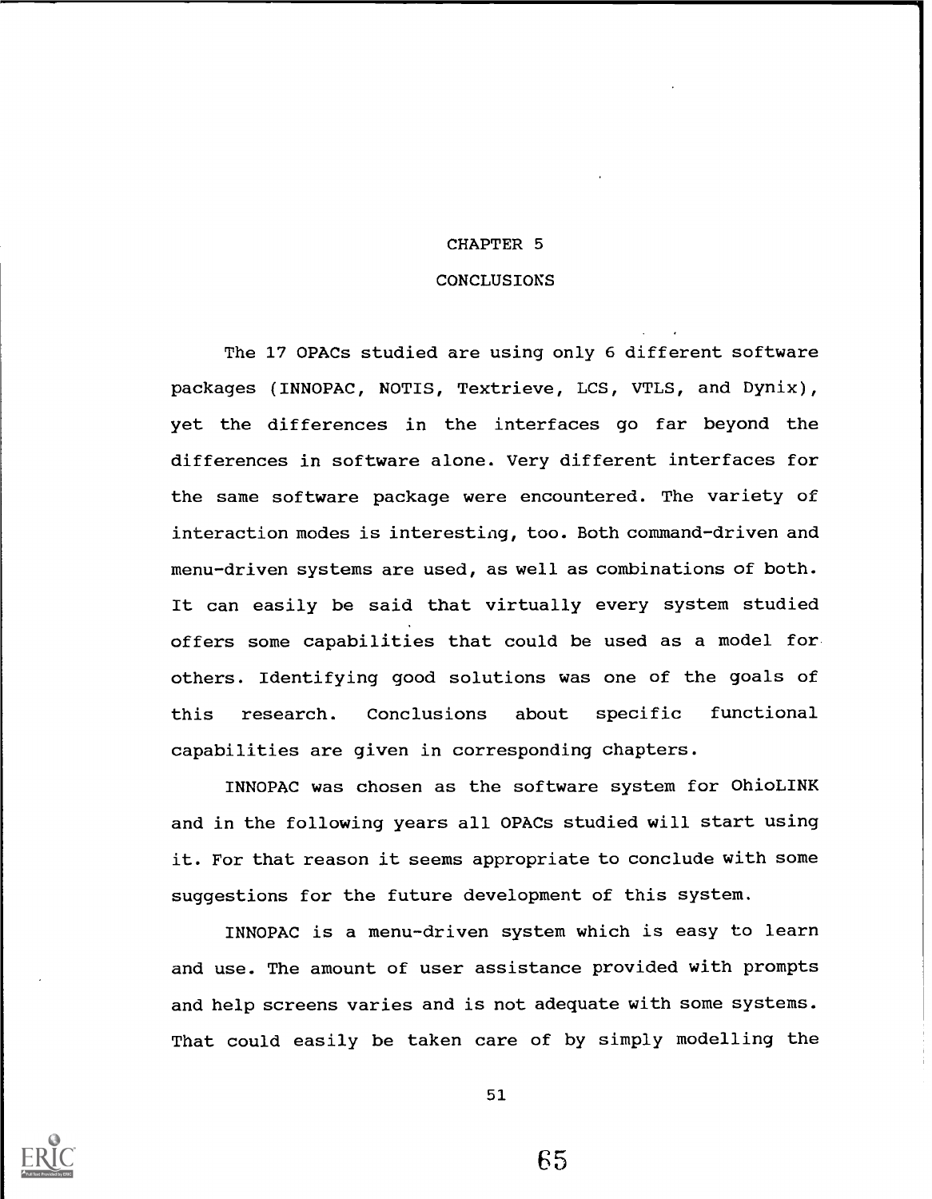# CHAPTER 5

## CONCLUSIONS

The 17 OPACs studied are using only 6 different software packages (INNOPAC, NOTIS, Textrieve, LCS, VTLS, and Dynix), yet the differences in the interfaces go far beyond the differences in software alone. Very different interfaces for the same software package were encountered. The variety of interaction modes is interesting, too. Both command-driven and menu-driven systems are used, as well as combinations of both. It can easily be said that virtually every system studied offers some capabilities that could be used as a model for others. Identifying good solutions was one of the goals of this research. Conclusions about specific functional capabilities are given in corresponding chapters.

INNOPAC was chosen as the software system for OhioLINK and in the following years all OPACs studied will start using it. For that reason it seems appropriate to conclude with some suggestions for the future development of this system.

INNOPAC is a menu-driven system which is easy to learn and use. The amount of user assistance provided with prompts and help screens varies and is not adequate with some systems. That could easily be taken care of by simply modelling the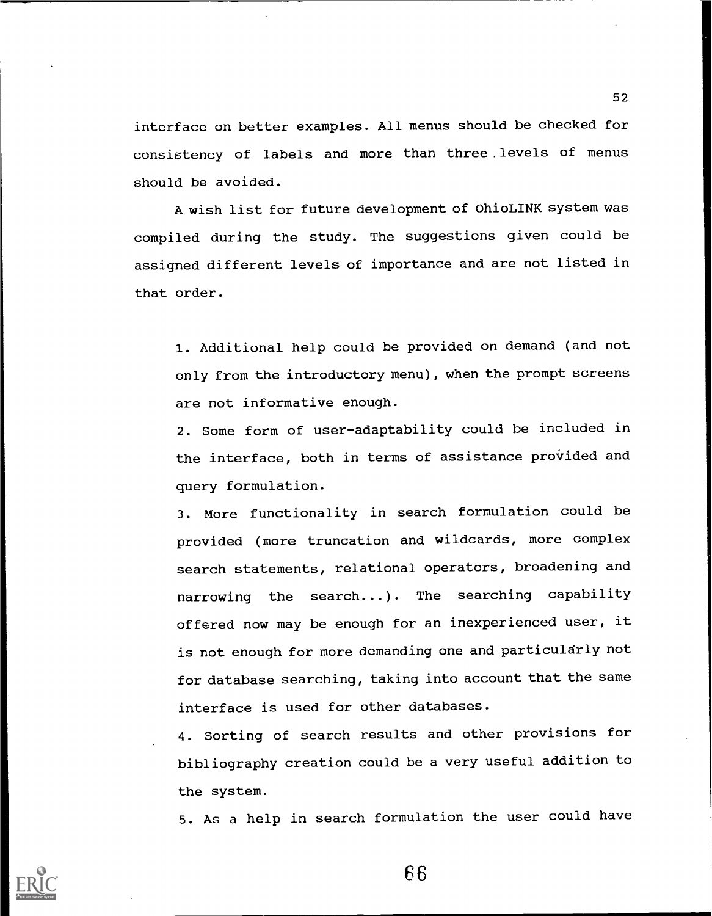interface on better examples. All menus should be checked for consistency of labels and more than three levels of menus should be avoided.

A wish list for future development of OhioLINK system was compiled during the study. The suggestions given could be assigned different levels of importance and are not listed in that order.

1. Additional help could be provided on demand (and not only from the introductory menu), when the prompt screens are not informative enough.
2. Some form of user-adaptability could be included in the interface, both in terms of assistance provided and query formulation.
3. More functionality in search formulation could be provided (more truncation and wildcards, more complex search statements, relational operators, broadening and narrowing the search...). The searching capability offered now may be enough for an inexperienced user, it is not enough for more demanding one and particularly not for database searching, taking into account that the same interface is used for other databases.
4. Sorting of search results and other provisions for bibliography creation could be a very useful addition to the system.
5. As a help in search formulation the user could have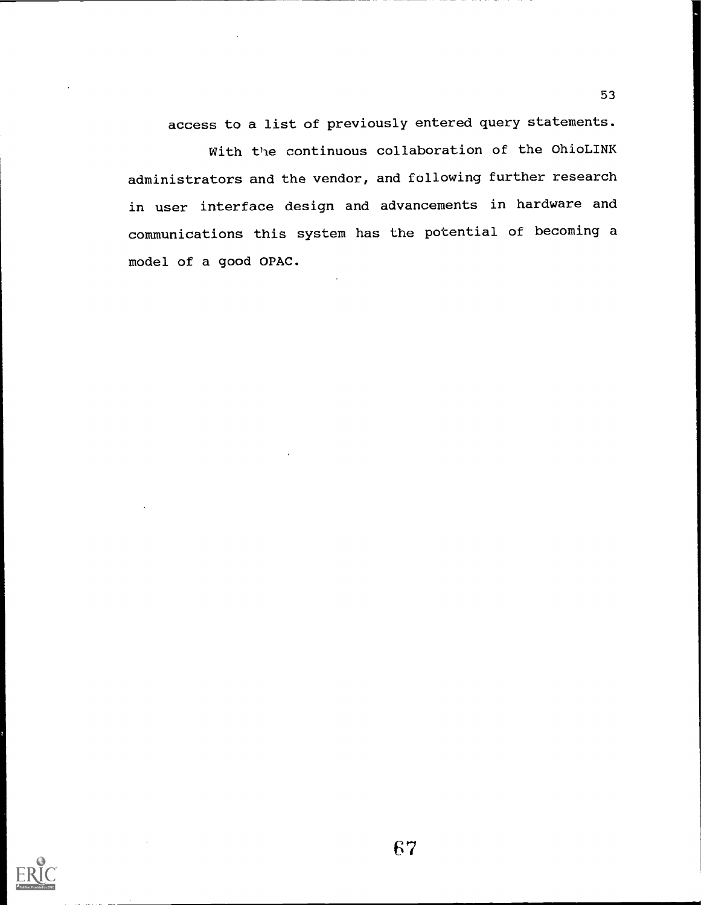access to a list of previously entered query statements.

With the continuous collaboration of the OhioLINK administrators and the vendor, and following further research in user interface design and advancements in hardware and communications this system has the potential of becoming a model of a good OPAC.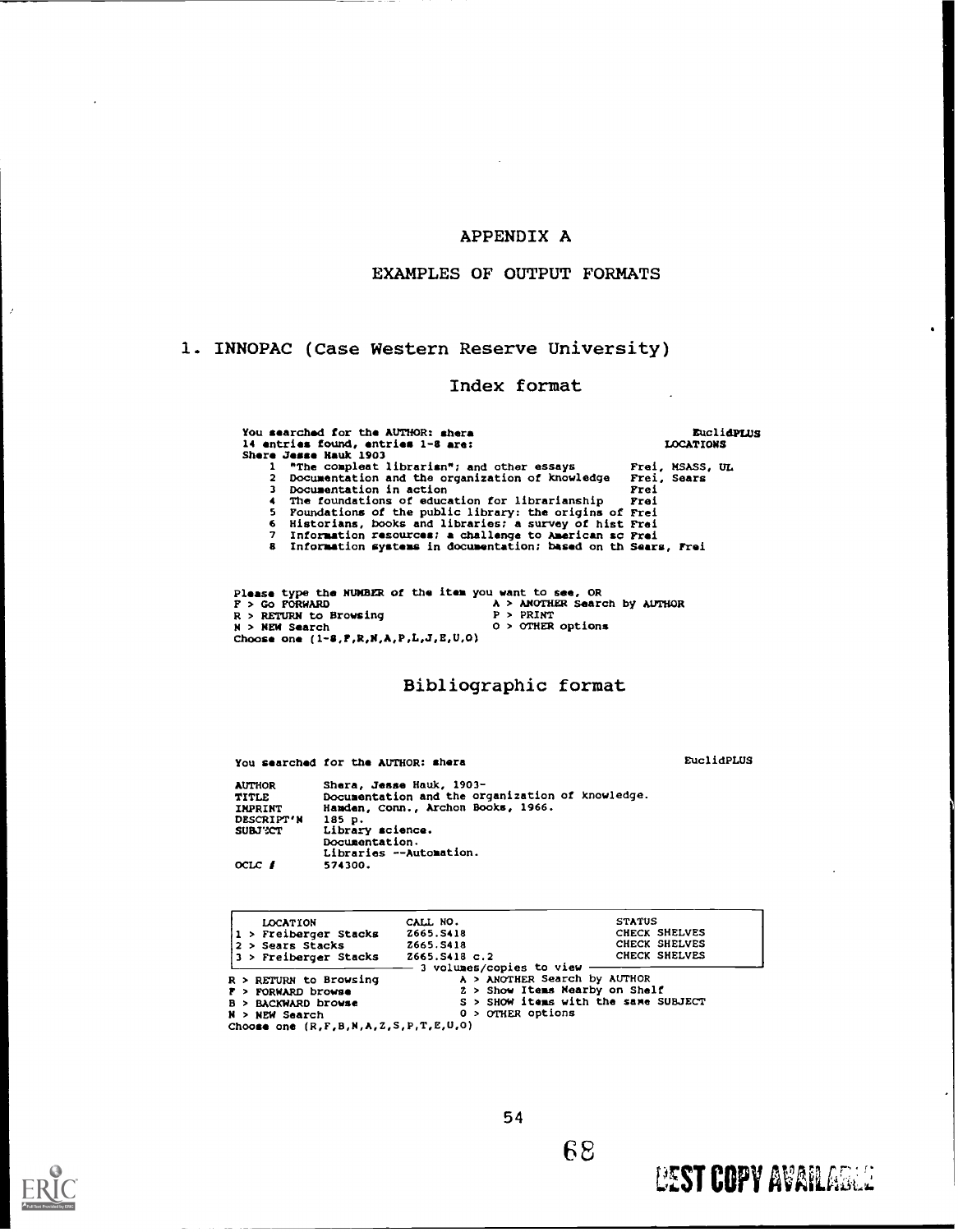# APPENDIX A

## EXAMPLES OF OUTPUT FORMATS

### 1. INNOPAC (Case Western Reserve University)

#### Index format

```
You searched for the AUTHOR: shera                                   EuclidPLUS
14 entries found, entries 1-8 are:                                    LOCATIONS
Shera Jesse Hauk 1903
    1  "The compleat librarian"; and other essays          Frei, MSASS, UL
    2  Documentation and the organization of knowledge     Frei, Sears
    3  Documentation in action                             Frei
    4  The foundations of education for librarianship      Frei
    5  Foundations of the public library: the origins of   Frei
    6  Historians, books and libraries; a survey of hist   Frei
    7  Information resources; a challenge to American sc   Frei
    8  Information systems in documentation; based on th   Sears, Frei


Please type the NUMBER of the item you want to see, OR
F > Go FORWARD                        A > ANOTHER Search by AUTHOR
R > RETURN to Browsing                P > PRINT
N > NEW Search                        O > OTHER options
Choose one (1-8,F,R,N,A,P,L,J,E,U,O)
```

#### Bibliographic format

```
You searched for the AUTHOR: shera                                   EuclidPLUS

AUTHOR        Shera, Jesse Hauk, 1903-
TITLE         Documentation and the organization of knowledge.
IMPRINT       Hamden, Conn., Archon Books, 1966.
DESCRIPT'N    185 p.
SUBJECT       Library science.
              Documentation.
              Libraries --Automation.
OCLC #        574300.


  LOCATION                   CALL NO.                       STATUS
 1 > Freiberger Stacks       Z665.S418                      CHECK SHELVES
 2 > Sears Stacks            Z665.S418                      CHECK SHELVES
 3 > Freiberger Stacks       Z665.S418 c.2                  CHECK SHELVES
                     ---- 3 volumes/copies to view ----
R > RETURN to Browsing              A > ANOTHER Search by AUTHOR
F > FORWARD browse                  Z > Show Items Nearby on Shelf
B > BACKWARD browse                 S > SHOW items with the same SUBJECT
N > NEW Search                      O > OTHER options
Choose one (R,F,B,N,A,Z,S,P,T,E,U,O)
```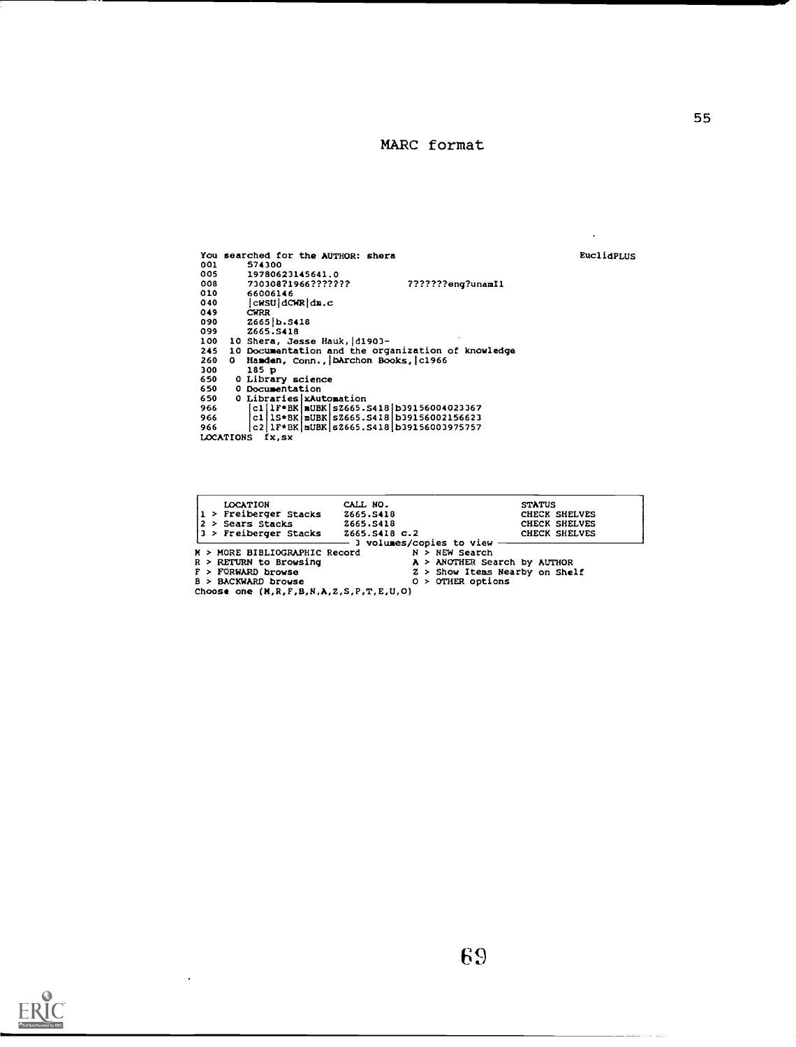# MARC format

```
You searched for the AUTHOR: shera                                    EuclidPLUS
001      574300
005      19780623145641.0
008      730308?1966???????            ???????eng?unamI1
010      66006146
040      |cWSU|dCWR|dm.c
049      CWRR
090      Z665|b.S418
099      Z665.S418
100   10 Shera, Jesse Hauk,|d1903-
245   10 Documentation and the organization of knowledge
260   0  Hamden, Conn.,|bArchon Books,|c1966
300      185 p
650    0 Library science
650    0 Documentation
650    0 Libraries|xAutomation
966      |c1|1F*BK|mUBK|sZ665.S418|b39156004023367
966      |c1|1S*BK|mUBK|sZ665.S418|b39156002156623
966      |c2|1F*BK|mUBK|sZ665.S418|b39156003975757
LOCATIONS  fx,sx
```

```
     LOCATION              CALL NO.                          STATUS
1 > Freiberger Stacks     Z665.S418                         CHECK SHELVES
2 > Sears Stacks          Z665.S418                         CHECK SHELVES
3 > Freiberger Stacks     Z665.S418 c.2                     CHECK SHELVES
                          3 volumes/copies to view
M > MORE BIBLIOGRAPHIC Record          N > NEW Search
R > RETURN to Browsing                 A > ANOTHER Search by AUTHOR
F > FORWARD browse                     Z > Show Items Nearby on Shelf
B > BACKWARD browse                    O > OTHER options
Choose one (M,R,F,B,N,A,Z,S,P,T,E,U,O)
```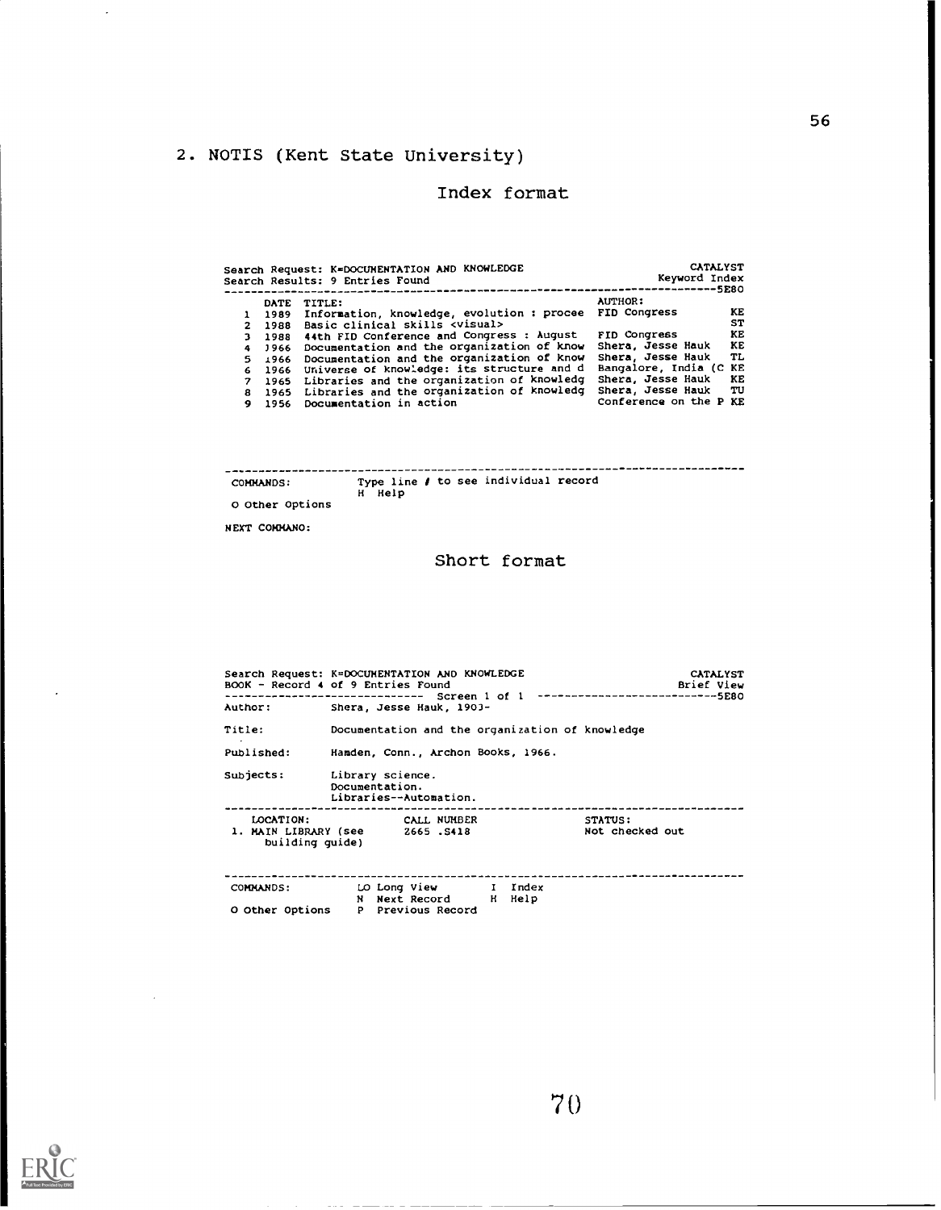## 2. NOTIS (Kent State University)

### Index format

```
Search Request: K=DOCUMENTATION AND KNOWLEDGE                          CATALYST
Search Results: 9 Entries Found                                   Keyword Index
-----------------------------------------------------------------------------5E80
    DATE  TITLE:                                      AUTHOR:
 1  1989  Information, knowledge, evolution : procee  FID Congress          KE
 2  1988  Basic clinical skills <visual>                                    ST
 3  1988  44th FID Conference and Congress : August   FID Congress          KE
 4  1966  Documentation and the organization of know  Shera, Jesse Hauk     KE
 5  1966  Documentation and the organization of know  Shera, Jesse Hauk     TL
 6  1966  Universe of knowledge: its structure and d  Bangalore, India (C   KE
 7  1965  Libraries and the organization of knowledg  Shera, Jesse Hauk     KE
 8  1965  Libraries and the organization of knowledg  Shera, Jesse Hauk     TU
 9  1956  Documentation in action                     Conference on the P   KE

-------------------------------------------------------------------------------
COMMANDS:           Type line # to see individual record
                    H  Help
O Other Options

NEXT COMMAND:
```

### Short format

```
Search Request: K=DOCUMENTATION AND KNOWLEDGE                          CATALYST
BOOK - Record 4 of 9 Entries Found                                   Brief View
------------------------------ Screen 1 of 1 -------------------------------5E80
Author:          Shera, Jesse Hauk, 1903-

Title:           Documentation and the organization of knowledge

Published:       Hamden, Conn., Archon Books, 1966.

Subjects:        Library science.
                 Documentation.
                 Libraries--Automation.
-------------------------------------------------------------------------------
    LOCATION:                CALL NUMBER                  STATUS:
 1. MAIN LIBRARY (see        Z665 .S418                   Not checked out
      building guide)

-------------------------------------------------------------------------------
COMMANDS:           LO Long View       I  Index
                    N  Next Record     H  Help
O Other Options     P  Previous Record
```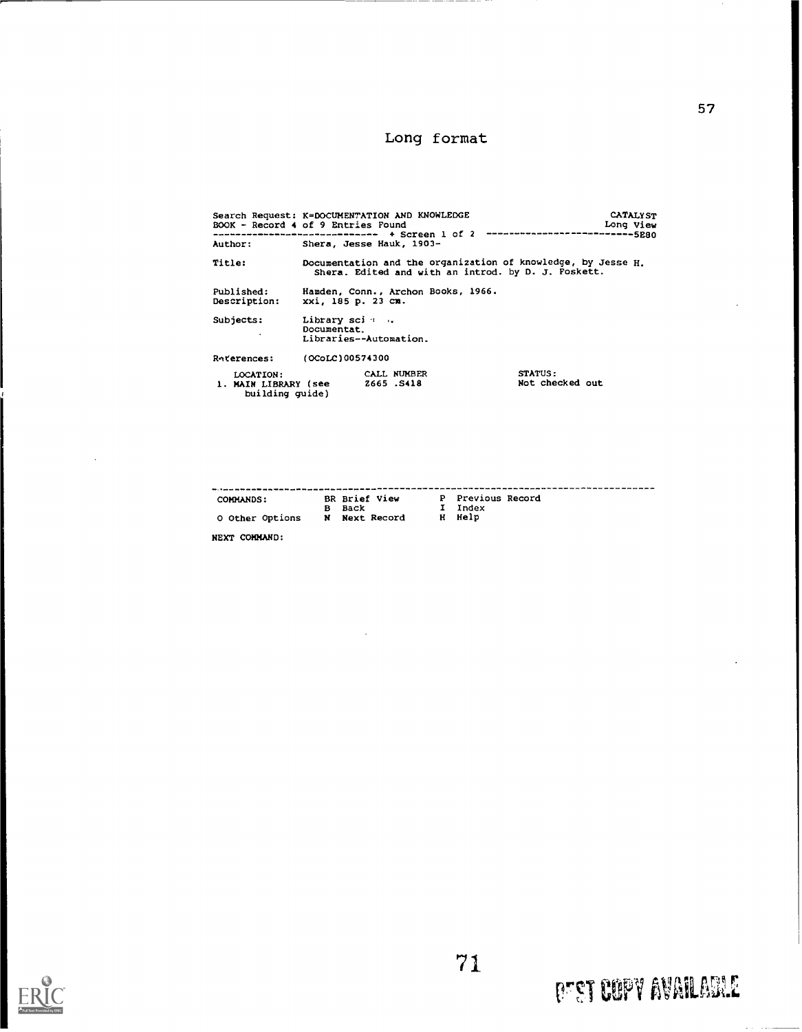## Long format

```
Search Request: K=DOCUMENTATION AND KNOWLEDGE                      CATALYST
BOOK - Record 4 of 9 Entries Found                                 Long View
----------------------------- + Screen 1 of 2 -------------------------5E80
Author:         Shera, Jesse Hauk, 1903-

Title:          Documentation and the organization of knowledge, by Jesse H.
                  Shera. Edited and with an introd. by D. J. Foskett.

Published:      Hamden, Conn., Archon Books, 1966.
Description:    xxi, 185 p. 23 cm.

Subjects:       Library sci  .
                Documentat.
                Libraries--Automation.

References:     (OCoLC)00574300

  LOCATION:                 CALL NUMBER                STATUS:
1. MAIN LIBRARY (see        Z665 .S418                 Not checked out
    building guide)




-----------------------------------------------------------------------------
COMMANDS:          BR Brief View      P  Previous Record
                   B  Back            I  Index
O Other Options    N  Next Record     H  Help

NEXT COMMAND:
```

BEST COPY AVAILABLE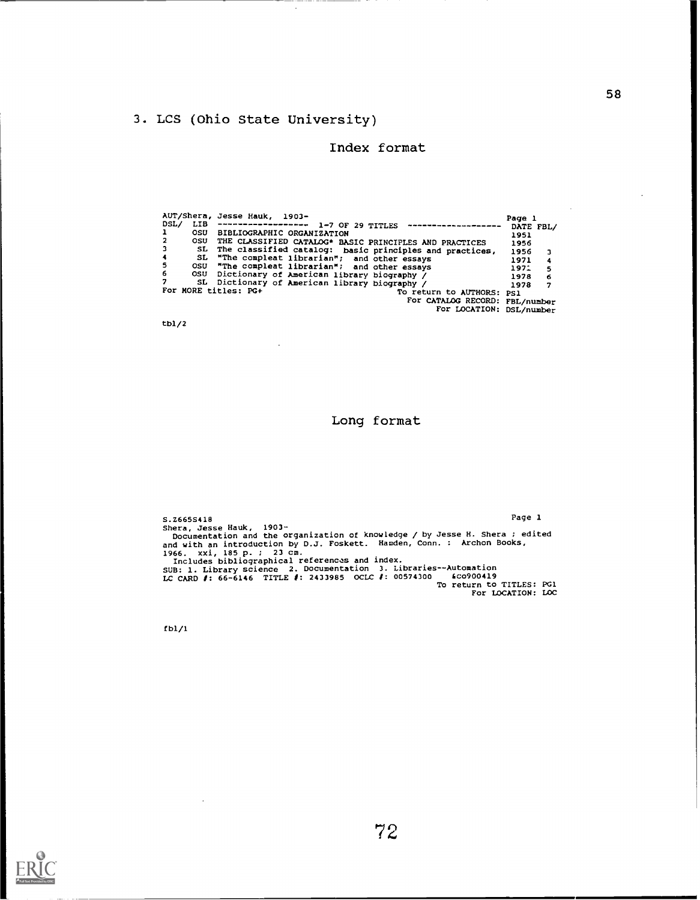## 3. LCS (Ohio State University)

### Index format

```
AUT/Shera, Jesse Hauk, 1903-                                          Page 1
DSL/ LIB  -----------------  1-7 OF 29 TITLES  -----------------  DATE FBL/
1    OSU  BIBLIOGRAPHIC ORGANIZATION                                1951
2    OSU  THE CLASSIFIED CATALOG* BASIC PRINCIPLES AND PRACTICES    1956
3     SL  The classified catalog:  basic principles and practices,  1956   3
4     SL  "The compleat librarian";  and other essays               1971   4
5    OSU  "The compleat librarian";  and other essays               1971   5
6    OSU  Dictionary of American library biography /                1978   6
7     SL  Dictionary of American library biography /                1978   7
For MORE titles: PG+                          To return to AUTHORS: PS1
                                             For CATALOG RECORD: FBL/number
                                                  For LOCATION: DSL/number
```

tbl/2

### Long format

```
S.Z665S418                                                           Page 1
Shera, Jesse Hauk,  1903-
  Documentation and the organization of knowledge / by Jesse H. Shera ; edited
and with an introduction by D.J. Foskett.  Hamden, Conn. :  Archon Books,
1966.  xxi, 185 p. ;  23 cm.
  Includes bibliographical references and index.
SUB: 1. Library science  2. Documentation  3. Libraries--Automation
LC CARD #: 66-6146  TITLE #: 2433985  OCLC #: 00574300    &co900419
                                                   To return to TITLES: PG1
                                                          For LOCATION: LOC
```

fbl/1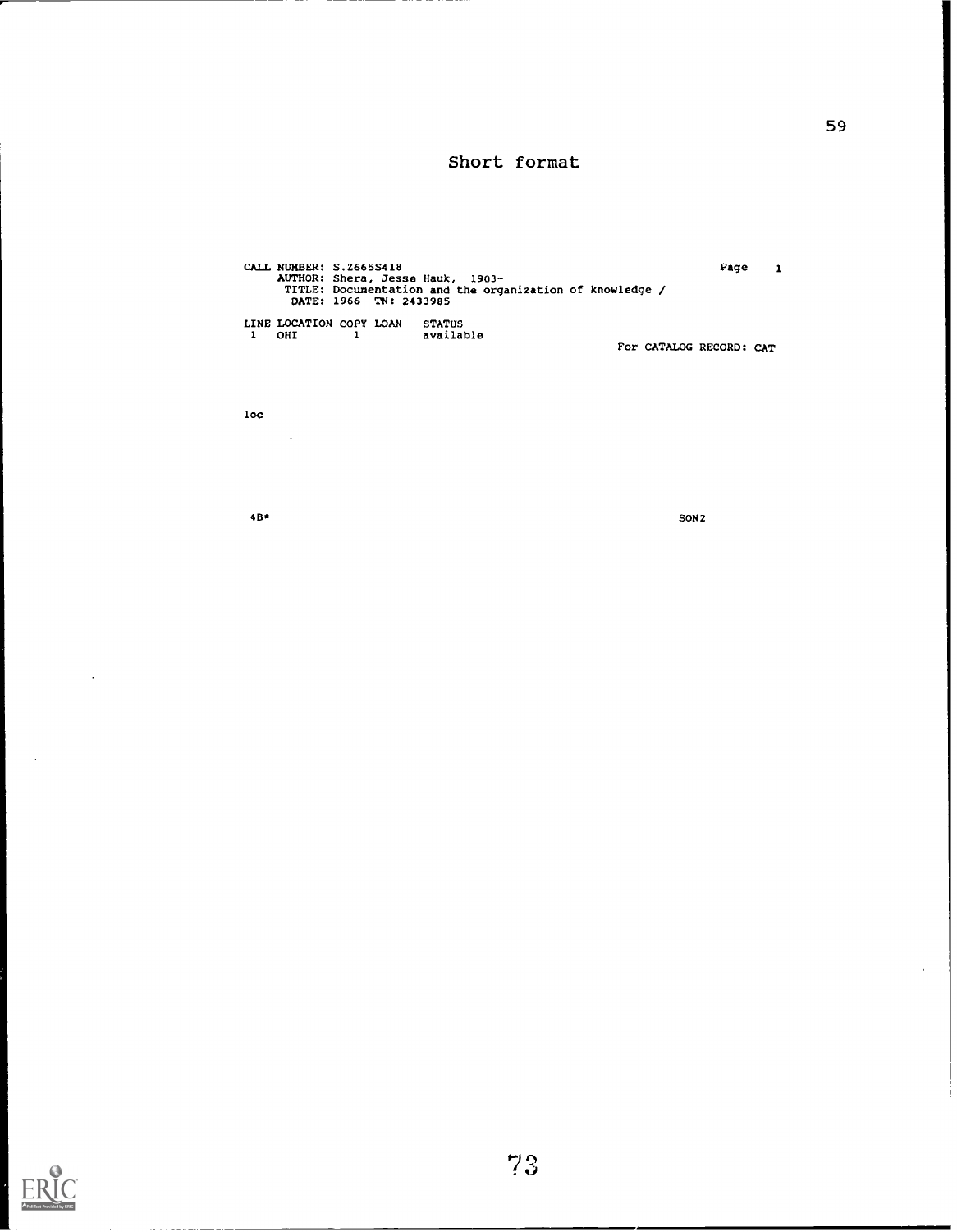## Short format

```
CALL NUMBER: S.Z665S418                                                    Page    1
     AUTHOR: Shera, Jesse Hauk,  1903-
      TITLE: Documentation and the organization of knowledge /
       DATE: 1966  TN: 2433985

LINE LOCATION COPY LOAN    STATUS
 1    OHI        1         available
                                                       For CATALOG RECORD: CAT


loc




4B*                                                          SON2
```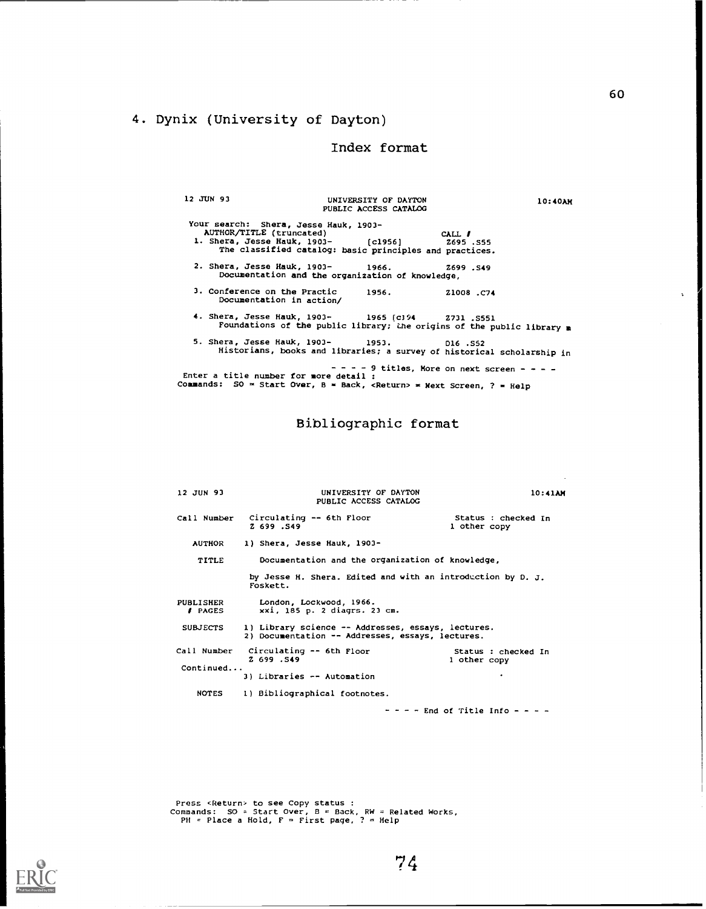## 4. Dynix (University of Dayton)

### Index format

```
12 JUN 93                    UNIVERSITY OF DAYTON                    10:40AM
                             PUBLIC ACCESS CATALOG

 Your search:  Shera, Jesse Hauk, 1903-
    AUTHOR/TITLE (truncated)                          CALL #
  1. Shera, Jesse Hauk, 1903-       [c1956]          Z695 .S55
      The classified catalog: basic principles and practices.

  2. Shera, Jesse Hauk, 1903-       1966.            Z699 .S49
      Documentation and the organization of knowledge,

  3. Conference on the Practic      1956.            Z1008 .C74
      Documentation in action/

  4. Shera, Jesse Hauk, 1903-       1965 [c]94       Z731 .S551
      Foundations of the public library; the origins of the public library m

  5. Shera, Jesse Hauk, 1903-       1953.            D16 .S52
      Historians, books and libraries; a survey of historical scholarship in

                                  - - - - 9 titles, More on next screen - - - -
 Enter a title number for more detail :
 Commands:  SO = Start Over, B = Back, <Return> = Next Screen, ? = Help
```

### Bibliographic format

```
12 JUN 93                    UNIVERSITY OF DAYTON                    10:41AM
                             PUBLIC ACCESS CATALOG

Call Number   Circulating -- 6th Floor                  Status : checked In
              Z 699 .S49                                1 other copy

   AUTHOR     1) Shera, Jesse Hauk, 1903-

    TITLE        Documentation and the organization of knowledge,

                 by Jesse H. Shera. Edited and with an introduction by D. J.
                 Foskett.

PUBLISHER        London, Lockwood, 1966.
  # PAGES        xxi, 185 p. 2 diagrs. 23 cm.

 SUBJECTS     1) Library science -- Addresses, essays, lectures.
              2) Documentation -- Addresses, essays, lectures.

Call Number   Circulating -- 6th Floor                  Status : checked In
              Z 699 .S49                                1 other copy
Continued...
              3) Libraries -- Automation

    NOTES     1) Bibliographical footnotes.

                                             - - - - End of Title Info - - - -




 Press <Return> to see Copy status :
 Commands:  SO = Start Over, B = Back, RW = Related Works,
   PH = Place a Hold, F = First page, ? = Help
```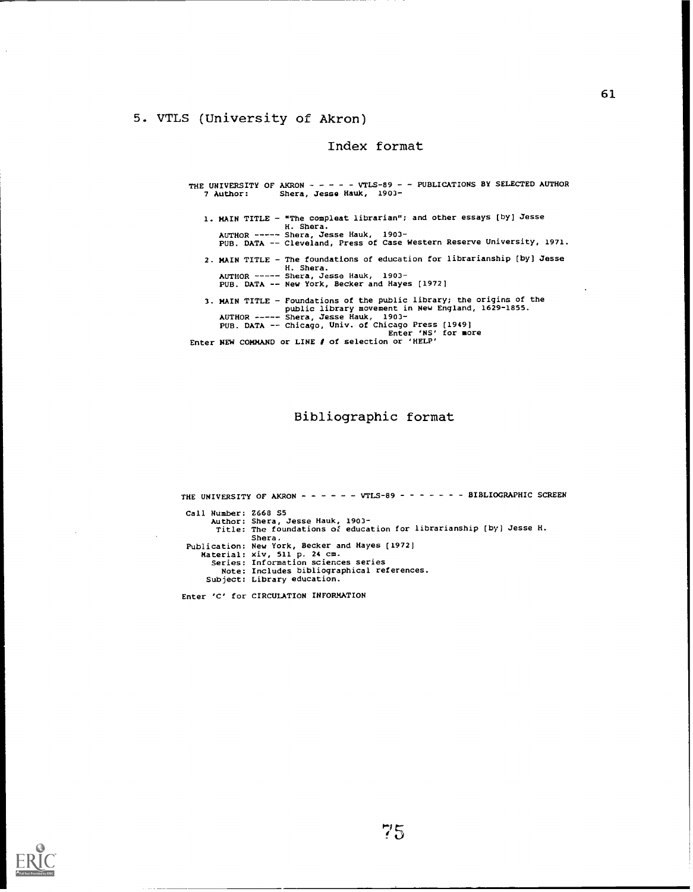## 5. VTLS (University of Akron)

### Index format

```
THE UNIVERSITY OF AKRON - - - - - VTLS-89 - - PUBLICATIONS BY SELECTED AUTHOR
   7 Author:      Shera, Jesse Hauk, 1903-

   1. MAIN TITLE - "The compleat librarian"; and other essays [by] Jesse
                   H. Shera.
      AUTHOR ----- Shera, Jesse Hauk, 1903-
      PUB. DATA -- Cleveland, Press of Case Western Reserve University, 1971.

   2. MAIN TITLE - The foundations of education for librarianship [by] Jesse
                   H. Shera.
      AUTHOR ----- Shera, Jesse Hauk, 1903-
      PUB. DATA -- New York, Becker and Hayes [1972]

   3. MAIN TITLE - Foundations of the public library; the origins of the
                   public library movement in New England, 1629-1855.
      AUTHOR ----- Shera, Jesse Hauk, 1903-
      PUB. DATA -- Chicago, Univ. of Chicago Press [1949]
                                            Enter 'NS' for more
Enter NEW COMMAND or LINE # of selection or 'HELP'
```

### Bibliographic format

```
THE UNIVERSITY OF AKRON - - - - - - VTLS-89 - - - - - - - BIBLIOGRAPHIC SCREEN

Call Number: Z668 S5
     Author: Shera, Jesse Hauk, 1903-
      Title: The foundations of education for librarianship [by] Jesse H.
             Shera.
Publication: New York, Becker and Hayes [1972]
   Material: xiv, 511 p. 24 cm.
     Series: Information sciences series
       Note: Includes bibliographical references.
    Subject: Library education.

Enter 'C' for CIRCULATION INFORMATION
```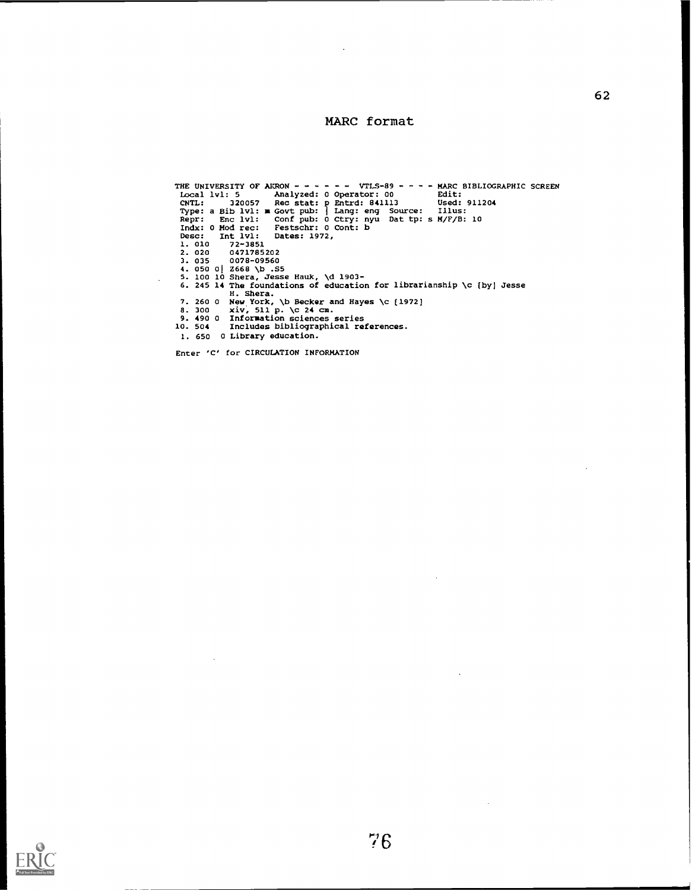# MARC format

```
THE UNIVERSITY OF AKRON - - - - - - VTLS-89 - - - - MARC BIBLIOGRAPHIC SCREEN
 Local lvl: 5       Analyzed: 0 Operator: 00        Edit:
 CNTL:      320057  Rec stat: p Entrd: 841113       Used: 911204
 Type: a Bib lvl: m Govt pub: | Lang: eng  Source:   Illus:
 Repr:   Enc lvl:   Conf pub: 0 Ctry: nyu  Dat tp: s M/F/B: 10
 Indx: 0 Mod rec:   Festschr: 0 Cont: b
 Desc:   Int lvl:   Dates: 1972,
 1. 010      72-3851
 2. 020      0471785202
 3. 035      0078-09560
 4. 050 0|  Z668 \b .S5
 5. 100 10 Shera, Jesse Hauk, \d 1903-
 6. 245 14 The foundations of education for librarianship \c [by] Jesse
           H. Shera.
 7. 260 0  New York, \b Becker and Hayes \c [1972]
 8. 300     xiv, 511 p. \c 24 cm.
 9. 490 0  Information sciences series
10. 504     Includes bibliographical references.
 1. 650  0 Library education.

Enter 'C' for CIRCULATION INFORMATION
```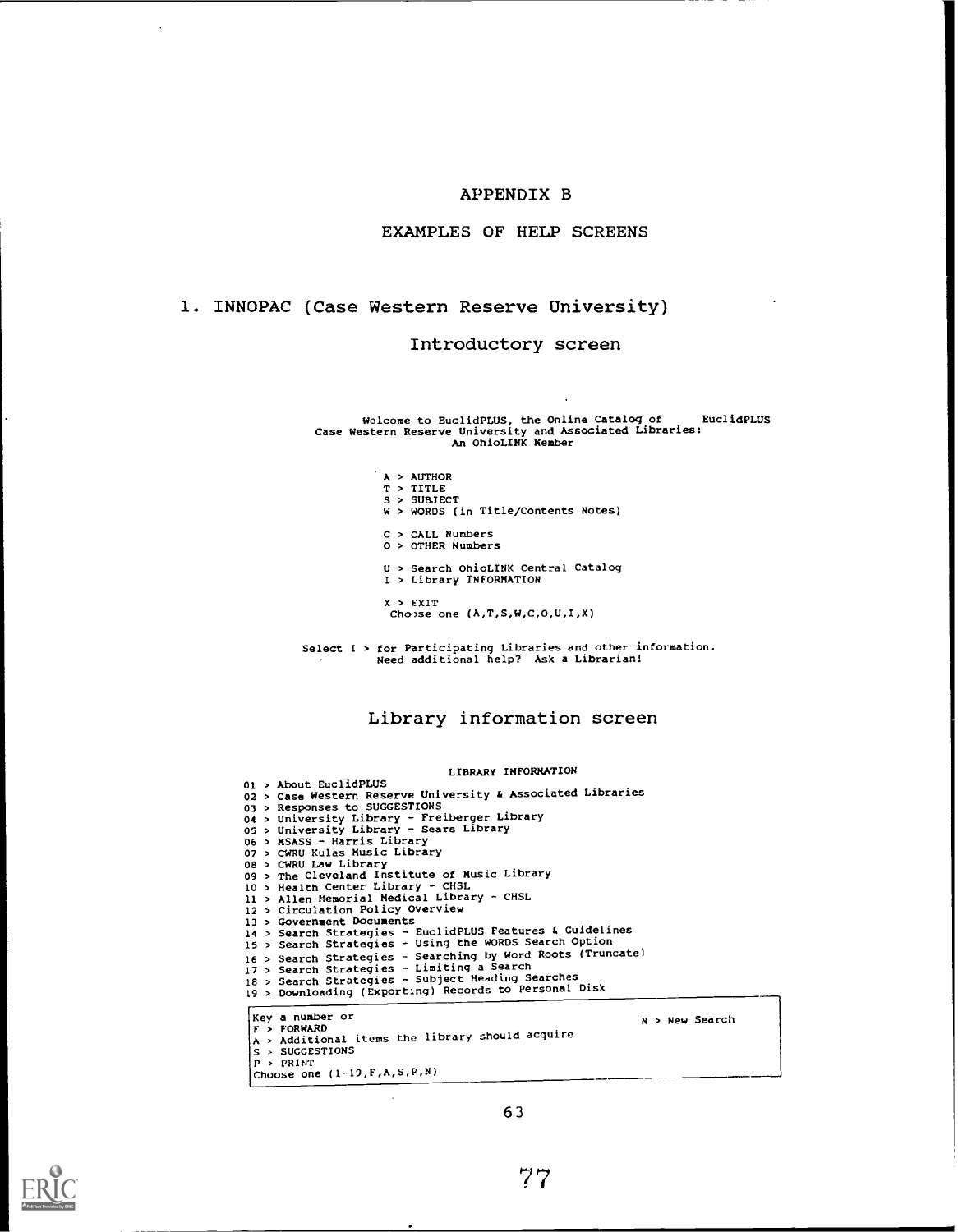# APPENDIX B

## EXAMPLES OF HELP SCREENS

### 1. INNOPAC (Case Western Reserve University)

#### Introductory screen

```
Welcome to EuclidPLUS, the Online Catalog of        EuclidPLUS
Case Western Reserve University and Associated Libraries:
                  An OhioLINK Member

          A > AUTHOR
          T > TITLE
          S > SUBJECT
          W > WORDS (in Title/Contents Notes)

          C > CALL Numbers
          O > OTHER Numbers

          U > Search OhioLINK Central Catalog
          I > Library INFORMATION

          X > EXIT
          Choose one (A,T,S,W,C,O,U,I,X)

Select I > for Participating Libraries and other information.
         Need additional help?  Ask a Librarian!
```

#### Library information screen

```
                         LIBRARY INFORMATION
01 > About EuclidPLUS
02 > Case Western Reserve University & Associated Libraries
03 > Responses to SUGGESTIONS
04 > University Library - Freiberger Library
05 > University Library - Sears Library
06 > MSASS - Harris Library
07 > CWRU Kulas Music Library
08 > CWRU Law Library
09 > The Cleveland Institute of Music Library
10 > Health Center Library - CHSL
11 > Allen Memorial Medical Library - CHSL
12 > Circulation Policy Overview
13 > Government Documents
14 > Search Strategies - EuclidPLUS Features & Guidelines
15 > Search Strategies - Using the WORDS Search Option
16 > Search Strategies - Searching by Word Roots (Truncate)
17 > Search Strategies - Limiting a Search
18 > Search Strategies - Subject Heading Searches
19 > Downloading (Exporting) Records to Personal Disk

Key a number or                                      N > New Search
F > FORWARD
A > Additional items the library should acquire
S > SUGGESTIONS
P > PRINT
Choose one (1-19,F,A,S,P,N)
```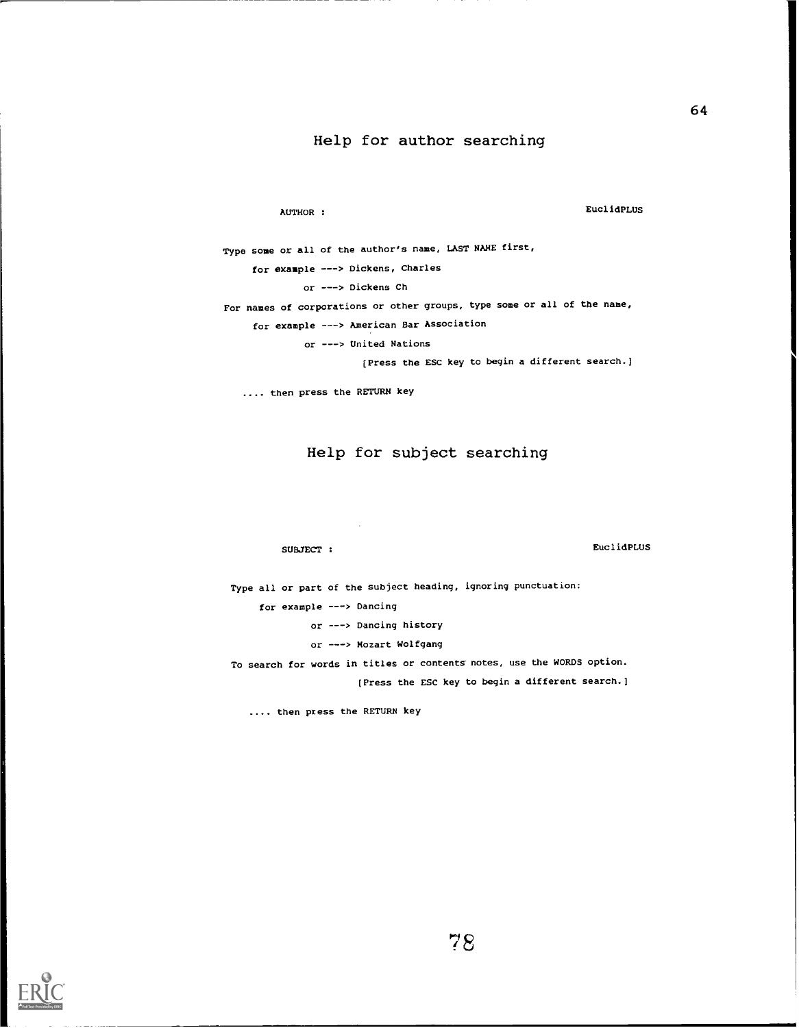## Help for author searching

```
AUTHOR :                                                EuclidPLUS

Type some or all of the author's name, LAST NAME first,
     for example ---> Dickens, Charles
              or ---> Dickens Ch
For names of corporations or other groups, type some or all of the name,
     for example ---> American Bar Association
              or ---> United Nations
                        [Press the ESC key to begin a different search.]

   .... then press the RETURN key
```

## Help for subject searching

```
SUBJECT :                                               EuclidPLUS

Type all or part of the subject heading, ignoring punctuation:
     for example ---> Dancing
              or ---> Dancing history
              or ---> Mozart Wolfgang
To search for words in titles or contents notes, use the WORDS option.
                        [Press the ESC key to begin a different search.]

   .... then press the RETURN key
```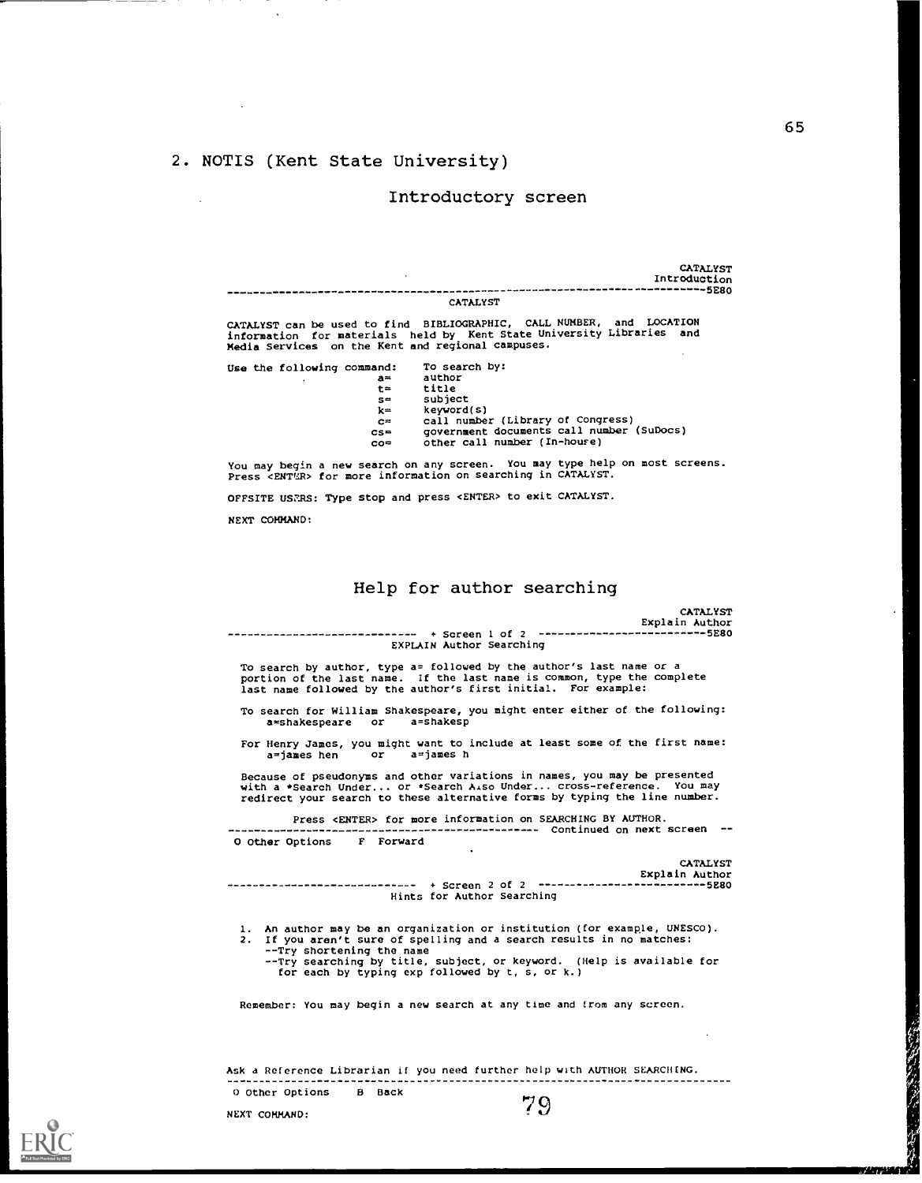## 2. NOTIS (Kent State University)

### Introductory screen

```
                                                              CATALYST
                                                          Introduction
---------------------------------------------------------------------5E80
                              CATALYST

CATALYST can be used to find  BIBLIOGRAPHIC, CALL NUMBER, and LOCATION
information  for materials  held by  Kent State University Libraries  and
Media Services  on the Kent and regional campuses.

Use the following command:    To search by:
                      a=      author
                      t=      title
                      s=      subject
                      k=      keyword(s)
                      c=      call number (Library of Congress)
                      cs=     government documents call number (SuDocs)
                      co=     other call number (In-house)

You may begin a new search on any screen.  You may type help on most screens.
Press <ENTER> for more information on searching in CATALYST.

OFFSITE USERS: Type stop and press <ENTER> to exit CATALYST.

NEXT COMMAND:
```

### Help for author searching

```
                                                              CATALYST
                                                        Explain Author
----------------------------- + Screen 1 of 2 -----------------------5E80
                        EXPLAIN Author Searching

  To search by author, type a= followed by the author's last name or a
  portion of the last name.  If the last name is common, type the complete
  last name followed by the author's first initial.  For example:

  To search for William Shakespeare, you might enter either of the following:
      a=shakespeare    or    a=shakesp

  For Henry James, you might want to include at least some of the first name:
      a=james hen    or    a=james h

  Because of pseudonyms and other variations in names, you may be presented
  with a *Search Under... or *Search Also Under... cross-reference.  You may
  redirect your search to these alternative forms by typing the line number.

          Press <ENTER> for more information on SEARCHING BY AUTHOR.
------------------------------------------------ Continued on next screen --
O Other Options    F Forward

                                                              CATALYST
                                                        Explain Author
----------------------------- + Screen 2 of 2 -----------------------5E80
                       Hints for Author Searching

  1.  An author may be an organization or institution (for example, UNESCO).
  2.  If you aren't sure of spelling and a search results in no matches:
      --Try shortening the name
      --Try searching by title, subject, or keyword.  (Help is available for
        for each by typing exp followed by t, s, or k.)

  Remember: You may begin a new search at any time and from any screen.

Ask a Reference Librarian if you need further help with AUTHOR SEARCHING.
----------------------------------------------------------------------------
O Other Options    B Back

NEXT COMMAND:
```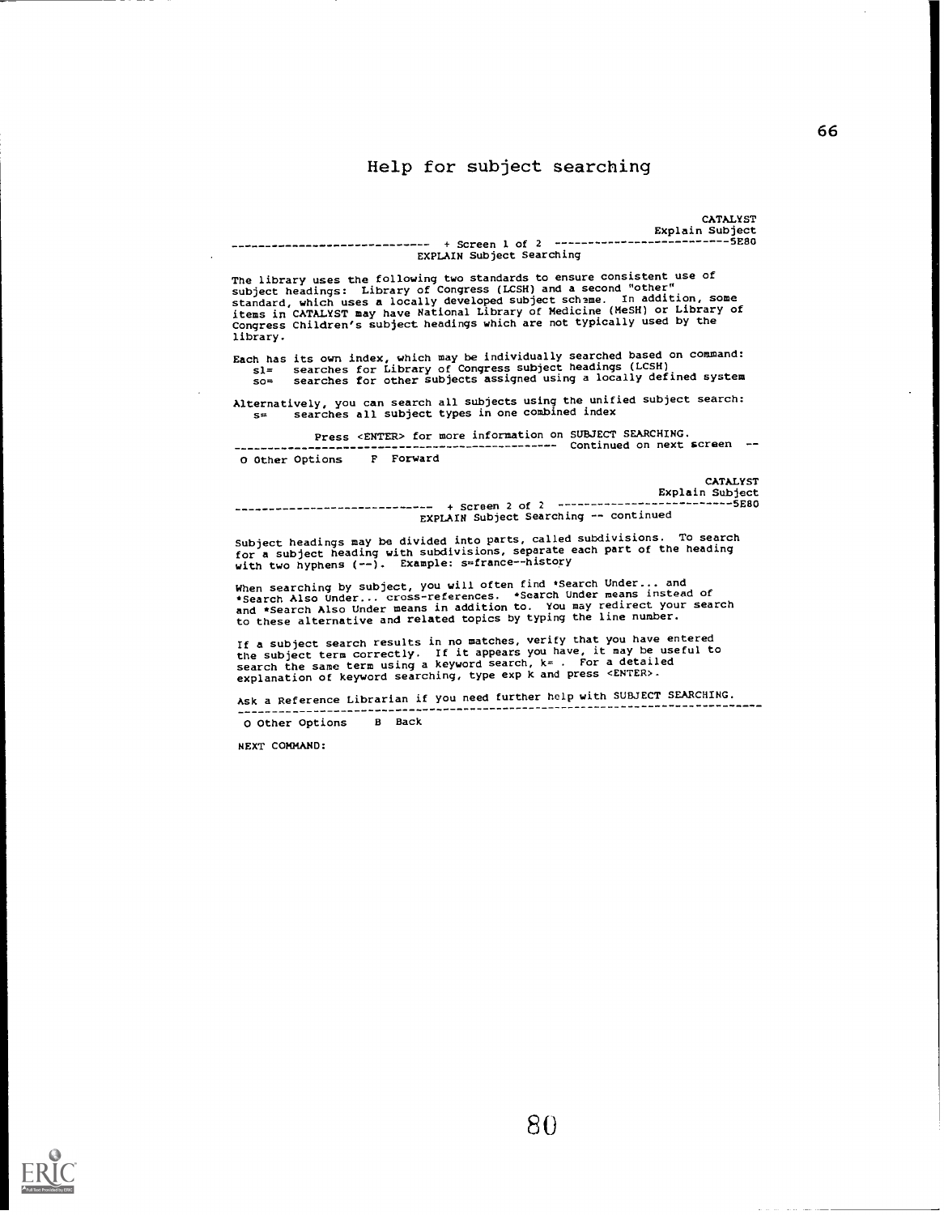# Help for subject searching

```
                                                              CATALYST
                                                       Explain Subject
----------------------------- + Screen 1 of 2 -------------------------5E80
                          EXPLAIN Subject Searching

The library uses the following two standards to ensure consistent use of
subject headings:  Library of Congress (LCSH) and a second "other"
standard, which uses a locally developed subject scheme.  In addition, some
items in CATALYST may have National Library of Medicine (MeSH) or Library of
Congress Children's subject headings which are not typically used by the
library.

Each has its own index, which may be individually searched based on command:
   sl=   searches for Library of Congress subject headings (LCSH)
   so=   searches for other subjects assigned using a locally defined system

Alternatively, you can search all subjects using the unified subject search:
   s=    searches all subject types in one combined index

          Press <ENTER> for more information on SUBJECT SEARCHING.
----------------------------------------------- Continued on next screen --
 O Other Options     F  Forward

                                                              CATALYST
                                                       Explain Subject
----------------------------- + Screen 2 of 2 -------------------------5E80
                     EXPLAIN Subject Searching -- continued

Subject headings may be divided into parts, called subdivisions.  To search
for a subject heading with subdivisions, separate each part of the heading
with two hyphens (--).  Example: s=france--history

When searching by subject, you will often find *Search Under... and
*Search Also Under... cross-references.  *Search Under means instead of
and *Search Also Under means in addition to.  You may redirect your search
to these alternative and related topics by typing the line number.

If a subject search results in no matches, verify that you have entered
the subject term correctly.  If it appears you have, it may be useful to
search the same term using a keyword search, k= .  For a detailed
explanation of keyword searching, type exp k and press <ENTER>.

Ask a Reference Librarian if you need further help with SUBJECT SEARCHING.
-----------------------------------------------------------------------------
 O Other Options     B  Back

NEXT COMMAND:
```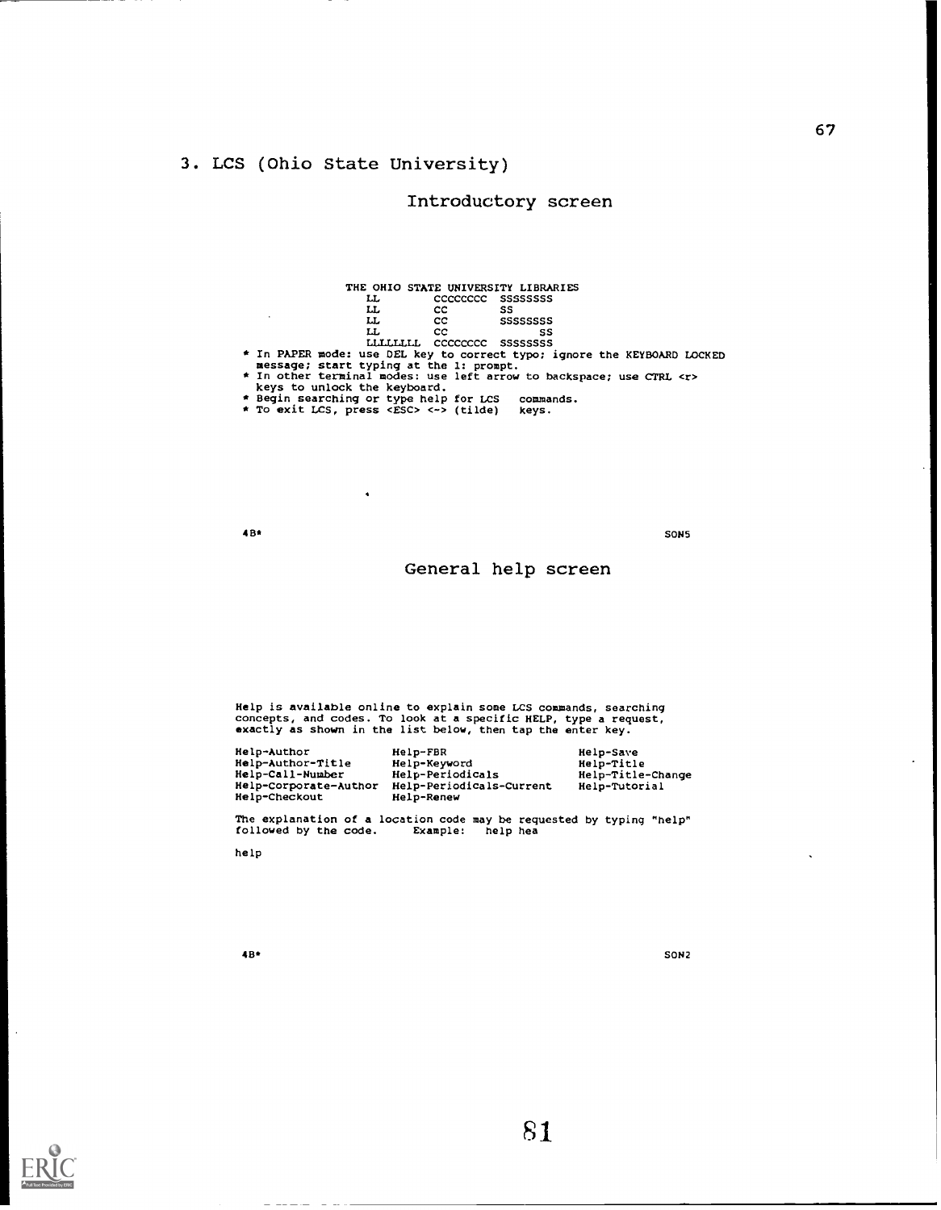## 3. LCS (Ohio State University)

### Introductory screen

```
              THE OHIO STATE UNIVERSITY LIBRARIES
                 LL        CCCCCCCC  SSSSSSSS
                 LL        CC        SS
                 LL        CC        SSSSSSSS
                 LL        CC              SS
                 LLLLLLLL  CCCCCCCC  SSSSSSSS
* In PAPER mode: use DEL key to correct typo; ignore the KEYBOARD LOCKED
  message; start typing at the 1: prompt.
* In other terminal modes: use left arrow to backspace; use CTRL <r>
  keys to unlock the keyboard.
* Begin searching or type help for LCS   commands.
* To exit LCS, press <ESC> <-> (tilde)   keys.



4B*                                                          SON5
```

### General help screen

```
Help is available online to explain some LCS commands, searching
concepts, and codes. To look at a specific HELP, type a request,
exactly as shown in the list below, then tap the enter key.

Help-Author            Help-FBR                  Help-Save
Help-Author-Title      Help-Keyword              Help-Title
Help-Call-Number       Help-Periodicals          Help-Title-Change
Help-Corporate-Author  Help-Periodicals-Current  Help-Tutorial
Help-Checkout          Help-Renew

The explanation of a location code may be requested by typing "help"
followed by the code.      Example:   help hea

help



4B*                                                          SON2
```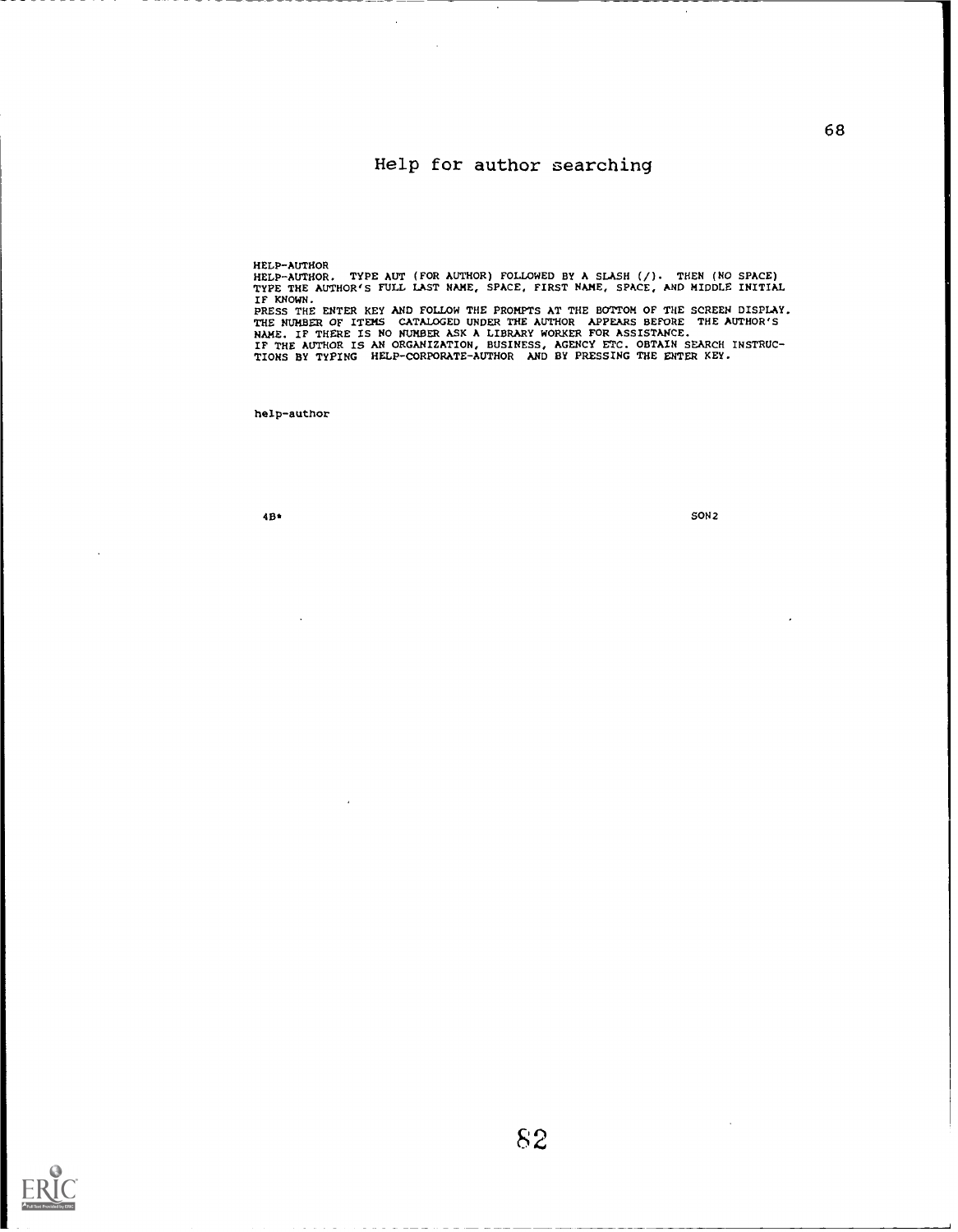# Help for author searching

```
HELP-AUTHOR
HELP-AUTHOR.  TYPE AUT (FOR AUTHOR) FOLLOWED BY A SLASH (/).  THEN (NO SPACE)
TYPE THE AUTHOR'S FULL LAST NAME, SPACE, FIRST NAME, SPACE, AND MIDDLE INITIAL
IF KNOWN.
PRESS THE ENTER KEY AND FOLLOW THE PROMPTS AT THE BOTTOM OF THE SCREEN DISPLAY.
THE NUMBER OF ITEMS  CATALOGED UNDER THE AUTHOR  APPEARS BEFORE  THE AUTHOR'S
NAME. IF THERE IS NO NUMBER ASK A LIBRARY WORKER FOR ASSISTANCE.
IF THE AUTHOR IS AN ORGANIZATION, BUSINESS, AGENCY ETC. OBTAIN SEARCH INSTRUC-
TIONS BY TYPING  HELP-CORPORATE-AUTHOR  AND BY PRESSING THE ENTER KEY.


help-author



4B*                                                                    SON2
```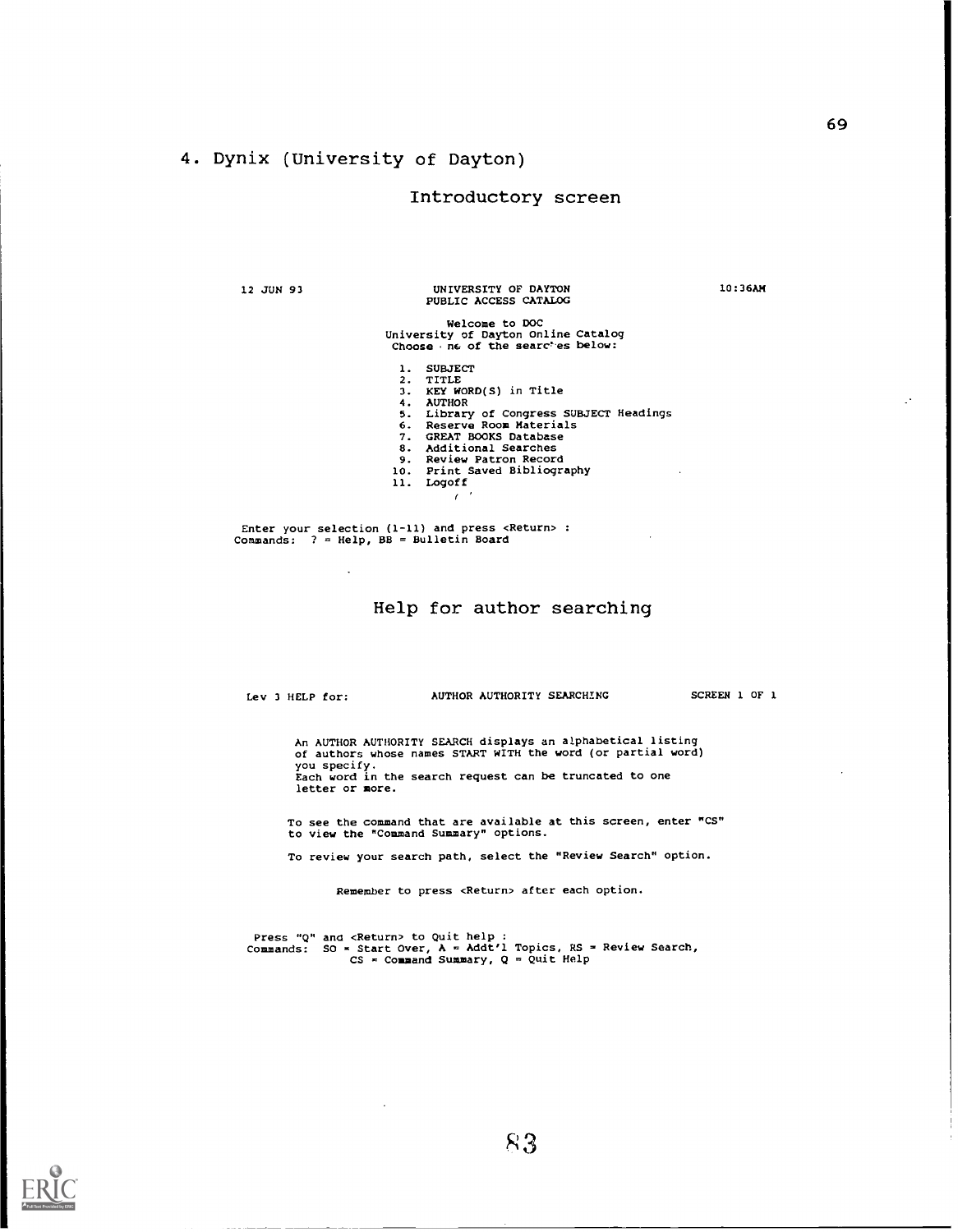## 4. Dynix (University of Dayton)

### Introductory screen

```
12 JUN 93                 UNIVERSITY OF DAYTON                10:36AM
                          PUBLIC ACCESS CATALOG

                              Welcome to DOC
                       University of Dayton Online Catalog
                       Choose one of the searches below:

                        1.  SUBJECT
                        2.  TITLE
                        3.  KEY WORD(S) in Title
                        4.  AUTHOR
                        5.  Library of Congress SUBJECT Headings
                        6.  Reserve Room Materials
                        7.  GREAT BOOKS Database
                        8.  Additional Searches
                        9.  Review Patron Record
                       10.  Print Saved Bibliography
                       11.  Logoff

 Enter your selection (1-11) and press <Return> :
Commands:  ? = Help, BB = Bulletin Board
```

### Help for author searching

```
Lev 3 HELP for:          AUTHOR AUTHORITY SEARCHING          SCREEN 1 OF 1

        An AUTHOR AUTHORITY SEARCH displays an alphabetical listing
        of authors whose names START WITH the word (or partial word)
        you specify.
        Each word in the search request can be truncated to one
        letter or more.

       To see the command that are available at this screen, enter "CS"
       to view the "Command Summary" options.

       To review your search path, select the "Review Search" option.

              Remember to press <Return> after each option.

 Press "Q" and <Return> to Quit help :
Commands:  SO = Start Over, A = Addt'l Topics, RS = Review Search,
           CS = Command Summary, Q = Quit Help
```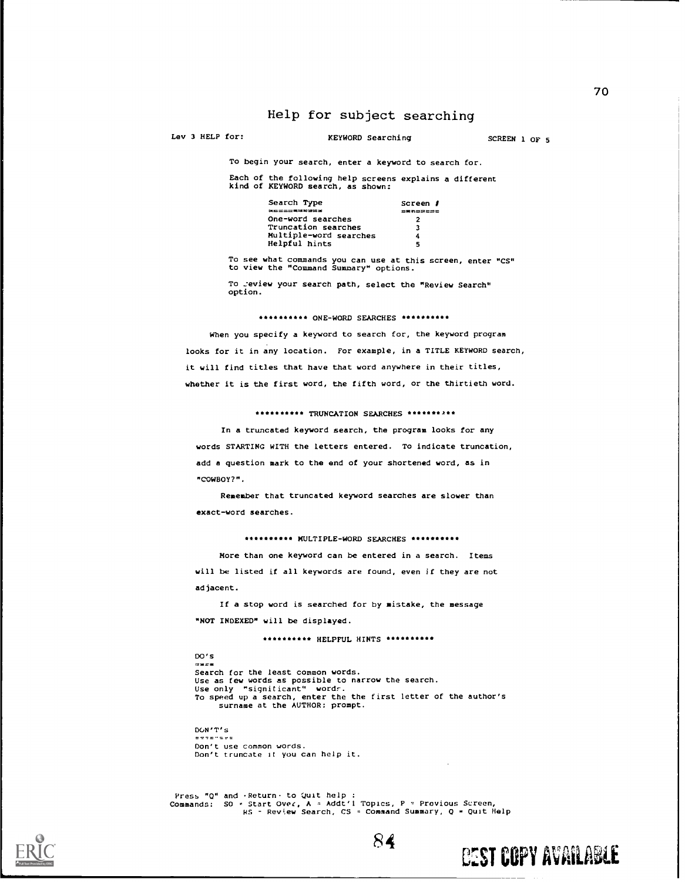# Help for subject searching

Lev 3 HELP for: KEYWORD Searching SCREEN 1 OF 5

To begin your search, enter a keyword to search for.

Each of the following help screens explains a different kind of KEYWORD search, as shown:

| Search Type | Screen # |
|---|---|
| One-word searches | 2 |
| Truncation searches | 3 |
| Multiple-word searches | 4 |
| Helpful hints | 5 |

To see what commands you can use at this screen, enter "CS" to view the "Command Summary" options.

To review your search path, select the "Review Search" option.

********** ONE-WORD SEARCHES **********

When you specify a keyword to search for, the keyword program looks for it in any location. For example, in a TITLE KEYWORD search, it will find titles that have that word anywhere in their titles, whether it is the first word, the fifth word, or the thirtieth word.

********** TRUNCATION SEARCHES **********

In a truncated keyword search, the program looks for any words STARTING WITH the letters entered. To indicate truncation, add a question mark to the end of your shortened word, as in "COWBOY?".

Remember that truncated keyword searches are slower than exact-word searches.

********** MULTIPLE-WORD SEARCHES **********

More than one keyword can be entered in a search. Items will be listed if all keywords are found, even if they are not adjacent.

If a stop word is searched for by mistake, the message "NOT INDEXED" will be displayed.

********** HELPFUL HINTS **********

DO's

Search for the least common words.
Use as few words as possible to narrow the search.
Use only "significant" words.
To speed up a search, enter the the first letter of the author's surname at the AUTHOR: prompt.

DON'T's

Don't use common words.
Don't truncate if you can help it.

Press "Q" and <Return> to Quit help :
Commands: SO = Start Over, A = Addt'l Topics, P = Previous Screen, RS = Review Search, CS = Command Summary, Q = Quit Help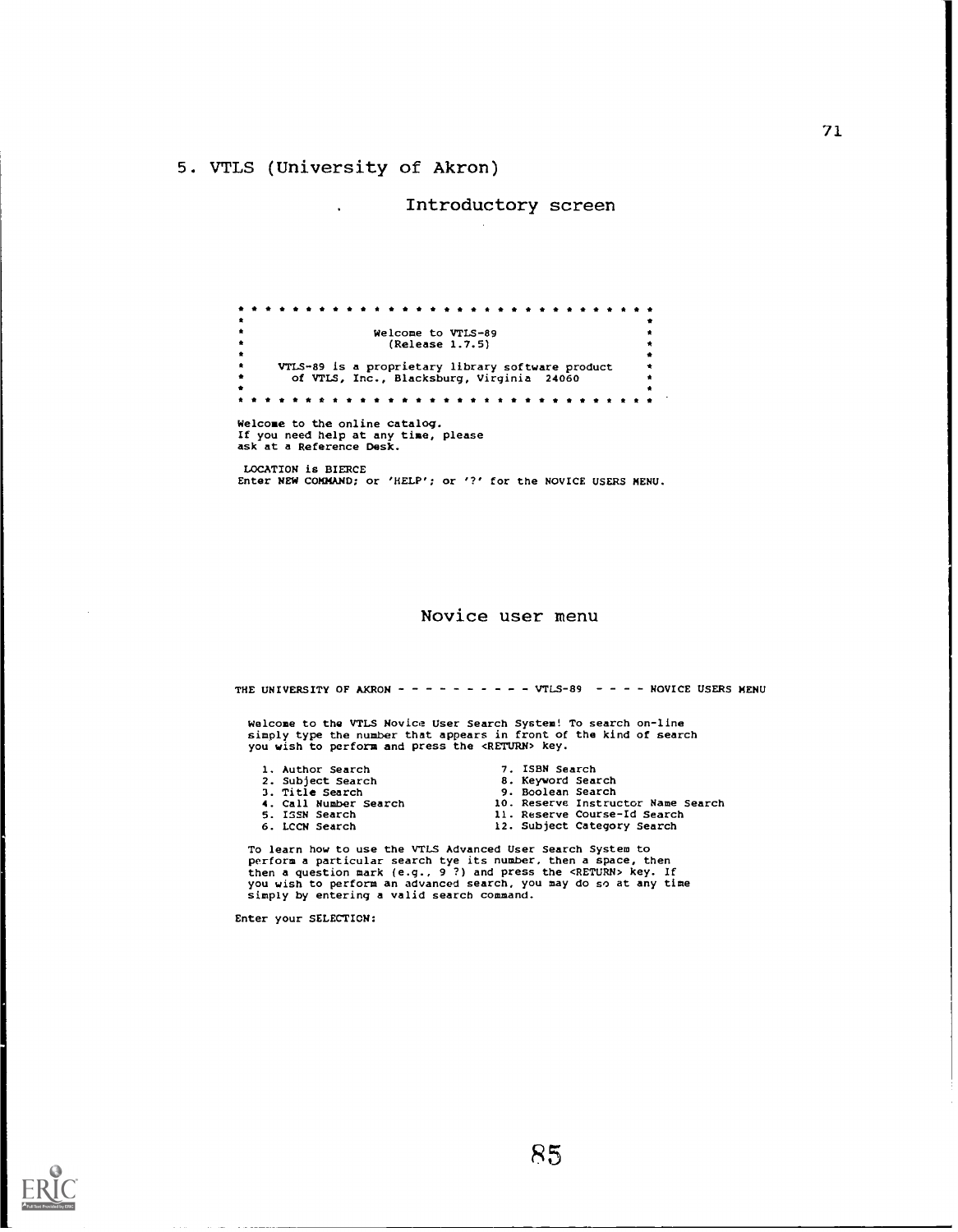## 5. VTLS (University of Akron)

### Introductory screen

```
* * * * * * * * * * * * * * * * * * * * * * * * * * * * * * *
*                                                             *
*                    Welcome to VTLS-89                       *
*                      (Release 1.7.5)                        *
*                                                             *
*     VTLS-89 is a proprietary library software product       *
*       of VTLS, Inc., Blacksburg, Virginia  24060            *
*                                                             *
* * * * * * * * * * * * * * * * * * * * * * * * * * * * * * *

Welcome to the online catalog.
If you need help at any time, please
ask at a Reference Desk.

 LOCATION is BIERCE
Enter NEW COMMAND; or 'HELP'; or '?' for the NOVICE USERS MENU.
```

### Novice user menu

```
THE UNIVERSITY OF AKRON - - - - - - - - - - VTLS-89  - - - - NOVICE USERS MENU

  Welcome to the VTLS Novice User Search System! To search on-line
  simply type the number that appears in front of the kind of search
  you wish to perform and press the <RETURN> key.

     1. Author Search                    7. ISBN Search
     2. Subject Search                   8. Keyword Search
     3. Title Search                     9. Boolean Search
     4. Call Number Search              10. Reserve Instructor Name Search
     5. ISSN Search                     11. Reserve Course-Id Search
     6. LCCN Search                     12. Subject Category Search

  To learn how to use the VTLS Advanced User Search System to
  perform a particular search tye its number, then a space, then
  then a question mark (e.g., 9 ?) and press the <RETURN> key. If
  you wish to perform an advanced search, you may do so at any time
  simply by entering a valid search command.

Enter your SELECTION:
```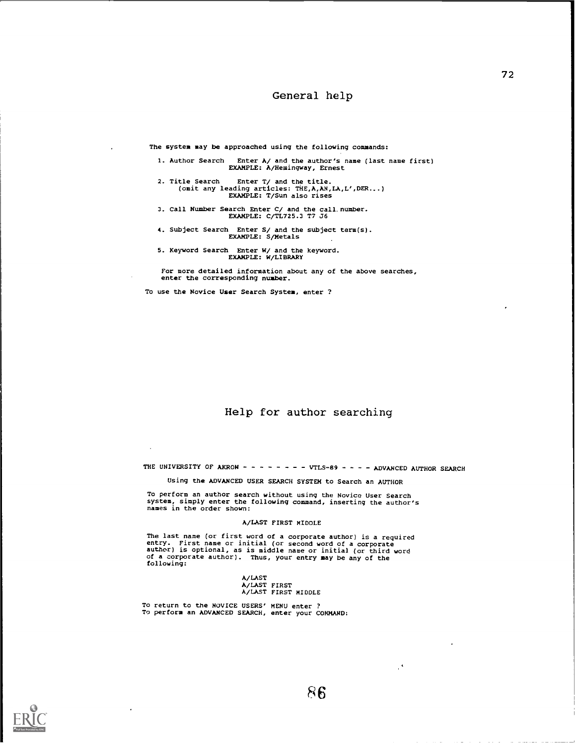## General help

```
The system may be approached using the following commands:

  1. Author Search   Enter A/ and the author's name (last name first)
                   EXAMPLE: A/Hemingway, Ernest

  2. Title Search    Enter T/ and the title.
       (omit any leading articles: THE,A,AN,LA,L',DER...)
                   EXAMPLE: T/Sun also rises

  3. Call Number Search Enter C/ and the call.number.
                   EXAMPLE: C/TL725.3 T7 J6

  4. Subject Search  Enter S/ and the subject term(s).
                   EXAMPLE: S/Metals

  5. Keyword Search  Enter W/ and the keyword.
                   EXAMPLE: W/LIBRARY

   For more detailed information about any of the above searches,
   enter the corresponding number.

To use the Novice User Search System, enter ?
```

## Help for author searching

```
THE UNIVERSITY OF AKRON - - - - - - - - VTLS-89 - - - - ADVANCED AUTHOR SEARCH

     Using the ADVANCED USER SEARCH SYSTEM to Search an AUTHOR

To perform an author search without using the Novice User Search
system, simply enter the following command, inserting the author's
names in the order shown:

                    A/LAST FIRST MIDDLE

The last name (or first word of a corporate author) is a required
entry. First name or initial (or second word of a corporate
author) is optional, as is middle name or initial (or third word
of a corporate author). Thus, your entry may be any of the
following:

                    A/LAST
                    A/LAST FIRST
                    A/LAST FIRST MIDDLE

To return to the NOVICE USERS' MENU enter ?
To perform an ADVANCED SEARCH, enter your COMMAND:
```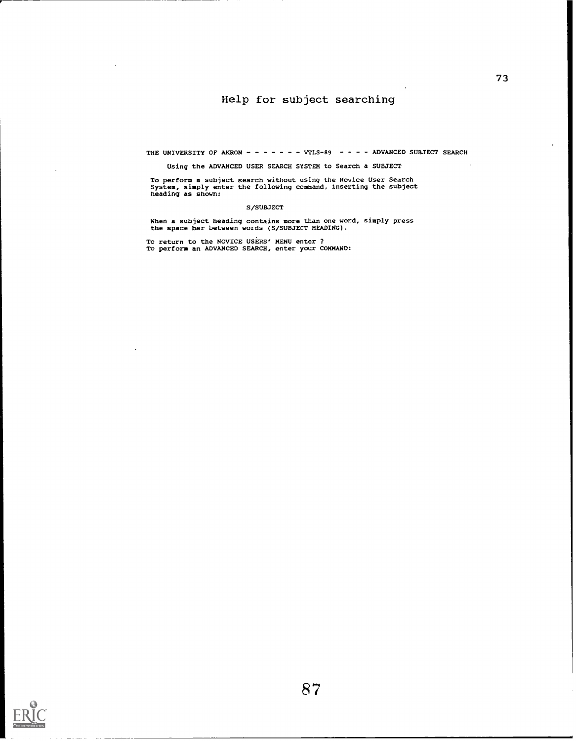# Help for subject searching

```
THE UNIVERSITY OF AKRON - - - - - - - VTLS-89  - - - - ADVANCED SUBJECT SEARCH

     Using the ADVANCED USER SEARCH SYSTEM to Search a SUBJECT

 To perform a subject search without using the Novice User Search
 System, simply enter the following command, inserting the subject
 heading as shown:

                          S/SUBJECT

 When a subject heading contains more than one word, simply press
 the space bar between words (S/SUBJECT HEADING).

To return to the NOVICE USERS' MENU enter ?
To perform an ADVANCED SEARCH, enter your COMMAND:
```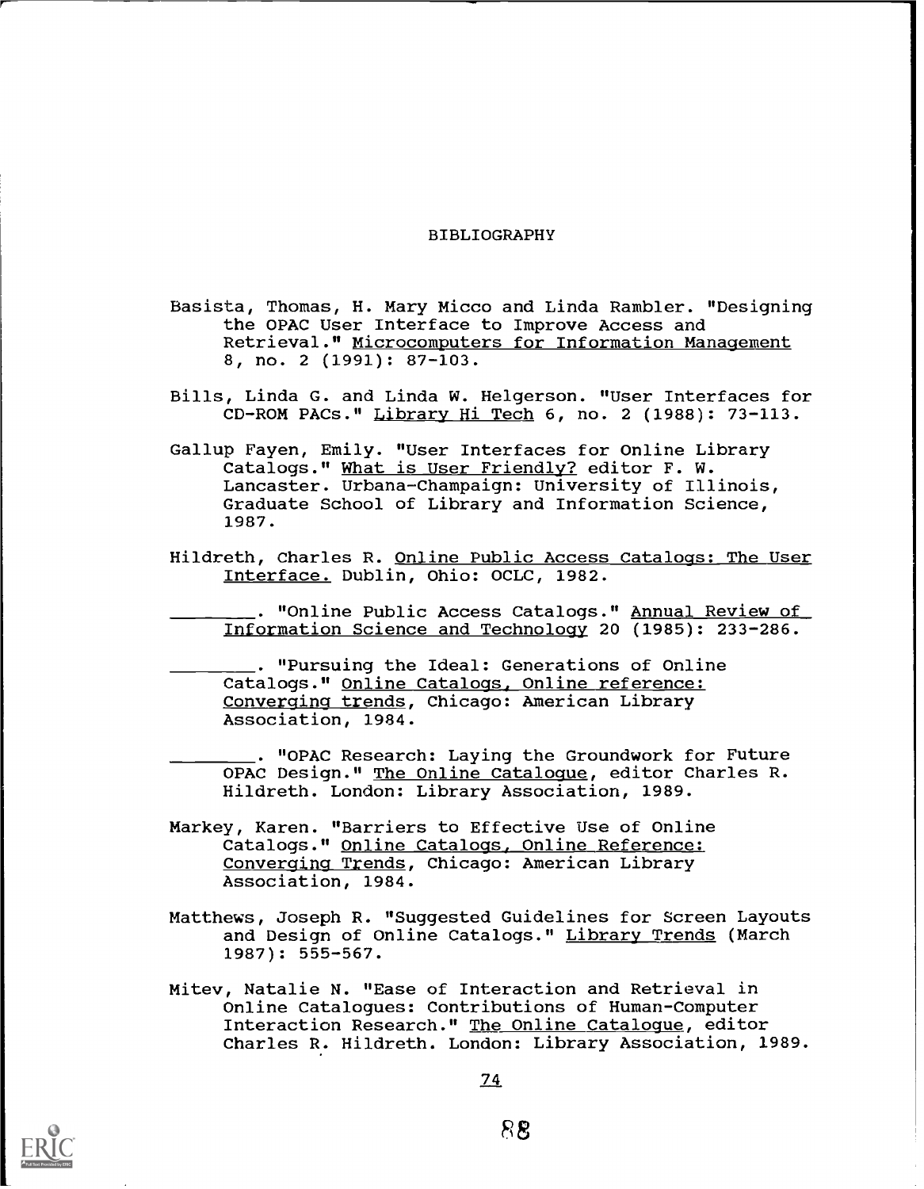# BIBLIOGRAPHY

Basista, Thomas, H. Mary Micco and Linda Rambler. "Designing the OPAC User Interface to Improve Access and Retrieval." Microcomputers for Information Management 8, no. 2 (1991): 87-103.

Bills, Linda G. and Linda W. Helgerson. "User Interfaces for CD-ROM PACs." Library Hi Tech 6, no. 2 (1988): 73-113.

Gallup Fayen, Emily. "User Interfaces for Online Library Catalogs." What is User Friendly? editor F. W. Lancaster. Urbana-Champaign: University of Illinois, Graduate School of Library and Information Science, 1987.

Hildreth, Charles R. Online Public Access Catalogs: The User Interface. Dublin, Ohio: OCLC, 1982.

________. "Online Public Access Catalogs." Annual Review of Information Science and Technology 20 (1985): 233-286.

________. "Pursuing the Ideal: Generations of Online Catalogs." Online Catalogs, Online reference: Converging trends, Chicago: American Library Association, 1984.

________. "OPAC Research: Laying the Groundwork for Future OPAC Design." The Online Catalogue, editor Charles R. Hildreth. London: Library Association, 1989.

Markey, Karen. "Barriers to Effective Use of Online Catalogs." Online Catalogs, Online Reference: Converging Trends, Chicago: American Library Association, 1984.

Matthews, Joseph R. "Suggested Guidelines for Screen Layouts and Design of Online Catalogs." Library Trends (March 1987): 555-567.

Mitev, Natalie N. "Ease of Interaction and Retrieval in Online Catalogues: Contributions of Human-Computer Interaction Research." The Online Catalogue, editor Charles R. Hildreth. London: Library Association, 1989.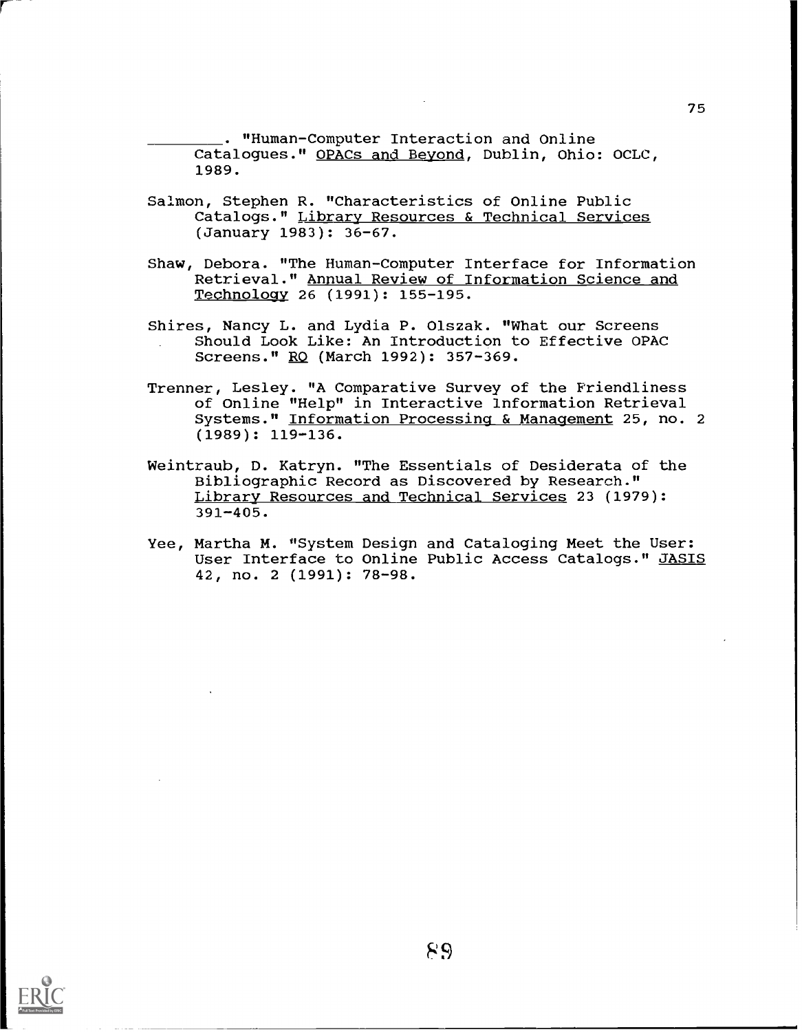________. "Human-Computer Interaction and Online Catalogues." OPACs and Beyond, Dublin, Ohio: OCLC, 1989.

Salmon, Stephen R. "Characteristics of Online Public Catalogs." Library Resources & Technical Services (January 1983): 36-67.

Shaw, Debora. "The Human-Computer Interface for Information Retrieval." Annual Review of Information Science and Technology 26 (1991): 155-195.

Shires, Nancy L. and Lydia P. Olszak. "What our Screens Should Look Like: An Introduction to Effective OPAC Screens." RQ (March 1992): 357-369.

Trenner, Lesley. "A Comparative Survey of the Friendliness of Online "Help" in Interactive Information Retrieval Systems." Information Processing & Management 25, no. 2 (1989): 119-136.

Weintraub, D. Katryn. "The Essentials of Desiderata of the Bibliographic Record as Discovered by Research." Library Resources and Technical Services 23 (1979): 391-405.

Yee, Martha M. "System Design and Cataloging Meet the User: User Interface to Online Public Access Catalogs." JASIS 42, no. 2 (1991): 78-98.